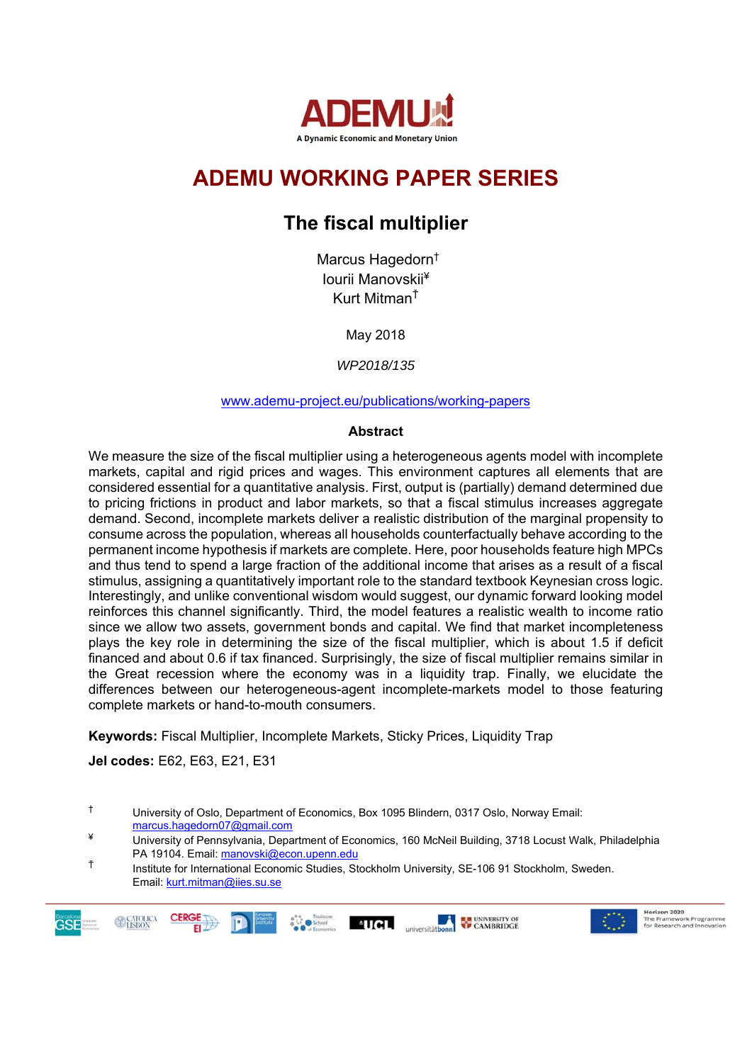ADEMU

A Dynamic Economic and Monetary Union

# ADEMU WORKING PAPER SERIES

## The fiscal multiplier

Marcus Hagedorn[†]
Iourii Manovskii[¥]
Kurt Mitman[†]

May 2018

*WP2018/135*

www.ademu-project.eu/publications/working-papers

### Abstract

We measure the size of the fiscal multiplier using a heterogeneous agents model with incomplete markets, capital and rigid prices and wages. This environment captures all elements that are considered essential for a quantitative analysis. First, output is (partially) demand determined due to pricing frictions in product and labor markets, so that a fiscal stimulus increases aggregate demand. Second, incomplete markets deliver a realistic distribution of the marginal propensity to consume across the population, whereas all households counterfactually behave according to the permanent income hypothesis if markets are complete. Here, poor households feature high MPCs and thus tend to spend a large fraction of the additional income that arises as a result of a fiscal stimulus, assigning a quantitatively important role to the standard textbook Keynesian cross logic. Interestingly, and unlike conventional wisdom would suggest, our dynamic forward looking model reinforces this channel significantly. Third, the model features a realistic wealth to income ratio since we allow two assets, government bonds and capital. We find that market incompleteness plays the key role in determining the size of the fiscal multiplier, which is about 1.5 if deficit financed and about 0.6 if tax financed. Surprisingly, the size of fiscal multiplier remains similar in the Great recession where the economy was in a liquidity trap. Finally, we elucidate the differences between our heterogeneous-agent incomplete-markets model to those featuring complete markets or hand-to-mouth consumers.

**Keywords:** Fiscal Multiplier, Incomplete Markets, Sticky Prices, Liquidity Trap

**Jel codes:** E62, E63, E21, E31

[†] University of Oslo, Department of Economics, Box 1095 Blindern, 0317 Oslo, Norway Email: marcus.hagedorn07@gmail.com

[¥] University of Pennsylvania, Department of Economics, 160 McNeil Building, 3718 Locust Walk, Philadelphia PA 19104. Email: manovski@econ.upenn.edu

[†] Institute for International Economic Studies, Stockholm University, SE-106 91 Stockholm, Sweden. Email: kurt.mitman@iies.su.se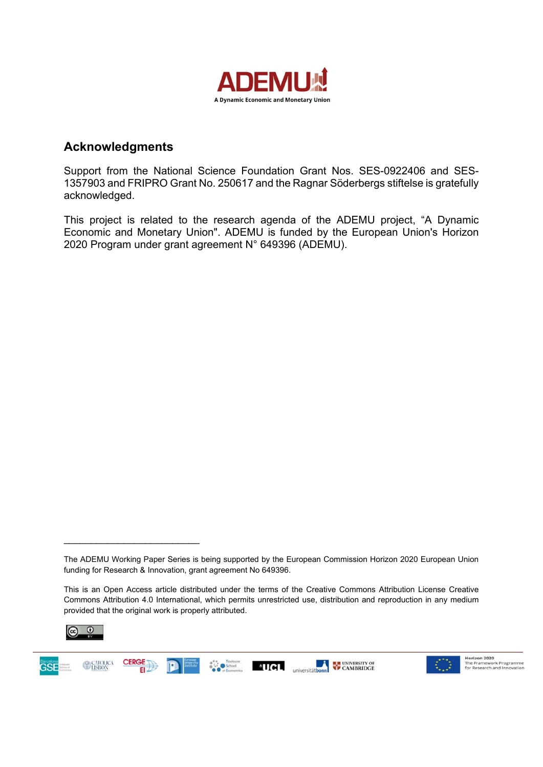## Acknowledgments

Support from the National Science Foundation Grant Nos. SES-0922406 and SES-1357903 and FRIPRO Grant No. 250617 and the Ragnar Söderbergs stiftelse is gratefully acknowledged.

This project is related to the research agenda of the ADEMU project, "A Dynamic Economic and Monetary Union". ADEMU is funded by the European Union's Horizon 2020 Program under grant agreement N° 649396 (ADEMU).

---

The ADEMU Working Paper Series is being supported by the European Commission Horizon 2020 European Union funding for Research & Innovation, grant agreement No 649396.

This is an Open Access article distributed under the terms of the Creative Commons Attribution License Creative Commons Attribution 4.0 International, which permits unrestricted use, distribution and reproduction in any medium provided that the original work is properly attributed.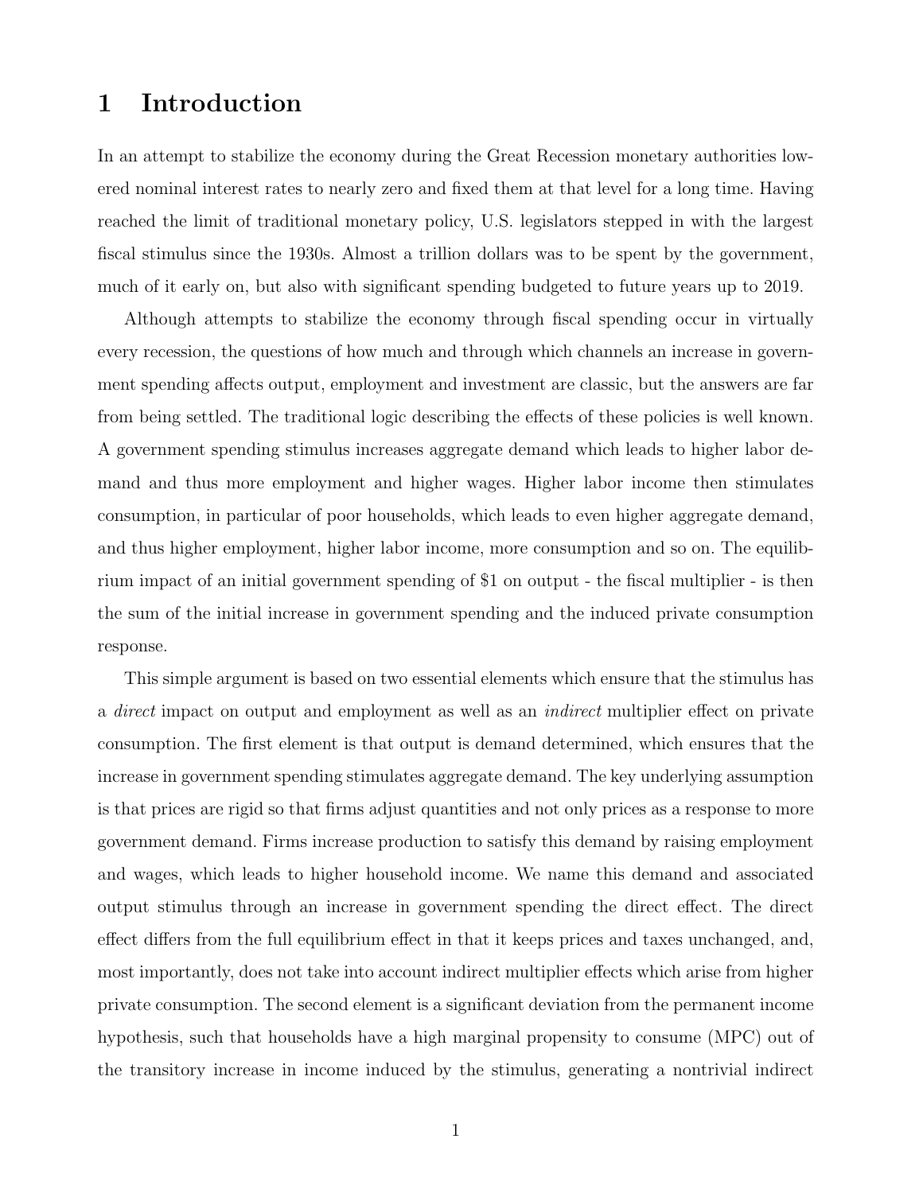# 1 Introduction

In an attempt to stabilize the economy during the Great Recession monetary authorities lowered nominal interest rates to nearly zero and fixed them at that level for a long time. Having reached the limit of traditional monetary policy, U.S. legislators stepped in with the largest fiscal stimulus since the 1930s. Almost a trillion dollars was to be spent by the government, much of it early on, but also with significant spending budgeted to future years up to 2019.

Although attempts to stabilize the economy through fiscal spending occur in virtually every recession, the questions of how much and through which channels an increase in government spending affects output, employment and investment are classic, but the answers are far from being settled. The traditional logic describing the effects of these policies is well known. A government spending stimulus increases aggregate demand which leads to higher labor demand and thus more employment and higher wages. Higher labor income then stimulates consumption, in particular of poor households, which leads to even higher aggregate demand, and thus higher employment, higher labor income, more consumption and so on. The equilibrium impact of an initial government spending of $1 on output - the fiscal multiplier - is then the sum of the initial increase in government spending and the induced private consumption response.

This simple argument is based on two essential elements which ensure that the stimulus has a *direct* impact on output and employment as well as an *indirect* multiplier effect on private consumption. The first element is that output is demand determined, which ensures that the increase in government spending stimulates aggregate demand. The key underlying assumption is that prices are rigid so that firms adjust quantities and not only prices as a response to more government demand. Firms increase production to satisfy this demand by raising employment and wages, which leads to higher household income. We name this demand and associated output stimulus through an increase in government spending the direct effect. The direct effect differs from the full equilibrium effect in that it keeps prices and taxes unchanged, and, most importantly, does not take into account indirect multiplier effects which arise from higher private consumption. The second element is a significant deviation from the permanent income hypothesis, such that households have a high marginal propensity to consume (MPC) out of the transitory increase in income induced by the stimulus, generating a nontrivial indirect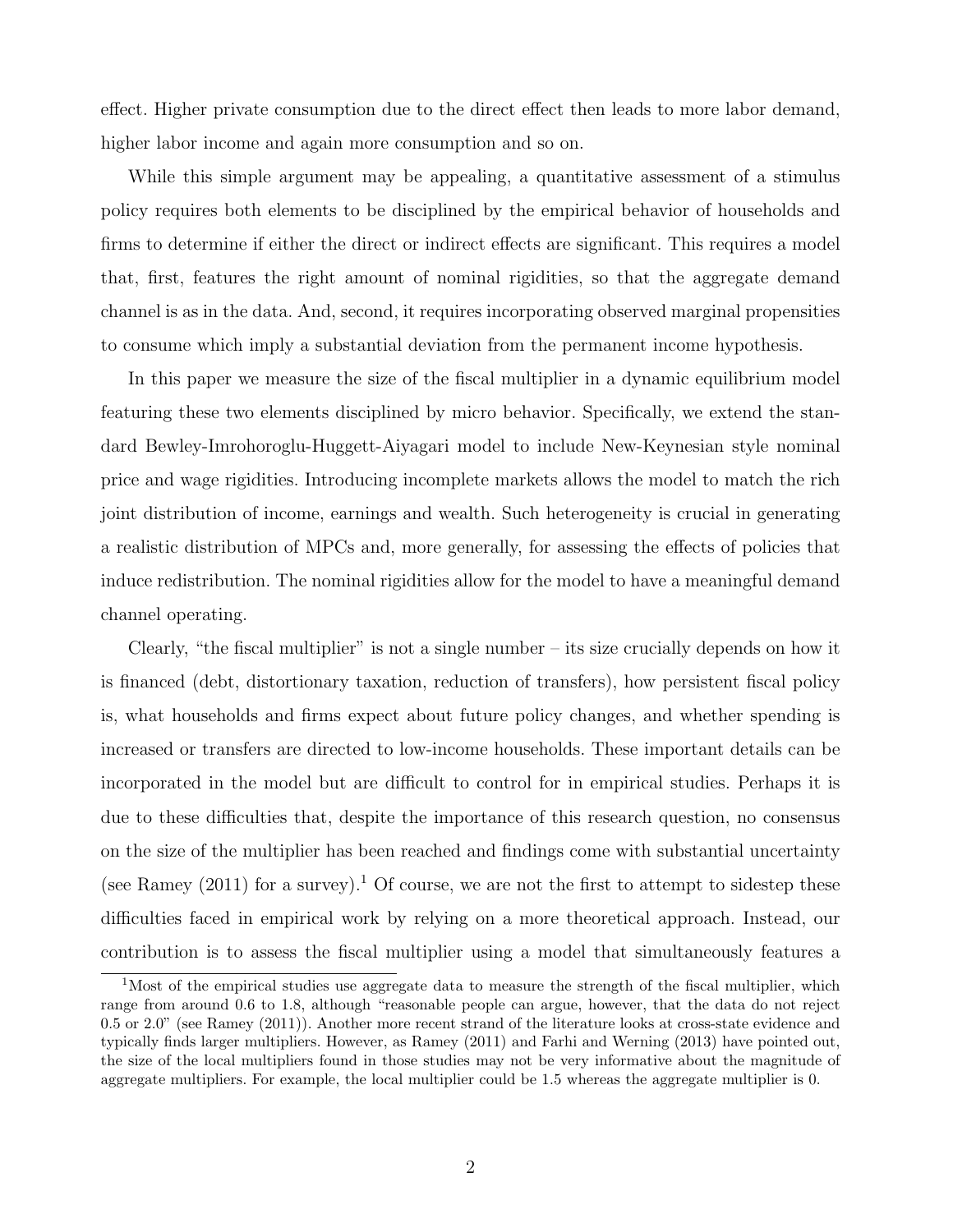effect. Higher private consumption due to the direct effect then leads to more labor demand, higher labor income and again more consumption and so on.

While this simple argument may be appealing, a quantitative assessment of a stimulus policy requires both elements to be disciplined by the empirical behavior of households and firms to determine if either the direct or indirect effects are significant. This requires a model that, first, features the right amount of nominal rigidities, so that the aggregate demand channel is as in the data. And, second, it requires incorporating observed marginal propensities to consume which imply a substantial deviation from the permanent income hypothesis.

In this paper we measure the size of the fiscal multiplier in a dynamic equilibrium model featuring these two elements disciplined by micro behavior. Specifically, we extend the standard Bewley-Imrohoroglu-Huggett-Aiyagari model to include New-Keynesian style nominal price and wage rigidities. Introducing incomplete markets allows the model to match the rich joint distribution of income, earnings and wealth. Such heterogeneity is crucial in generating a realistic distribution of MPCs and, more generally, for assessing the effects of policies that induce redistribution. The nominal rigidities allow for the model to have a meaningful demand channel operating.

Clearly, "the fiscal multiplier" is not a single number – its size crucially depends on how it is financed (debt, distortionary taxation, reduction of transfers), how persistent fiscal policy is, what households and firms expect about future policy changes, and whether spending is increased or transfers are directed to low-income households. These important details can be incorporated in the model but are difficult to control for in empirical studies. Perhaps it is due to these difficulties that, despite the importance of this research question, no consensus on the size of the multiplier has been reached and findings come with substantial uncertainty (see Ramey (2011) for a survey).[1] Of course, we are not the first to attempt to sidestep these difficulties faced in empirical work by relying on a more theoretical approach. Instead, our contribution is to assess the fiscal multiplier using a model that simultaneously features a

[1] Most of the empirical studies use aggregate data to measure the strength of the fiscal multiplier, which range from around 0.6 to 1.8, although "reasonable people can argue, however, that the data do not reject 0.5 or 2.0" (see Ramey (2011)). Another more recent strand of the literature looks at cross-state evidence and typically finds larger multipliers. However, as Ramey (2011) and Farhi and Werning (2013) have pointed out, the size of the local multipliers found in those studies may not be very informative about the magnitude of aggregate multipliers. For example, the local multiplier could be 1.5 whereas the aggregate multiplier is 0.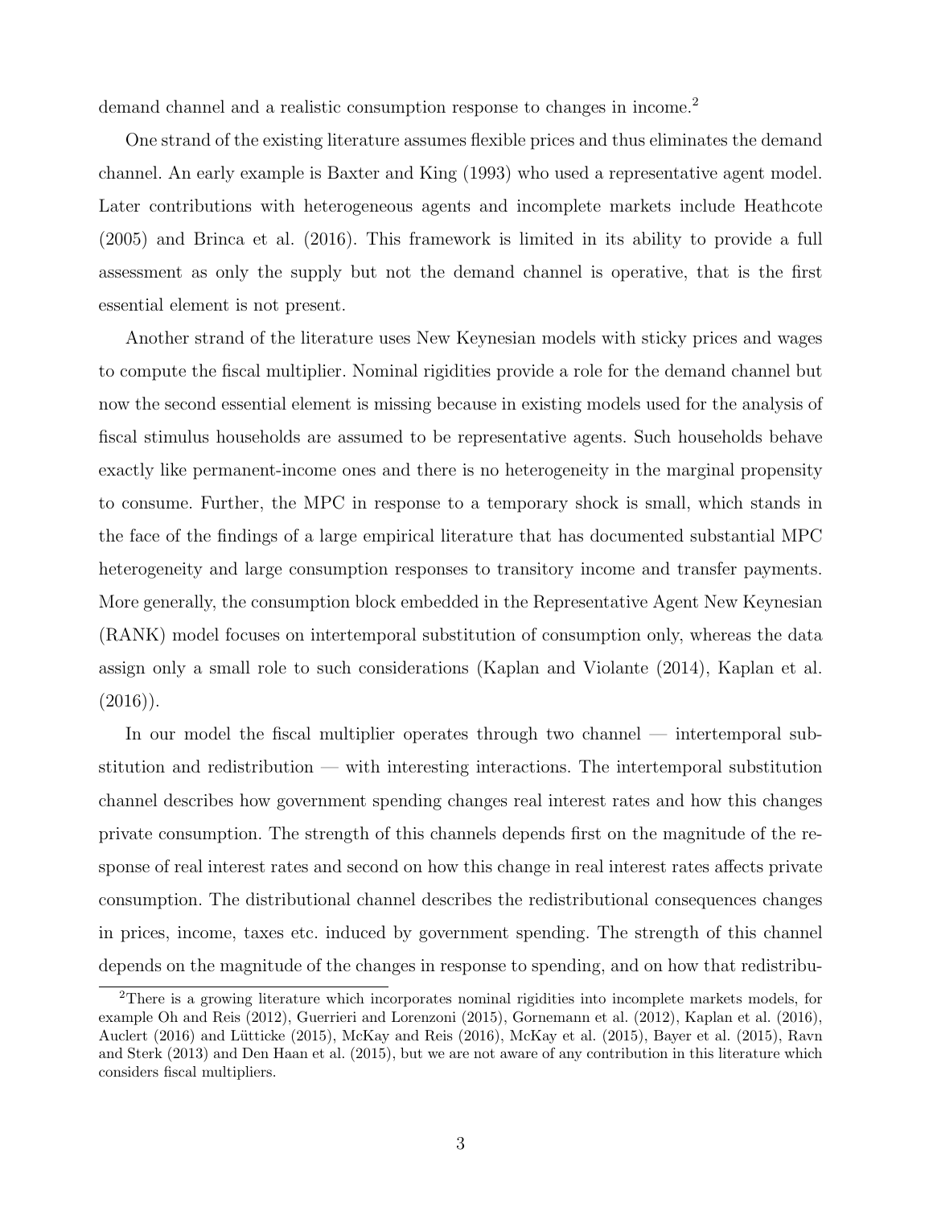demand channel and a realistic consumption response to changes in income.[2]

One strand of the existing literature assumes flexible prices and thus eliminates the demand channel. An early example is Baxter and King (1993) who used a representative agent model. Later contributions with heterogeneous agents and incomplete markets include Heathcote (2005) and Brinca et al. (2016). This framework is limited in its ability to provide a full assessment as only the supply but not the demand channel is operative, that is the first essential element is not present.

Another strand of the literature uses New Keynesian models with sticky prices and wages to compute the fiscal multiplier. Nominal rigidities provide a role for the demand channel but now the second essential element is missing because in existing models used for the analysis of fiscal stimulus households are assumed to be representative agents. Such households behave exactly like permanent-income ones and there is no heterogeneity in the marginal propensity to consume. Further, the MPC in response to a temporary shock is small, which stands in the face of the findings of a large empirical literature that has documented substantial MPC heterogeneity and large consumption responses to transitory income and transfer payments. More generally, the consumption block embedded in the Representative Agent New Keynesian (RANK) model focuses on intertemporal substitution of consumption only, whereas the data assign only a small role to such considerations (Kaplan and Violante (2014), Kaplan et al. (2016)).

In our model the fiscal multiplier operates through two channel — intertemporal substitution and redistribution — with interesting interactions. The intertemporal substitution channel describes how government spending changes real interest rates and how this changes private consumption. The strength of this channels depends first on the magnitude of the response of real interest rates and second on how this change in real interest rates affects private consumption. The distributional channel describes the redistributional consequences changes in prices, income, taxes etc. induced by government spending. The strength of this channel depends on the magnitude of the changes in response to spending, and on how that redistribu-

[2] There is a growing literature which incorporates nominal rigidities into incomplete markets models, for example Oh and Reis (2012), Guerrieri and Lorenzoni (2015), Gornemann et al. (2012), Kaplan et al. (2016), Auclert (2016) and Lütticke (2015), McKay and Reis (2016), McKay et al. (2015), Bayer et al. (2015), Ravn and Sterk (2013) and Den Haan et al. (2015), but we are not aware of any contribution in this literature which considers fiscal multipliers.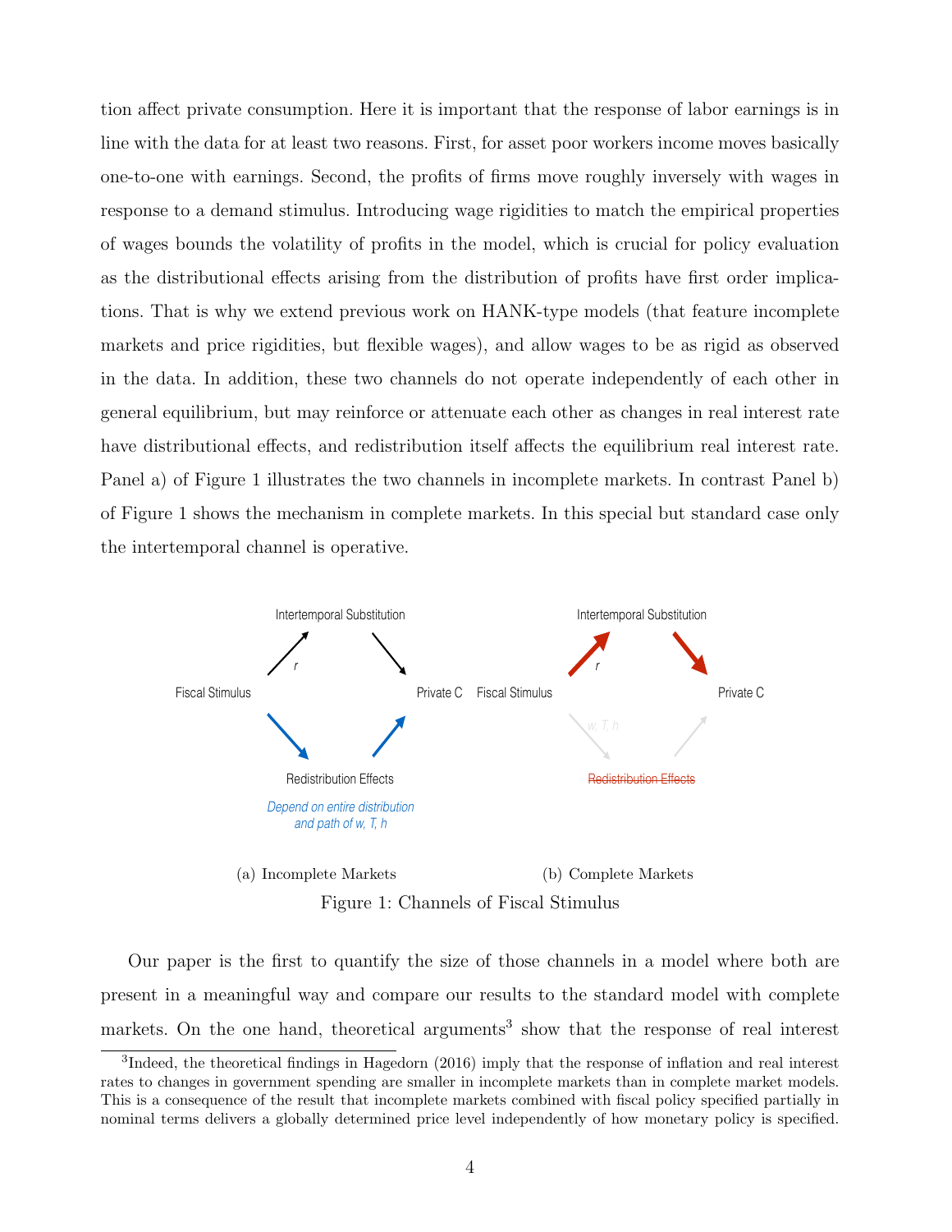tion affect private consumption. Here it is important that the response of labor earnings is in line with the data for at least two reasons. First, for asset poor workers income moves basically one-to-one with earnings. Second, the profits of firms move roughly inversely with wages in response to a demand stimulus. Introducing wage rigidities to match the empirical properties of wages bounds the volatility of profits in the model, which is crucial for policy evaluation as the distributional effects arising from the distribution of profits have first order implications. That is why we extend previous work on HANK-type models (that feature incomplete markets and price rigidities, but flexible wages), and allow wages to be as rigid as observed in the data. In addition, these two channels do not operate independently of each other in general equilibrium, but may reinforce or attenuate each other as changes in real interest rate have distributional effects, and redistribution itself affects the equilibrium real interest rate. Panel a) of Figure 1 illustrates the two channels in incomplete markets. In contrast Panel b) of Figure 1 shows the mechanism in complete markets. In this special but standard case only the intertemporal channel is operative.

(a) Incomplete Markets (b) Complete Markets

Figure 1: Channels of Fiscal Stimulus

Our paper is the first to quantify the size of those channels in a model where both are present in a meaningful way and compare our results to the standard model with complete markets. On the one hand, theoretical arguments[3] show that the response of real interest

[3] Indeed, the theoretical findings in Hagedorn (2016) imply that the response of inflation and real interest rates to changes in government spending are smaller in incomplete markets than in complete market models. This is a consequence of the result that incomplete markets combined with fiscal policy specified partially in nominal terms delivers a globally determined price level independently of how monetary policy is specified.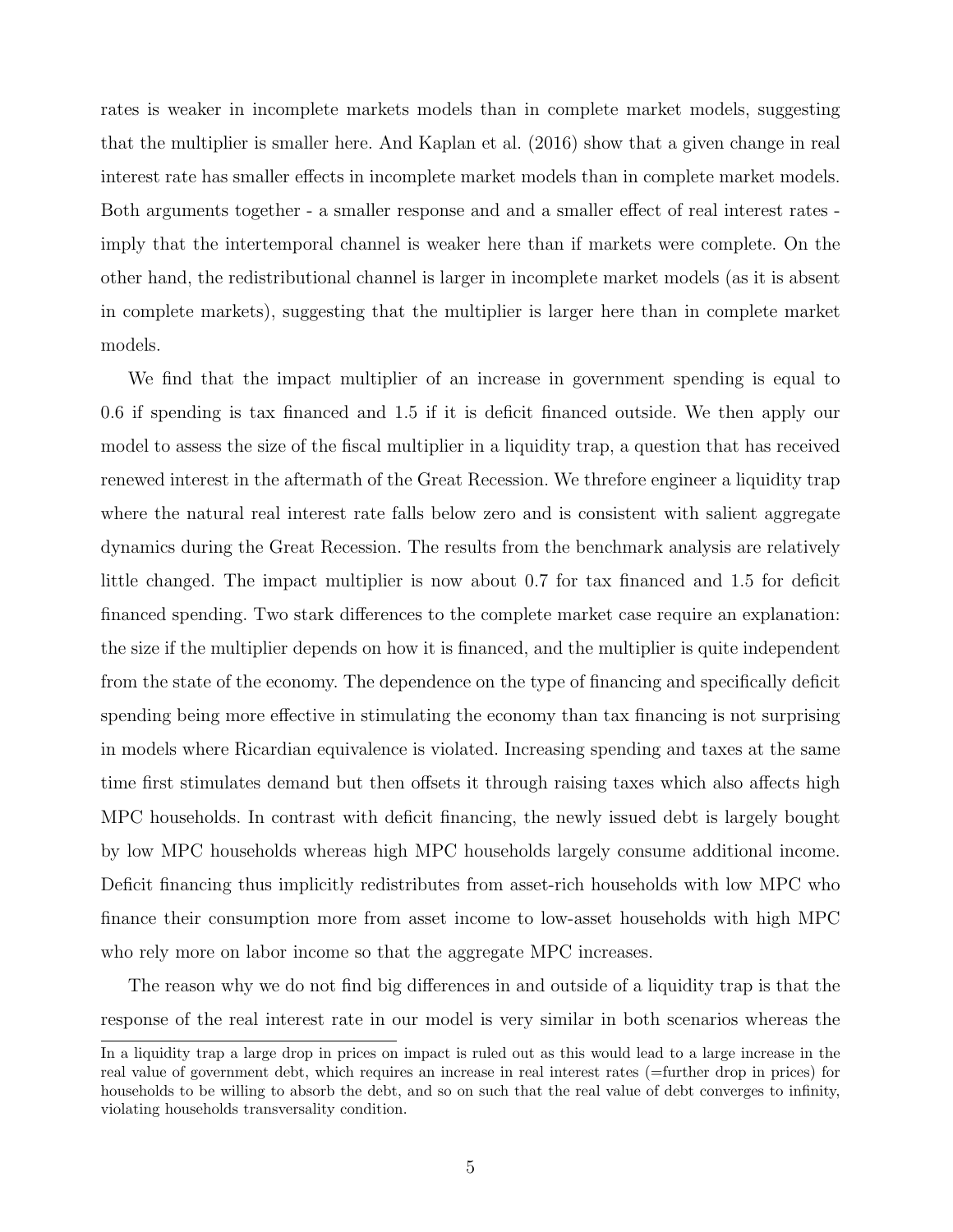rates is weaker in incomplete markets models than in complete market models, suggesting that the multiplier is smaller here. And Kaplan et al. (2016) show that a given change in real interest rate has smaller effects in incomplete market models than in complete market models. Both arguments together - a smaller response and and a smaller effect of real interest rates - imply that the intertemporal channel is weaker here than if markets were complete. On the other hand, the redistributional channel is larger in incomplete market models (as it is absent in complete markets), suggesting that the multiplier is larger here than in complete market models.

We find that the impact multiplier of an increase in government spending is equal to 0.6 if spending is tax financed and 1.5 if it is deficit financed outside. We then apply our model to assess the size of the fiscal multiplier in a liquidity trap, a question that has received renewed interest in the aftermath of the Great Recession. We threfore engineer a liquidity trap where the natural real interest rate falls below zero and is consistent with salient aggregate dynamics during the Great Recession. The results from the benchmark analysis are relatively little changed. The impact multiplier is now about 0.7 for tax financed and 1.5 for deficit financed spending. Two stark differences to the complete market case require an explanation: the size if the multiplier depends on how it is financed, and the multiplier is quite independent from the state of the economy. The dependence on the type of financing and specifically deficit spending being more effective in stimulating the economy than tax financing is not surprising in models where Ricardian equivalence is violated. Increasing spending and taxes at the same time first stimulates demand but then offsets it through raising taxes which also affects high MPC households. In contrast with deficit financing, the newly issued debt is largely bought by low MPC households whereas high MPC households largely consume additional income. Deficit financing thus implicitly redistributes from asset-rich households with low MPC who finance their consumption more from asset income to low-asset households with high MPC who rely more on labor income so that the aggregate MPC increases.

The reason why we do not find big differences in and outside of a liquidity trap is that the response of the real interest rate in our model is very similar in both scenarios whereas the

In a liquidity trap a large drop in prices on impact is ruled out as this would lead to a large increase in the real value of government debt, which requires an increase in real interest rates (=further drop in prices) for households to be willing to absorb the debt, and so on such that the real value of debt converges to infinity, violating households transversality condition.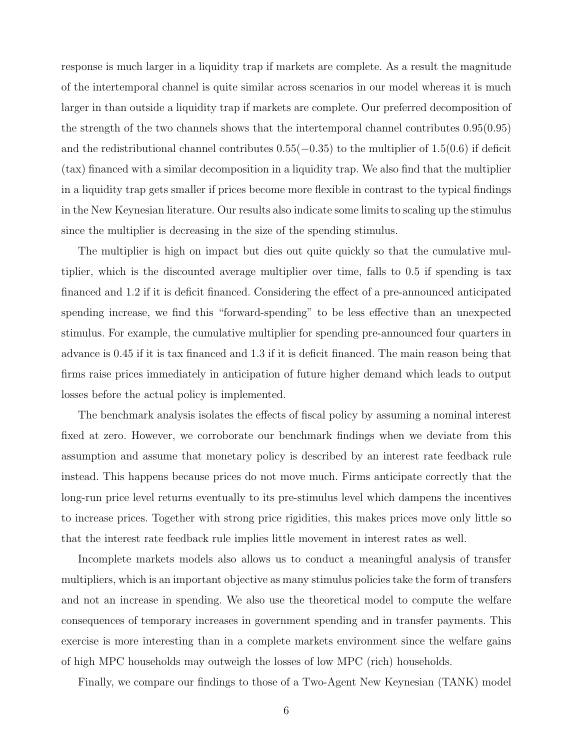response is much larger in a liquidity trap if markets are complete. As a result the magnitude of the intertemporal channel is quite similar across scenarios in our model whereas it is much larger in than outside a liquidity trap if markets are complete. Our preferred decomposition of the strength of the two channels shows that the intertemporal channel contributes 0.95(0.95) and the redistributional channel contributes $0.55(-0.35)$ to the multiplier of 1.5(0.6) if deficit (tax) financed with a similar decomposition in a liquidity trap. We also find that the multiplier in a liquidity trap gets smaller if prices become more flexible in contrast to the typical findings in the New Keynesian literature. Our results also indicate some limits to scaling up the stimulus since the multiplier is decreasing in the size of the spending stimulus.

The multiplier is high on impact but dies out quite quickly so that the cumulative multiplier, which is the discounted average multiplier over time, falls to 0.5 if spending is tax financed and 1.2 if it is deficit financed. Considering the effect of a pre-announced anticipated spending increase, we find this "forward-spending" to be less effective than an unexpected stimulus. For example, the cumulative multiplier for spending pre-announced four quarters in advance is 0.45 if it is tax financed and 1.3 if it is deficit financed. The main reason being that firms raise prices immediately in anticipation of future higher demand which leads to output losses before the actual policy is implemented.

The benchmark analysis isolates the effects of fiscal policy by assuming a nominal interest fixed at zero. However, we corroborate our benchmark findings when we deviate from this assumption and assume that monetary policy is described by an interest rate feedback rule instead. This happens because prices do not move much. Firms anticipate correctly that the long-run price level returns eventually to its pre-stimulus level which dampens the incentives to increase prices. Together with strong price rigidities, this makes prices move only little so that the interest rate feedback rule implies little movement in interest rates as well.

Incomplete markets models also allows us to conduct a meaningful analysis of transfer multipliers, which is an important objective as many stimulus policies take the form of transfers and not an increase in spending. We also use the theoretical model to compute the welfare consequences of temporary increases in government spending and in transfer payments. This exercise is more interesting than in a complete markets environment since the welfare gains of high MPC households may outweigh the losses of low MPC (rich) households.

Finally, we compare our findings to those of a Two-Agent New Keynesian (TANK) model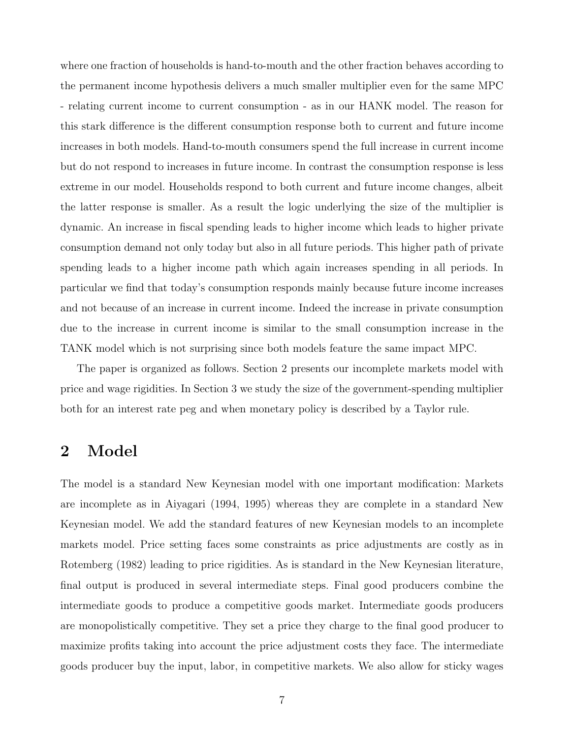where one fraction of households is hand-to-mouth and the other fraction behaves according to the permanent income hypothesis delivers a much smaller multiplier even for the same MPC - relating current income to current consumption - as in our HANK model. The reason for this stark difference is the different consumption response both to current and future income increases in both models. Hand-to-mouth consumers spend the full increase in current income but do not respond to increases in future income. In contrast the consumption response is less extreme in our model. Households respond to both current and future income changes, albeit the latter response is smaller. As a result the logic underlying the size of the multiplier is dynamic. An increase in fiscal spending leads to higher income which leads to higher private consumption demand not only today but also in all future periods. This higher path of private spending leads to a higher income path which again increases spending in all periods. In particular we find that today's consumption responds mainly because future income increases and not because of an increase in current income. Indeed the increase in private consumption due to the increase in current income is similar to the small consumption increase in the TANK model which is not surprising since both models feature the same impact MPC.

The paper is organized as follows. Section 2 presents our incomplete markets model with price and wage rigidities. In Section 3 we study the size of the government-spending multiplier both for an interest rate peg and when monetary policy is described by a Taylor rule.

## 2 Model

The model is a standard New Keynesian model with one important modification: Markets are incomplete as in Aiyagari (1994, 1995) whereas they are complete in a standard New Keynesian model. We add the standard features of new Keynesian models to an incomplete markets model. Price setting faces some constraints as price adjustments are costly as in Rotemberg (1982) leading to price rigidities. As is standard in the New Keynesian literature, final output is produced in several intermediate steps. Final good producers combine the intermediate goods to produce a competitive goods market. Intermediate goods producers are monopolistically competitive. They set a price they charge to the final good producer to maximize profits taking into account the price adjustment costs they face. The intermediate goods producer buy the input, labor, in competitive markets. We also allow for sticky wages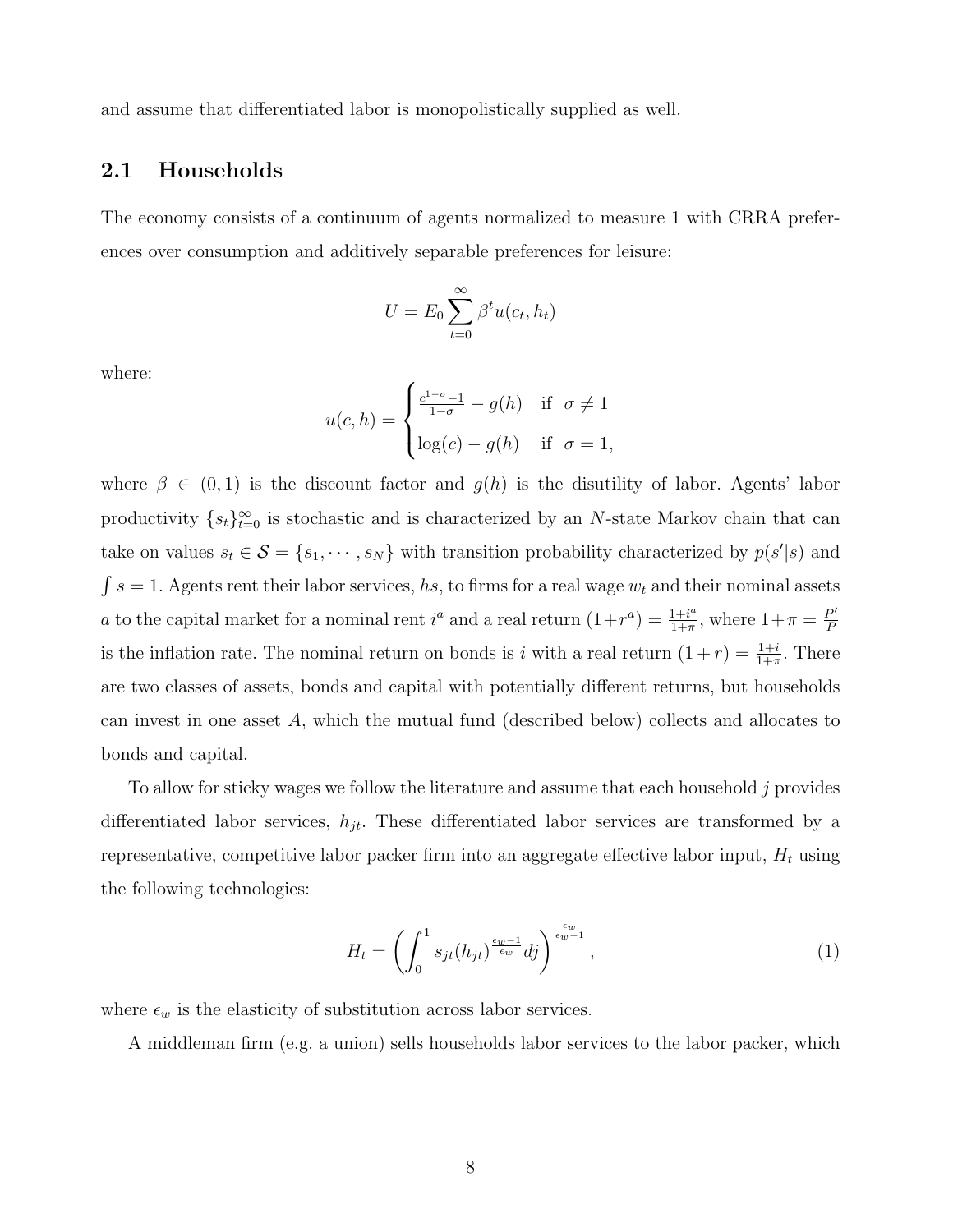and assume that differentiated labor is monopolistically supplied as well.

## 2.1 Households

The economy consists of a continuum of agents normalized to measure 1 with CRRA preferences over consumption and additively separable preferences for leisure:

$$U = E_0 \sum_{t=0}^{\infty} \beta^t u(c_t, h_t)$$

where:

$$u(c,h) = \begin{cases} \frac{c^{1-\sigma}-1}{1-\sigma} - g(h) & \text{if } \ \sigma \neq 1 \\ \log(c) - g(h) & \text{if } \ \sigma = 1, \end{cases}$$

where $\beta \in (0,1)$ is the discount factor and $g(h)$ is the disutility of labor. Agents' labor productivity $\{s_t\}_{t=0}^{\infty}$ is stochastic and is characterized by an $N$-state Markov chain that can take on values $s_t \in \mathcal{S} = \{s_1, \cdots, s_N\}$ with transition probability characterized by $p(s'|s)$ and $\int s = 1$. Agents rent their labor services, $hs$, to firms for a real wage $w_t$ and their nominal assets $a$ to the capital market for a nominal rent $i^a$ and a real return $(1+r^a) = \frac{1+i^a}{1+\pi}$, where $1+\pi = \frac{P'}{P}$ is the inflation rate. The nominal return on bonds is $i$ with a real return $(1+r) = \frac{1+i}{1+\pi}$. There are two classes of assets, bonds and capital with potentially different returns, but households can invest in one asset $A$, which the mutual fund (described below) collects and allocates to bonds and capital.

To allow for sticky wages we follow the literature and assume that each household $j$ provides differentiated labor services, $h_{jt}$. These differentiated labor services are transformed by a representative, competitive labor packer firm into an aggregate effective labor input, $H_t$ using the following technologies:

$$H_t = \left( \int_0^1 s_{jt} (h_{jt})^{\frac{\epsilon_w - 1}{\epsilon_w}} dj \right)^{\frac{\epsilon_w}{\epsilon_w - 1}}, \tag{1}$$

where $\epsilon_w$ is the elasticity of substitution across labor services.

A middleman firm (e.g. a union) sells households labor services to the labor packer, which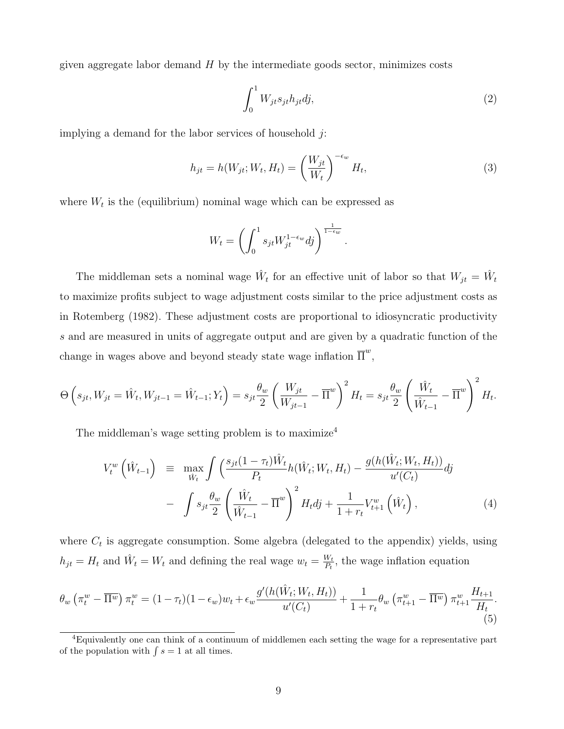given aggregate labor demand $H$ by the intermediate goods sector, minimizes costs

$$\int_0^1 W_{jt} s_{jt} h_{jt} dj, \tag{2}$$

implying a demand for the labor services of household $j$:

$$h_{jt} = h(W_{jt}; W_t, H_t) = \left(\frac{W_{jt}}{W_t}\right)^{-\epsilon_w} H_t, \tag{3}$$

where $W_t$ is the (equilibrium) nominal wage which can be expressed as

$$W_t = \left(\int_0^1 s_{jt} W_{jt}^{1-\epsilon_w} dj\right)^{\frac{1}{1-\epsilon_w}}.$$

The middleman sets a nominal wage $\hat{W}_t$ for an effective unit of labor so that $W_{jt} = \hat{W}_t$ to maximize profits subject to wage adjustment costs similar to the price adjustment costs as in Rotemberg (1982). These adjustment costs are proportional to idiosyncratic productivity $s$ and are measured in units of aggregate output and are given by a quadratic function of the change in wages above and beyond steady state wage inflation $\overline{\Pi}^w$,

$$\Theta\left(s_{jt}, W_{jt} = \hat{W}_t, W_{jt-1} = \hat{W}_{t-1}; Y_t\right) = s_{jt}\frac{\theta_w}{2}\left(\frac{W_{jt}}{W_{jt-1}} - \overline{\Pi}^w\right)^2 H_t = s_{jt}\frac{\theta_w}{2}\left(\frac{\hat{W}_t}{\hat{W}_{t-1}} - \overline{\Pi}^w\right)^2 H_t.$$

The middleman's wage setting problem is to maximize[4]

$$\begin{aligned} V_t^w\left(\hat{W}_{t-1}\right) \equiv \max_{\hat{W}_t} & \int \left(\frac{s_{jt}(1-\tau_t)\hat{W}_t}{P_t} h(\hat{W}_t; W_t, H_t) - \frac{g(h(\hat{W}_t; W_t, H_t))}{u'(C_t)} dj\right. \\ & - \int s_{jt}\frac{\theta_w}{2}\left(\frac{\hat{W}_t}{\hat{W}_{t-1}} - \overline{\Pi}^w\right)^2 H_t dj + \frac{1}{1+r_t} V_{t+1}^w\left(\hat{W}_t\right), \end{aligned} \tag{4}$$

where $C_t$ is aggregate consumption. Some algebra (delegated to the appendix) yields, using $h_{jt} = H_t$ and $\hat{W}_t = W_t$ and defining the real wage $w_t = \frac{W_t}{P_t}$, the wage inflation equation

$$\theta_w\left(\pi_t^w - \overline{\Pi^w}\right)\pi_t^w = (1-\tau_t)(1-\epsilon_w)w_t + \epsilon_w \frac{g'(h(\hat{W}_t; W_t, H_t))}{u'(C_t)} + \frac{1}{1+r_t}\theta_w\left(\pi_{t+1}^w - \overline{\Pi^w}\right)\pi_{t+1}^w \frac{H_{t+1}}{H_t}. \tag{5}$$

[4] Equivalently one can think of a continuum of middlemen each setting the wage for a representative part of the population with $\int s = 1$ at all times.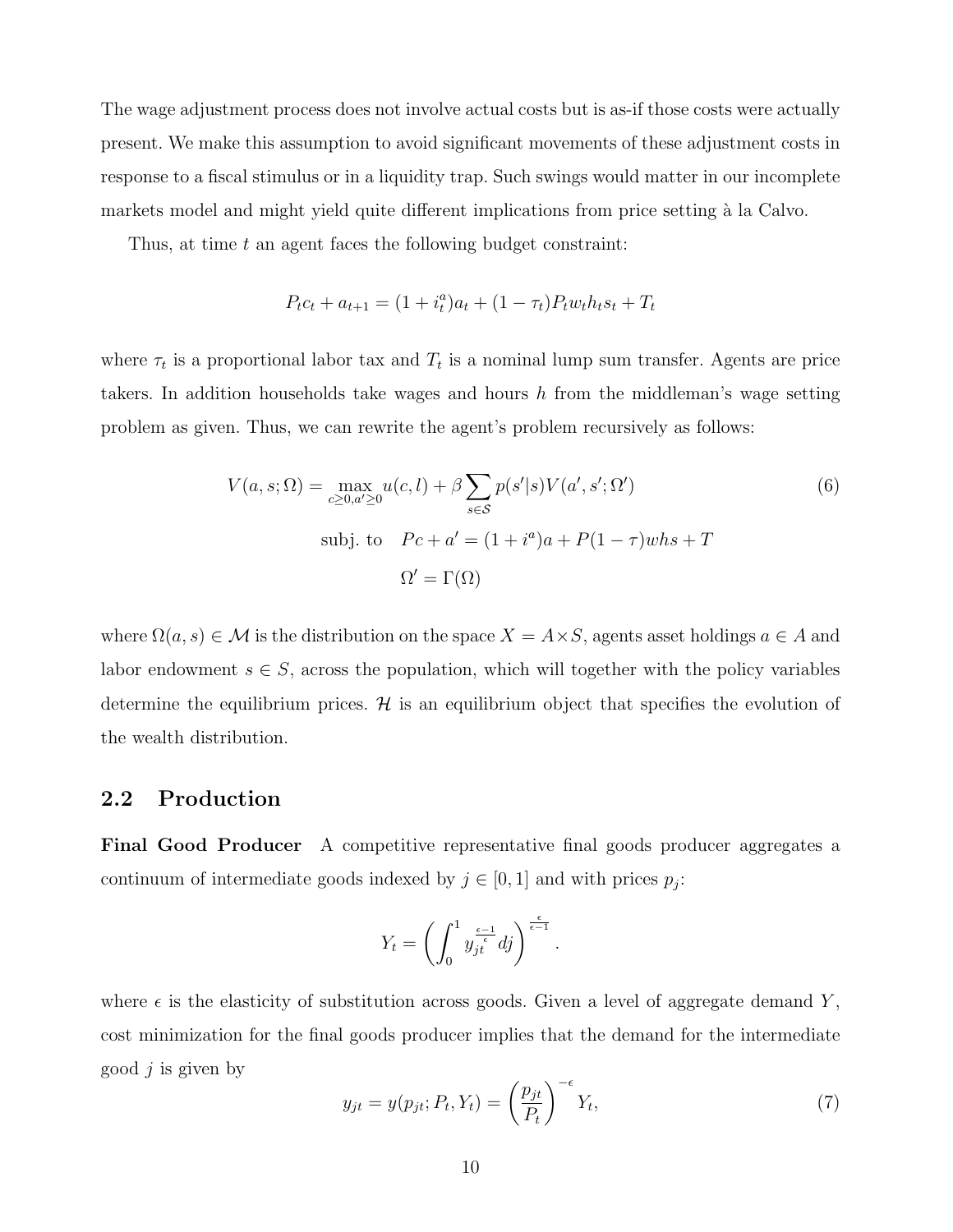The wage adjustment process does not involve actual costs but is as-if those costs were actually present. We make this assumption to avoid significant movements of these adjustment costs in response to a fiscal stimulus or in a liquidity trap. Such swings would matter in our incomplete markets model and might yield quite different implications from price setting à la Calvo.

Thus, at time $t$ an agent faces the following budget constraint:

$$P_t c_t + a_{t+1} = (1 + i_t^a) a_t + (1 - \tau_t) P_t w_t h_t s_t + T_t$$

where $\tau_t$ is a proportional labor tax and $T_t$ is a nominal lump sum transfer. Agents are price takers. In addition households take wages and hours $h$ from the middleman's wage setting problem as given. Thus, we can rewrite the agent's problem recursively as follows:

$$V(a, s; \Omega) = \max_{c \geq 0, a' \geq 0} u(c, l) + \beta \sum_{s \in \mathcal{S}} p(s'|s) V(a', s'; \Omega') \tag{6}$$

$$\text{subj. to} \quad Pc + a' = (1 + i^a)a + P(1 - \tau)whs + T$$

$$\Omega' = \Gamma(\Omega)$$

where $\Omega(a, s) \in \mathcal{M}$ is the distribution on the space $X = A \times S$, agents asset holdings $a \in A$ and labor endowment $s \in S$, across the population, which will together with the policy variables determine the equilibrium prices. $\mathcal{H}$ is an equilibrium object that specifies the evolution of the wealth distribution.

## 2.2 Production

**Final Good Producer** A competitive representative final goods producer aggregates a continuum of intermediate goods indexed by $j \in [0, 1]$ and with prices $p_j$:

$$Y_t = \left( \int_0^1 y_{jt}^{\frac{\epsilon - 1}{\epsilon}} dj \right)^{\frac{\epsilon}{\epsilon - 1}}.$$

where $\epsilon$ is the elasticity of substitution across goods. Given a level of aggregate demand $Y$, cost minimization for the final goods producer implies that the demand for the intermediate good $j$ is given by

$$y_{jt} = y(p_{jt}; P_t, Y_t) = \left( \frac{p_{jt}}{P_t} \right)^{-\epsilon} Y_t, \tag{7}$$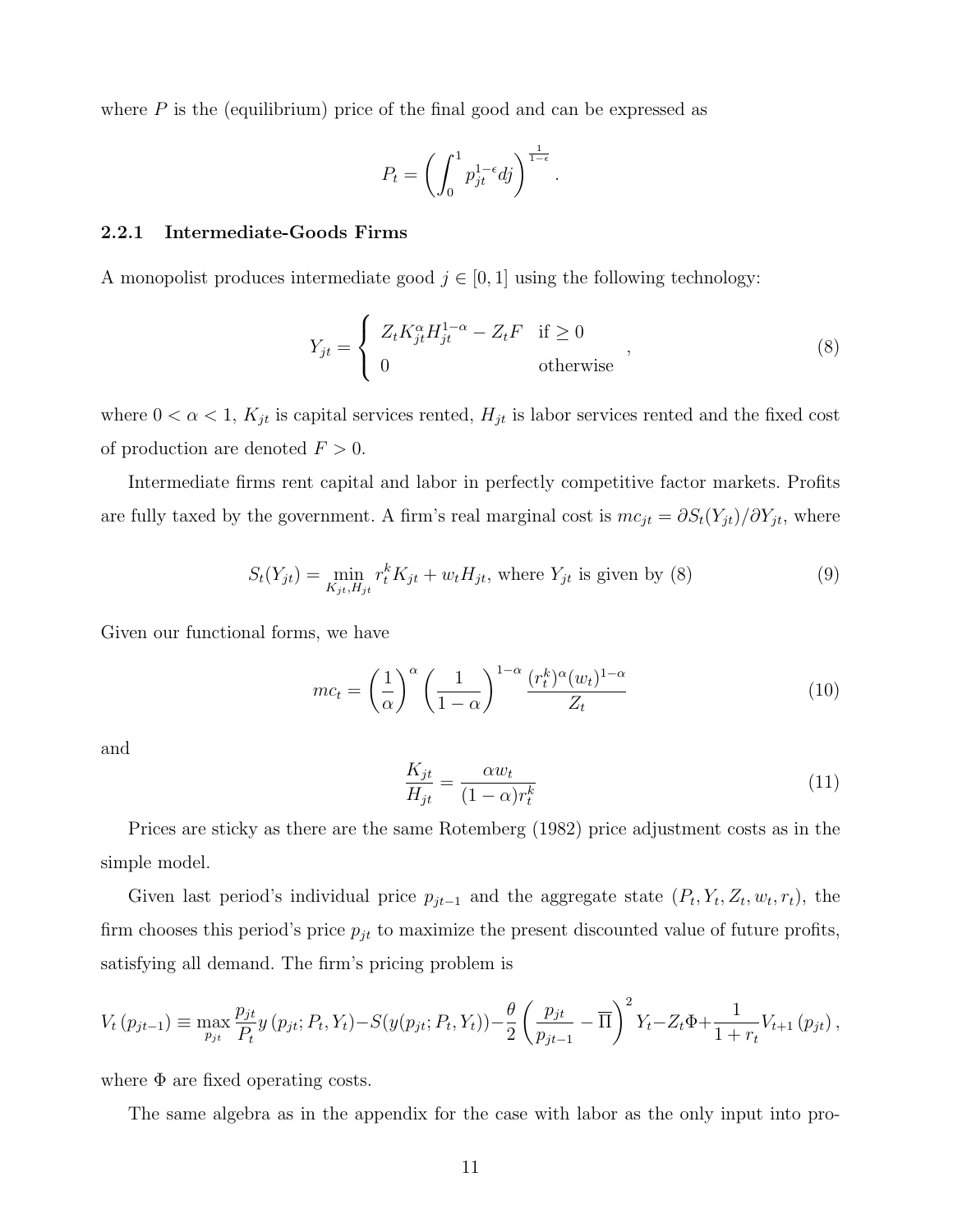where $P$ is the (equilibrium) price of the final good and can be expressed as

$$P_t = \left( \int_0^1 p_{jt}^{1-\epsilon} dj \right)^{\frac{1}{1-\epsilon}}.$$

### 2.2.1 Intermediate-Goods Firms

A monopolist produces intermediate good $j \in [0, 1]$ using the following technology:

$$Y_{jt} = \begin{cases} Z_t K_{jt}^{\alpha} H_{jt}^{1-\alpha} - Z_t F & \text{if} \geq 0 \\ 0 & \text{otherwise} \end{cases}, \tag{8}$$

where $0 < \alpha < 1$, $K_{jt}$ is capital services rented, $H_{jt}$ is labor services rented and the fixed cost of production are denoted $F > 0$.

Intermediate firms rent capital and labor in perfectly competitive factor markets. Profits are fully taxed by the government. A firm's real marginal cost is $mc_{jt} = \partial S_t(Y_{jt}) / \partial Y_{jt}$, where

$$S_t(Y_{jt}) = \min_{K_{jt}, H_{jt}} r_t^k K_{jt} + w_t H_{jt}, \text{ where } Y_{jt} \text{ is given by (8)} \tag{9}$$

Given our functional forms, we have

$$mc_t = \left( \frac{1}{\alpha} \right)^{\alpha} \left( \frac{1}{1-\alpha} \right)^{1-\alpha} \frac{(r_t^k)^{\alpha} (w_t)^{1-\alpha}}{Z_t} \tag{10}$$

and

$$\frac{K_{jt}}{H_{jt}} = \frac{\alpha w_t}{(1-\alpha) r_t^k} \tag{11}$$

Prices are sticky as there are the same Rotemberg (1982) price adjustment costs as in the simple model.

Given last period's individual price $p_{jt-1}$ and the aggregate state $(P_t, Y_t, Z_t, w_t, r_t)$, the firm chooses this period's price $p_{jt}$ to maximize the present discounted value of future profits, satisfying all demand. The firm's pricing problem is

$$V_t\left(p_{jt-1}\right) \equiv \max_{p_{jt}} \frac{p_{jt}}{P_t} y\left(p_{jt}; P_t, Y_t\right) - S(y(p_{jt}; P_t, Y_t)) - \frac{\theta}{2} \left( \frac{p_{jt}}{p_{jt-1}} - \overline{\Pi} \right)^2 Y_t - Z_t \Phi + \frac{1}{1+r_t} V_{t+1}\left(p_{jt}\right),$$

where $\Phi$ are fixed operating costs.

The same algebra as in the appendix for the case with labor as the only input into pro-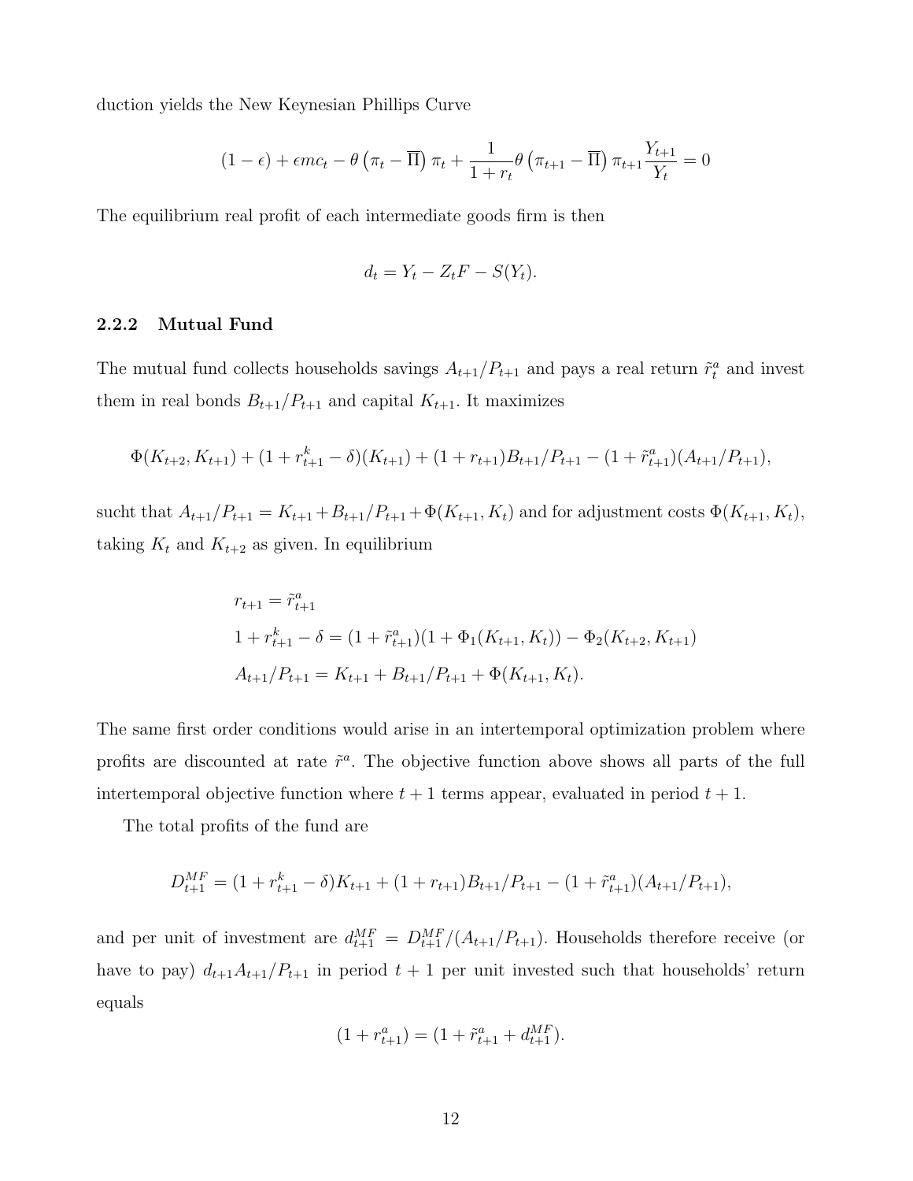duction yields the New Keynesian Phillips Curve

$$(1-\epsilon)+\epsilon mc_t-\theta\left(\pi_t-\overline{\Pi}\right)\pi_t+\frac{1}{1+r_t}\theta\left(\pi_{t+1}-\overline{\Pi}\right)\pi_{t+1}\frac{Y_{t+1}}{Y_t}=0$$

The equilibrium real profit of each intermediate goods firm is then

$$d_t = Y_t - Z_t F - S(Y_t).$$

### 2.2.2 Mutual Fund

The mutual fund collects households savings $A_{t+1}/P_{t+1}$ and pays a real return $\tilde{r}^a_t$ and invest them in real bonds $B_{t+1}/P_{t+1}$ and capital $K_{t+1}$. It maximizes

$$\Phi(K_{t+2},K_{t+1})+(1+r^k_{t+1}-\delta)(K_{t+1})+(1+r_{t+1})B_{t+1}/P_{t+1}-(1+\tilde{r}^a_{t+1})(A_{t+1}/P_{t+1}),$$

sucht that $A_{t+1}/P_{t+1}=K_{t+1}+B_{t+1}/P_{t+1}+\Phi(K_{t+1},K_t)$ and for adjustment costs $\Phi(K_{t+1},K_t)$, taking $K_t$ and $K_{t+2}$ as given. In equilibrium

$$\begin{aligned}
&r_{t+1}=\tilde{r}^a_{t+1}\\
&1+r^k_{t+1}-\delta=(1+\tilde{r}^a_{t+1})(1+\Phi_1(K_{t+1},K_t))-\Phi_2(K_{t+2},K_{t+1})\\
&A_{t+1}/P_{t+1}=K_{t+1}+B_{t+1}/P_{t+1}+\Phi(K_{t+1},K_t).
\end{aligned}$$

The same first order conditions would arise in an intertemporal optimization problem where profits are discounted at rate $\tilde{r}^a$. The objective function above shows all parts of the full intertemporal objective function where $t+1$ terms appear, evaluated in period $t+1$.

The total profits of the fund are

$$D^{MF}_{t+1}=(1+r^k_{t+1}-\delta)K_{t+1}+(1+r_{t+1})B_{t+1}/P_{t+1}-(1+\tilde{r}^a_{t+1})(A_{t+1}/P_{t+1}),$$

and per unit of investment are $d^{MF}_{t+1}=D^{MF}_{t+1}/(A_{t+1}/P_{t+1})$. Households therefore receive (or have to pay) $d_{t+1}A_{t+1}/P_{t+1}$ in period $t+1$ per unit invested such that households' return equals

$$(1+r^a_{t+1})=(1+\tilde{r}^a_{t+1}+d^{MF}_{t+1}).$$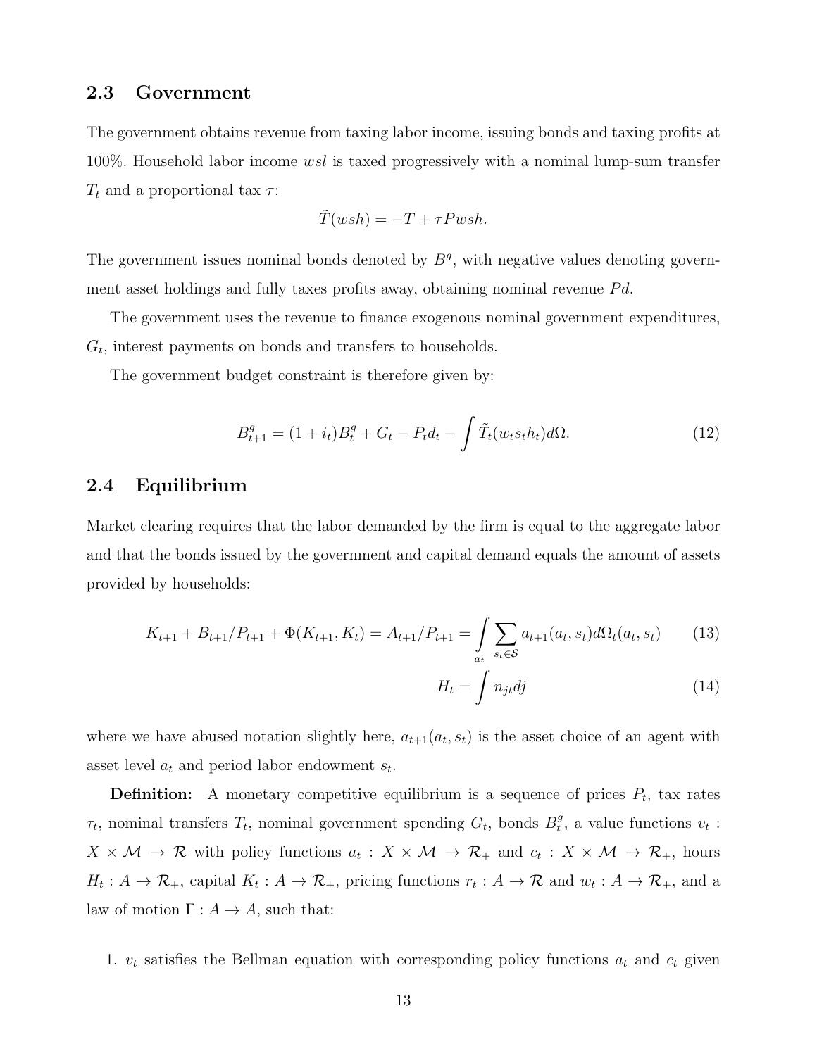### 2.3 Government

The government obtains revenue from taxing labor income, issuing bonds and taxing profits at 100%. Household labor income $wsl$ is taxed progressively with a nominal lump-sum transfer $T_t$ and a proportional tax $\tau$:

$$\tilde{T}(wsh) = -T + \tau P wsh.$$

The government issues nominal bonds denoted by $B^g$, with negative values denoting government asset holdings and fully taxes profits away, obtaining nominal revenue $Pd$.

The government uses the revenue to finance exogenous nominal government expenditures, $G_t$, interest payments on bonds and transfers to households.

The government budget constraint is therefore given by:

$$B^g_{t+1} = (1 + i_t)B^g_t + G_t - P_t d_t - \int \tilde{T}_t(w_t s_t h_t) d\Omega. \tag{12}$$

### 2.4 Equilibrium

Market clearing requires that the labor demanded by the firm is equal to the aggregate labor and that the bonds issued by the government and capital demand equals the amount of assets provided by households:

$$K_{t+1} + B_{t+1}/P_{t+1} + \Phi(K_{t+1}, K_t) = A_{t+1}/P_{t+1} = \int\limits_{a_t} \sum_{s_t \in \mathcal{S}} a_{t+1}(a_t, s_t) d\Omega_t(a_t, s_t) \tag{13}$$

$$H_t = \int n_{jt} dj \tag{14}$$

where we have abused notation slightly here, $a_{t+1}(a_t, s_t)$ is the asset choice of an agent with asset level $a_t$ and period labor endowment $s_t$.

**Definition:** A monetary competitive equilibrium is a sequence of prices $P_t$, tax rates $\tau_t$, nominal transfers $T_t$, nominal government spending $G_t$, bonds $B^g_t$, a value functions $v_t : X \times \mathcal{M} \to \mathcal{R}$ with policy functions $a_t : X \times \mathcal{M} \to \mathcal{R}_+$ and $c_t : X \times \mathcal{M} \to \mathcal{R}_+$, hours $H_t : A \to \mathcal{R}_+$, capital $K_t : A \to \mathcal{R}_+$, pricing functions $r_t : A \to \mathcal{R}$ and $w_t : A \to \mathcal{R}_+$, and a law of motion $\Gamma : A \to A$, such that:

1. $v_t$ satisfies the Bellman equation with corresponding policy functions $a_t$ and $c_t$ given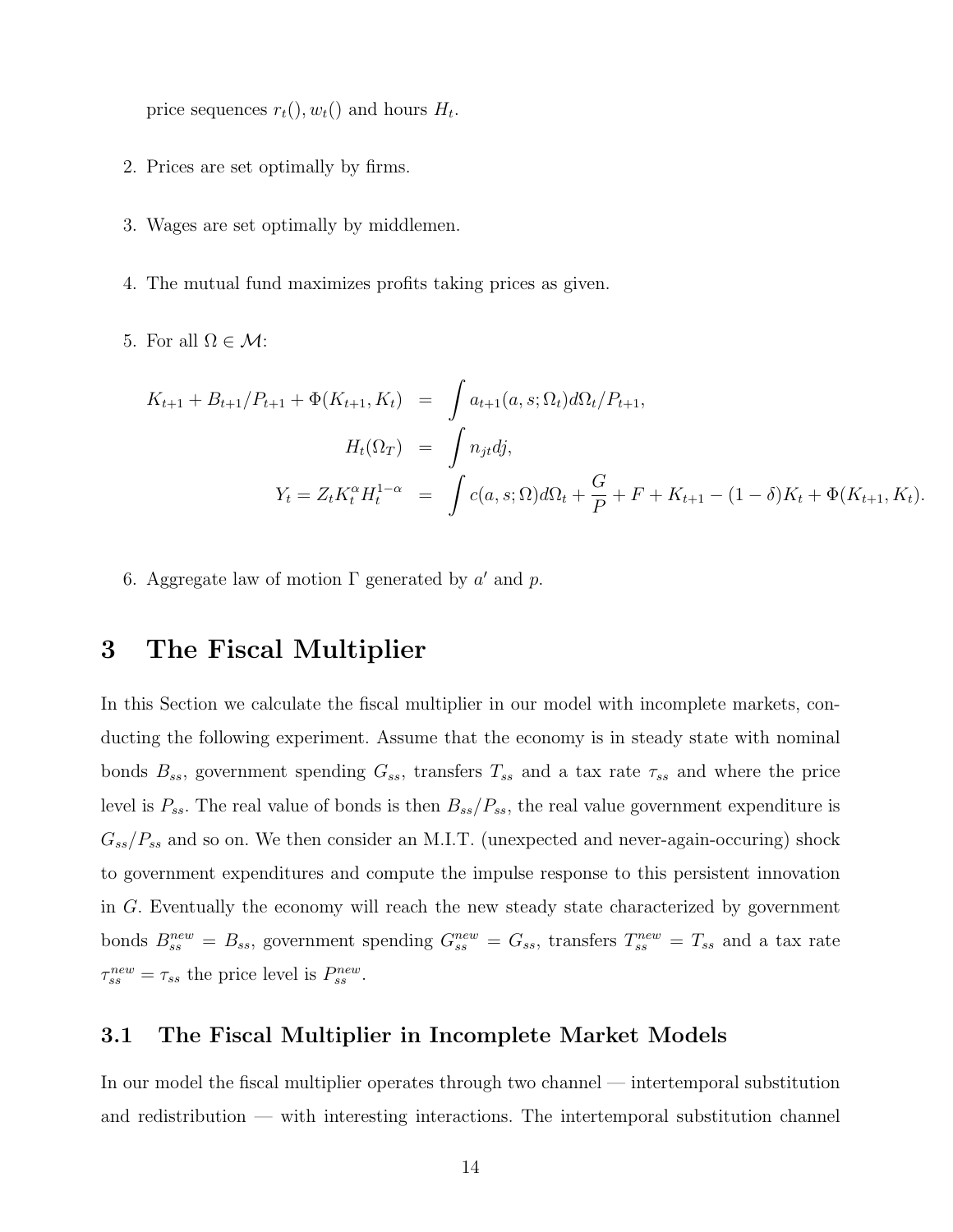price sequences $r_t(), w_t()$ and hours $H_t$.

2. Prices are set optimally by firms.

3. Wages are set optimally by middlemen.

4. The mutual fund maximizes profits taking prices as given.

5. For all $\Omega \in \mathcal{M}$:

$$
\begin{aligned}
K_{t+1} + B_{t+1}/P_{t+1} + \Phi(K_{t+1}, K_t) &= \int a_{t+1}(a, s; \Omega_t) d\Omega_t / P_{t+1}, \\
H_t(\Omega_T) &= \int n_{jt} dj, \\
Y_t = Z_t K_t^{\alpha} H_t^{1-\alpha} &= \int c(a, s; \Omega) d\Omega_t + \frac{G}{P} + F + K_{t+1} - (1-\delta) K_t + \Phi(K_{t+1}, K_t).
\end{aligned}
$$

6. Aggregate law of motion $\Gamma$ generated by $a'$ and $p$.

# 3 The Fiscal Multiplier

In this Section we calculate the fiscal multiplier in our model with incomplete markets, conducting the following experiment. Assume that the economy is in steady state with nominal bonds $B_{ss}$, government spending $G_{ss}$, transfers $T_{ss}$ and a tax rate $\tau_{ss}$ and where the price level is $P_{ss}$. The real value of bonds is then $B_{ss}/P_{ss}$, the real value government expenditure is $G_{ss}/P_{ss}$ and so on. We then consider an M.I.T. (unexpected and never-again-occuring) shock to government expenditures and compute the impulse response to this persistent innovation in $G$. Eventually the economy will reach the new steady state characterized by government bonds $B_{ss}^{new} = B_{ss}$, government spending $G_{ss}^{new} = G_{ss}$, transfers $T_{ss}^{new} = T_{ss}$ and a tax rate $\tau_{ss}^{new} = \tau_{ss}$ the price level is $P_{ss}^{new}$.

## 3.1 The Fiscal Multiplier in Incomplete Market Models

In our model the fiscal multiplier operates through two channel — intertemporal substitution and redistribution — with interesting interactions. The intertemporal substitution channel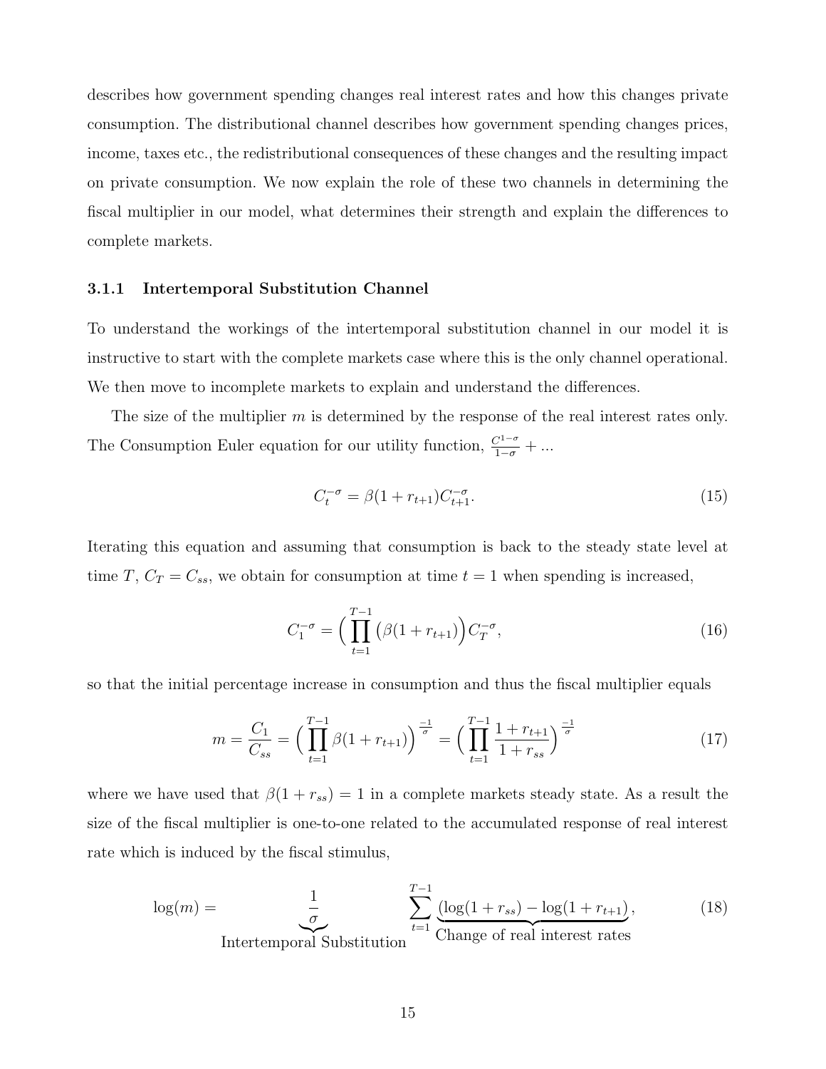describes how government spending changes real interest rates and how this changes private consumption. The distributional channel describes how government spending changes prices, income, taxes etc., the redistributional consequences of these changes and the resulting impact on private consumption. We now explain the role of these two channels in determining the fiscal multiplier in our model, what determines their strength and explain the differences to complete markets.

### 3.1.1 Intertemporal Substitution Channel

To understand the workings of the intertemporal substitution channel in our model it is instructive to start with the complete markets case where this is the only channel operational. We then move to incomplete markets to explain and understand the differences.

The size of the multiplier $m$ is determined by the response of the real interest rates only. The Consumption Euler equation for our utility function, $\frac{C^{1-\sigma}}{1-\sigma} + ...$

$$C_t^{-\sigma} = \beta(1 + r_{t+1})C_{t+1}^{-\sigma}. \tag{15}$$

Iterating this equation and assuming that consumption is back to the steady state level at time $T$, $C_T = C_{ss}$, we obtain for consumption at time $t = 1$ when spending is increased,

$$C_1^{-\sigma} = \Big( \prod_{t=1}^{T-1} \big(\beta(1 + r_{t+1})\big) C_T^{-\sigma}, \tag{16}$$

so that the initial percentage increase in consumption and thus the fiscal multiplier equals

$$m = \frac{C_1}{C_{ss}} = \Big( \prod_{t=1}^{T-1} \beta(1 + r_{t+1}) \Big)^{\frac{-1}{\sigma}} = \Big( \prod_{t=1}^{T-1} \frac{1 + r_{t+1}}{1 + r_{ss}} \Big)^{\frac{-1}{\sigma}} \tag{17}$$

where we have used that $\beta(1 + r_{ss}) = 1$ in a complete markets steady state. As a result the size of the fiscal multiplier is one-to-one related to the accumulated response of real interest rate which is induced by the fiscal stimulus,

$$\log(m) = \underbrace{\frac{1}{\sigma}}_{\text{Intertemporal Substitution}} \sum_{t=1}^{T-1} \underbrace{\big(\log(1 + r_{ss}) - \log(1 + r_{t+1})\big)}_{\text{Change of real interest rates}}, \tag{18}$$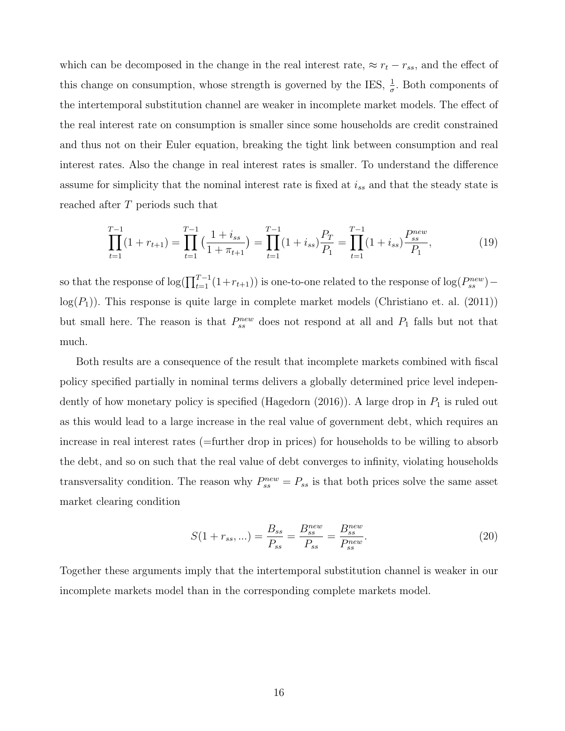which can be decomposed in the change in the real interest rate, $\approx r_t - r_{ss}$, and the effect of this change on consumption, whose strength is governed by the IES, $\frac{1}{\sigma}$. Both components of the intertemporal substitution channel are weaker in incomplete market models. The effect of the real interest rate on consumption is smaller since some households are credit constrained and thus not on their Euler equation, breaking the tight link between consumption and real interest rates. Also the change in real interest rates is smaller. To understand the difference assume for simplicity that the nominal interest rate is fixed at $i_{ss}$ and that the steady state is reached after $T$ periods such that

$$\prod_{t=1}^{T-1}(1+r_{t+1}) = \prod_{t=1}^{T-1}\left(\frac{1+i_{ss}}{1+\pi_{t+1}}\right) = \prod_{t=1}^{T-1}(1+i_{ss})\frac{P_T}{P_1} = \prod_{t=1}^{T-1}(1+i_{ss})\frac{P_{ss}^{new}}{P_1}, \tag{19}$$

so that the response of $\log(\prod_{t=1}^{T-1}(1+r_{t+1}))$ is one-to-one related to the response of $\log(P_{ss}^{new}) - \log(P_1)$. This response is quite large in complete market models (Christiano et. al. (2011)) but small here. The reason is that $P_{ss}^{new}$ does not respond at all and $P_1$ falls but not that much.

Both results are a consequence of the result that incomplete markets combined with fiscal policy specified partially in nominal terms delivers a globally determined price level independently of how monetary policy is specified (Hagedorn (2016)). A large drop in $P_1$ is ruled out as this would lead to a large increase in the real value of government debt, which requires an increase in real interest rates (=further drop in prices) for households to be willing to absorb the debt, and so on such that the real value of debt converges to infinity, violating households transversality condition. The reason why $P_{ss}^{new} = P_{ss}$ is that both prices solve the same asset market clearing condition

$$S(1+r_{ss}, ...) = \frac{B_{ss}}{P_{ss}} = \frac{B_{ss}^{new}}{P_{ss}} = \frac{B_{ss}^{new}}{P_{ss}^{new}}. \tag{20}$$

Together these arguments imply that the intertemporal substitution channel is weaker in our incomplete markets model than in the corresponding complete markets model.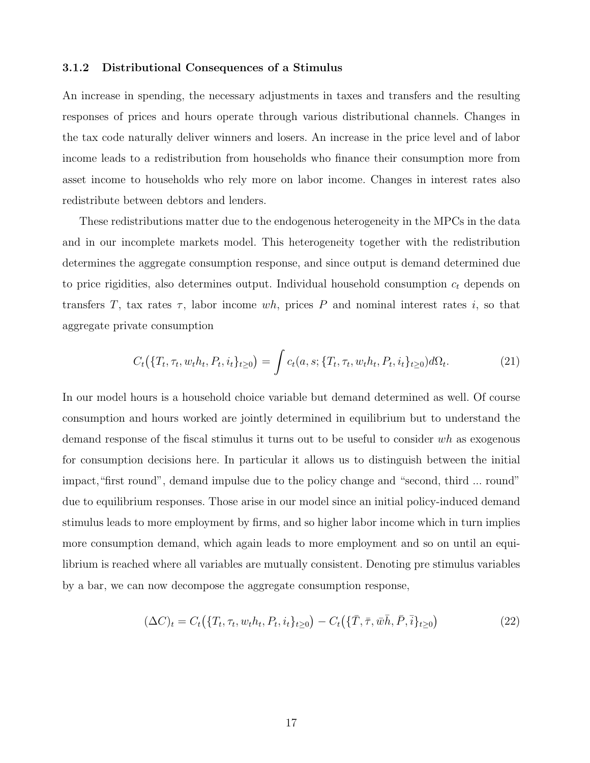### 3.1.2 Distributional Consequences of a Stimulus

An increase in spending, the necessary adjustments in taxes and transfers and the resulting responses of prices and hours operate through various distributional channels. Changes in the tax code naturally deliver winners and losers. An increase in the price level and of labor income leads to a redistribution from households who finance their consumption more from asset income to households who rely more on labor income. Changes in interest rates also redistribute between debtors and lenders.

These redistributions matter due to the endogenous heterogeneity in the MPCs in the data and in our incomplete markets model. This heterogeneity together with the redistribution determines the aggregate consumption response, and since output is demand determined due to price rigidities, also determines output. Individual household consumption $c_t$ depends on transfers $T$, tax rates $\tau$, labor income $wh$, prices $P$ and nominal interest rates $i$, so that aggregate private consumption

$$C_t\big(\{T_t, \tau_t, w_t h_t, P_t, i_t\}_{t\geq 0}\big) = \int c_t(a, s; \{T_t, \tau_t, w_t h_t, P_t, i_t\}_{t\geq 0}) d\Omega_t. \tag{21}$$

In our model hours is a household choice variable but demand determined as well. Of course consumption and hours worked are jointly determined in equilibrium but to understand the demand response of the fiscal stimulus it turns out to be useful to consider $wh$ as exogenous for consumption decisions here. In particular it allows us to distinguish between the initial impact,"first round", demand impulse due to the policy change and "second, third ... round" due to equilibrium responses. Those arise in our model since an initial policy-induced demand stimulus leads to more employment by firms, and so higher labor income which in turn implies more consumption demand, which again leads to more employment and so on until an equilibrium is reached where all variables are mutually consistent. Denoting pre stimulus variables by a bar, we can now decompose the aggregate consumption response,

$$(\Delta C)_t = C_t\big(\{T_t, \tau_t, w_t h_t, P_t, i_t\}_{t\geq 0}\big) - C_t\big(\{\bar{T}, \bar{\tau}, \bar{w}\bar{h}, \bar{P}, \bar{i}\}_{t\geq 0}\big) \tag{22}$$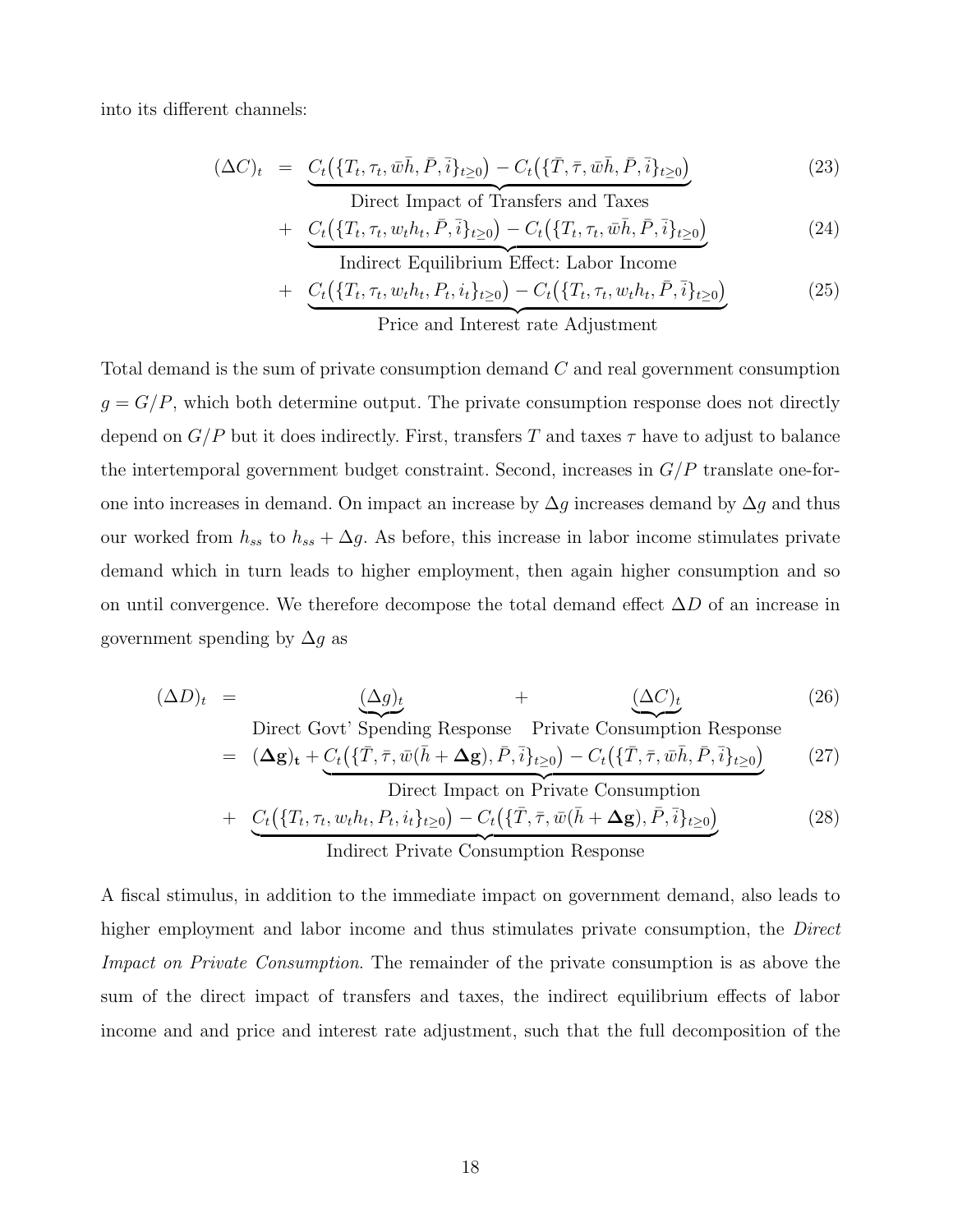into its different channels:

$$
\begin{aligned}
(\Delta C)_t \;=\;& \underbrace{C_t\big(\{T_t, \tau_t, \bar{w}\bar{h}, \bar{P}, \bar{i}\}_{t\geq 0}\big) - C_t\big(\{\bar{T}, \bar{\tau}, \bar{w}\bar{h}, \bar{P}, \bar{i}\}_{t\geq 0}\big)}_{\text{Direct Impact of Transfers and Taxes}} && (23)\\
+\;& \underbrace{C_t\big(\{T_t, \tau_t, w_t h_t, \bar{P}, \bar{i}\}_{t\geq 0}\big) - C_t\big(\{T_t, \tau_t, \bar{w}\bar{h}, \bar{P}, \bar{i}\}_{t\geq 0}\big)}_{\text{Indirect Equilibrium Effect: Labor Income}} && (24)\\
+\;& \underbrace{C_t\big(\{T_t, \tau_t, w_t h_t, P_t, i_t\}_{t\geq 0}\big) - C_t\big(\{T_t, \tau_t, w_t h_t, \bar{P}, \bar{i}\}_{t\geq 0}\big)}_{\text{Price and Interest rate Adjustment}} && (25)
\end{aligned}
$$

Total demand is the sum of private consumption demand $C$ and real government consumption $g = G/P$, which both determine output. The private consumption response does not directly depend on $G/P$ but it does indirectly. First, transfers $T$ and taxes $\tau$ have to adjust to balance the intertemporal government budget constraint. Second, increases in $G/P$ translate one-for-one into increases in demand. On impact an increase by $\Delta g$ increases demand by $\Delta g$ and thus our worked from $h_{ss}$ to $h_{ss} + \Delta g$. As before, this increase in labor income stimulates private demand which in turn leads to higher employment, then again higher consumption and so on until convergence. We therefore decompose the total demand effect $\Delta D$ of an increase in government spending by $\Delta g$ as

$$
\begin{aligned}
(\Delta D)_t \;=\;& \underbrace{(\Delta g)_t}_{\text{Direct Govt' Spending Response}} + \underbrace{(\Delta C)_t}_{\text{Private Consumption Response}} && (26)\\
=\;& (\mathbf{\Delta g})_{\mathbf{t}} + \underbrace{C_t\big(\{\bar{T}, \bar{\tau}, \bar{w}(\bar{h} + \mathbf{\Delta g}), \bar{P}, \bar{i}\}_{t\geq 0}\big) - C_t\big(\{\bar{T}, \bar{\tau}, \bar{w}\bar{h}, \bar{P}, \bar{i}\}_{t\geq 0}\big)}_{\text{Direct Impact on Private Consumption}} && (27)\\
+\;& \underbrace{C_t\big(\{T_t, \tau_t, w_t h_t, P_t, i_t\}_{t\geq 0}\big) - C_t\big(\{\bar{T}, \bar{\tau}, \bar{w}(\bar{h} + \mathbf{\Delta g}), \bar{P}, \bar{i}\}_{t\geq 0}\big)}_{\text{Indirect Private Consumption Response}} && (28)
\end{aligned}
$$

A fiscal stimulus, in addition to the immediate impact on government demand, also leads to higher employment and labor income and thus stimulates private consumption, the *Direct Impact on Private Consumption*. The remainder of the private consumption is as above the sum of the direct impact of transfers and taxes, the indirect equilibrium effects of labor income and and price and interest rate adjustment, such that the full decomposition of the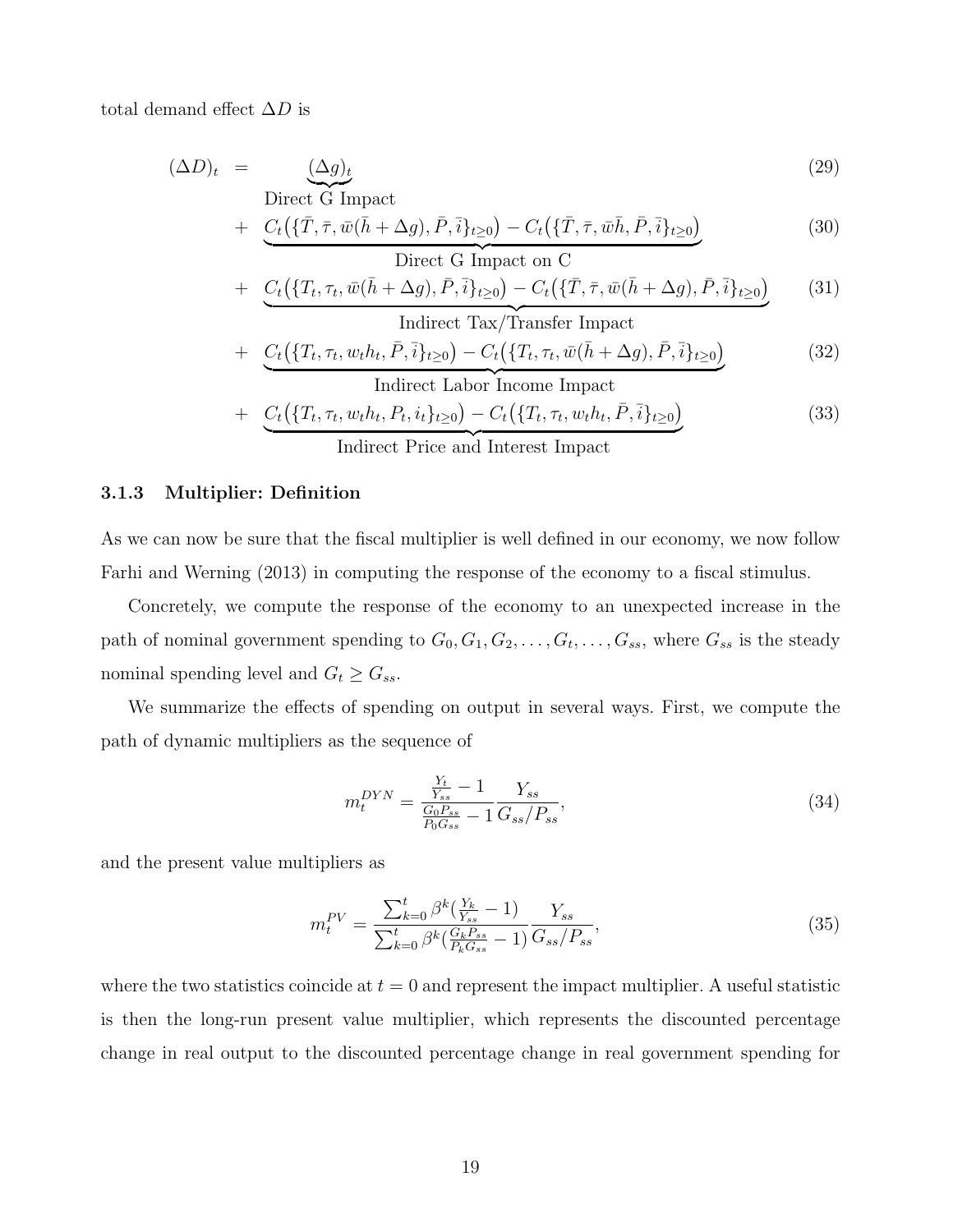total demand effect $\Delta D$ is

$$
\begin{aligned}
(\Delta D)_t \;=\;& \underbrace{(\Delta g)_t}_{\text{Direct G Impact}} & (29)\\
&+\; \underbrace{C_t\big(\{\bar{T}, \bar{\tau}, \bar{w}(\bar{h}+\Delta g), \bar{P}, \bar{i}\}_{t\geq 0}\big) - C_t\big(\{\bar{T}, \bar{\tau}, \bar{w}\bar{h}, \bar{P}, \bar{i}\}_{t\geq 0}\big)}_{\text{Direct G Impact on C}} & (30)\\
&+\; \underbrace{C_t\big(\{T_t, \tau_t, \bar{w}(\bar{h}+\Delta g), \bar{P}, \bar{i}\}_{t\geq 0}\big) - C_t\big(\{\bar{T}, \bar{\tau}, \bar{w}(\bar{h}+\Delta g), \bar{P}, \bar{i}\}_{t\geq 0}\big)}_{\text{Indirect Tax/Transfer Impact}} & (31)\\
&+\; \underbrace{C_t\big(\{T_t, \tau_t, w_t h_t, \bar{P}, \bar{i}\}_{t\geq 0}\big) - C_t\big(\{T_t, \tau_t, \bar{w}(\bar{h}+\Delta g), \bar{P}, \bar{i}\}_{t\geq 0}\big)}_{\text{Indirect Labor Income Impact}} & (32)\\
&+\; \underbrace{C_t\big(\{T_t, \tau_t, w_t h_t, P_t, i_t\}_{t\geq 0}\big) - C_t\big(\{T_t, \tau_t, w_t h_t, \bar{P}, \bar{i}\}_{t\geq 0}\big)}_{\text{Indirect Price and Interest Impact}} & (33)
\end{aligned}
$$

### 3.1.3 Multiplier: Definition

As we can now be sure that the fiscal multiplier is well defined in our economy, we now follow Farhi and Werning (2013) in computing the response of the economy to a fiscal stimulus.

Concretely, we compute the response of the economy to an unexpected increase in the path of nominal government spending to $G_0, G_1, G_2, \ldots, G_t, \ldots, G_{ss}$, where $G_{ss}$ is the steady nominal spending level and $G_t \geq G_{ss}$.

We summarize the effects of spending on output in several ways. First, we compute the path of dynamic multipliers as the sequence of

$$
m_t^{DYN} = \frac{\frac{Y_t}{Y_{ss}} - 1}{\frac{G_0 P_{ss}}{P_0 G_{ss}} - 1} \frac{Y_{ss}}{G_{ss}/P_{ss}}, \tag{34}
$$

and the present value multipliers as

$$
m_t^{PV} = \frac{\sum_{k=0}^{t} \beta^k (\frac{Y_k}{Y_{ss}} - 1)}{\sum_{k=0}^{t} \beta^k (\frac{G_k P_{ss}}{P_k G_{ss}} - 1)} \frac{Y_{ss}}{G_{ss}/P_{ss}}, \tag{35}
$$

where the two statistics coincide at $t = 0$ and represent the impact multiplier. A useful statistic is then the long-run present value multiplier, which represents the discounted percentage change in real output to the discounted percentage change in real government spending for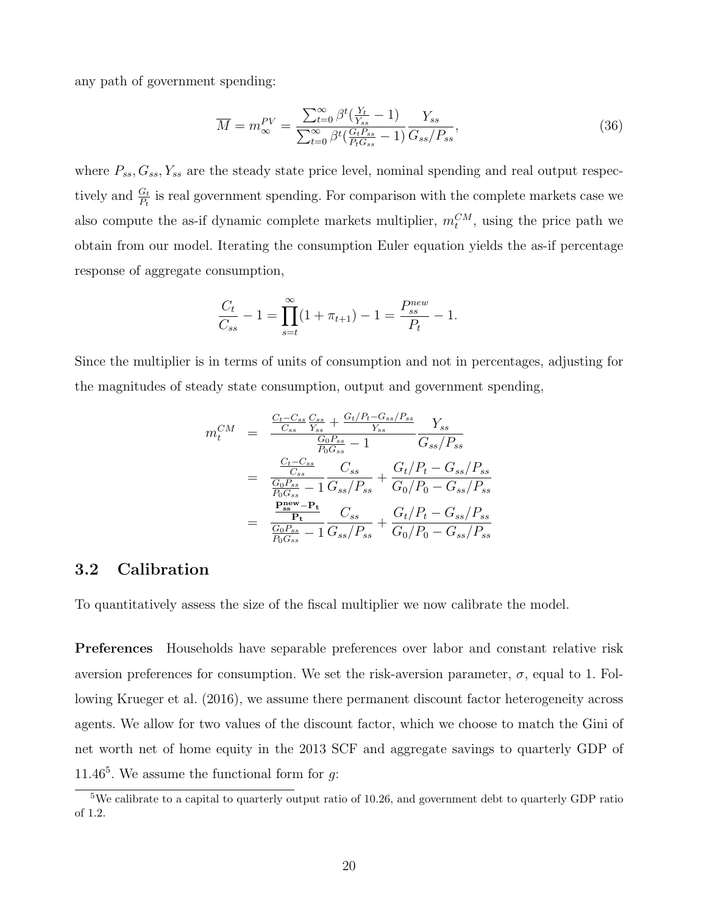any path of government spending:

$$\overline{M} = m_{\infty}^{PV} = \frac{\sum_{t=0}^{\infty} \beta^t (\frac{Y_t}{Y_{ss}} - 1)}{\sum_{t=0}^{\infty} \beta^t (\frac{G_t P_{ss}}{P_t G_{ss}} - 1)} \frac{Y_{ss}}{G_{ss}/P_{ss}}, \tag{36}$$

where $P_{ss}, G_{ss}, Y_{ss}$ are the steady state price level, nominal spending and real output respectively and $\frac{G_t}{P_t}$ is real government spending. For comparison with the complete markets case we also compute the as-if dynamic complete markets multiplier, $m_t^{CM}$, using the price path we obtain from our model. Iterating the consumption Euler equation yields the as-if percentage response of aggregate consumption,

$$\frac{C_t}{C_{ss}} - 1 = \prod_{s=t}^{\infty}(1 + \pi_{t+1}) - 1 = \frac{P_{ss}^{new}}{P_t} - 1.$$

Since the multiplier is in terms of units of consumption and not in percentages, adjusting for the magnitudes of steady state consumption, output and government spending,

$$\begin{aligned}
m_t^{CM} &= \frac{\frac{C_t - C_{ss}}{C_{ss}} \frac{C_{ss}}{Y_{ss}} + \frac{G_t/P_t - G_{ss}/P_{ss}}{Y_{ss}}}{\frac{G_0 P_{ss}}{P_0 G_{ss}} - 1} \frac{Y_{ss}}{G_{ss}/P_{ss}} \\
&= \frac{\frac{C_t - C_{ss}}{C_{ss}}}{\frac{G_0 P_{ss}}{P_0 G_{ss}} - 1} \frac{C_{ss}}{G_{ss}/P_{ss}} + \frac{G_t/P_t - G_{ss}/P_{ss}}{G_0/P_0 - G_{ss}/P_{ss}} \\
&= \frac{\frac{\mathbf{P_{ss}^{new} - P_t}}{\mathbf{P_t}}}{\frac{G_0 P_{ss}}{P_0 G_{ss}} - 1} \frac{C_{ss}}{G_{ss}/P_{ss}} + \frac{G_t/P_t - G_{ss}/P_{ss}}{G_0/P_0 - G_{ss}/P_{ss}}
\end{aligned}$$

## 3.2 Calibration

To quantitatively assess the size of the fiscal multiplier we now calibrate the model.

**Preferences** Households have separable preferences over labor and constant relative risk aversion preferences for consumption. We set the risk-aversion parameter, $\sigma$, equal to 1. Following Krueger et al. (2016), we assume there permanent discount factor heterogeneity across agents. We allow for two values of the discount factor, which we choose to match the Gini of net worth net of home equity in the 2013 SCF and aggregate savings to quarterly GDP of 11.46[5]. We assume the functional form for $g$:

[5] We calibrate to a capital to quarterly output ratio of 10.26, and government debt to quarterly GDP ratio of 1.2.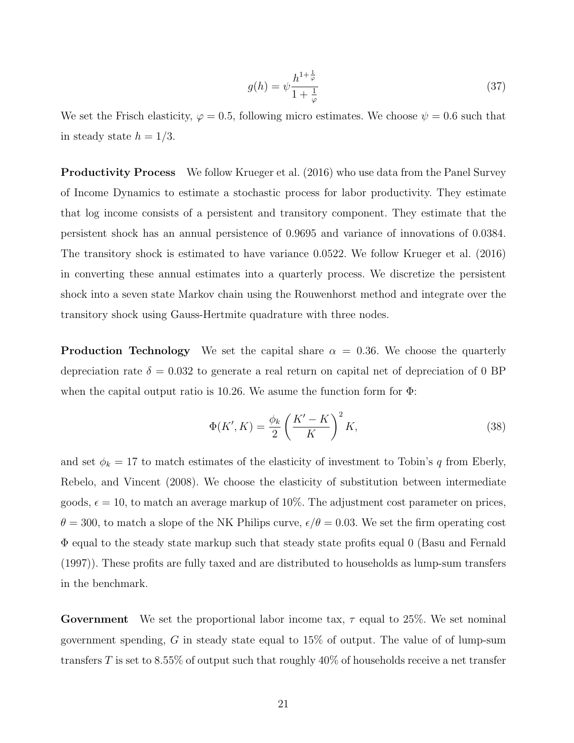$$g(h) = \psi \frac{h^{1+\frac{1}{\varphi}}}{1+\frac{1}{\varphi}} \tag{37}$$

We set the Frisch elasticity, $\varphi = 0.5$, following micro estimates. We choose $\psi = 0.6$ such that in steady state $h = 1/3$.

**Productivity Process** We follow Krueger et al. (2016) who use data from the Panel Survey of Income Dynamics to estimate a stochastic process for labor productivity. They estimate that log income consists of a persistent and transitory component. They estimate that the persistent shock has an annual persistence of 0.9695 and variance of innovations of 0.0384. The transitory shock is estimated to have variance 0.0522. We follow Krueger et al. (2016) in converting these annual estimates into a quarterly process. We discretize the persistent shock into a seven state Markov chain using the Rouwenhorst method and integrate over the transitory shock using Gauss-Hertmite quadrature with three nodes.

**Production Technology** We set the capital share $\alpha = 0.36$. We choose the quarterly depreciation rate $\delta = 0.032$ to generate a real return on capital net of depreciation of 0 BP when the capital output ratio is 10.26. We asume the function form for $\Phi$:

$$\Phi(K', K) = \frac{\phi_k}{2} \left( \frac{K' - K}{K} \right)^2 K, \tag{38}$$

and set $\phi_k = 17$ to match estimates of the elasticity of investment to Tobin's $q$ from Eberly, Rebelo, and Vincent (2008). We choose the elasticity of substitution between intermediate goods, $\epsilon = 10$, to match an average markup of 10%. The adjustment cost parameter on prices, $\theta = 300$, to match a slope of the NK Philips curve, $\epsilon/\theta = 0.03$. We set the firm operating cost $\Phi$ equal to the steady state markup such that steady state profits equal 0 (Basu and Fernald (1997)). These profits are fully taxed and are distributed to households as lump-sum transfers in the benchmark.

**Government** We set the proportional labor income tax, $\tau$ equal to 25%. We set nominal government spending, $G$ in steady state equal to 15% of output. The value of of lump-sum transfers $T$ is set to 8.55% of output such that roughly 40% of households receive a net transfer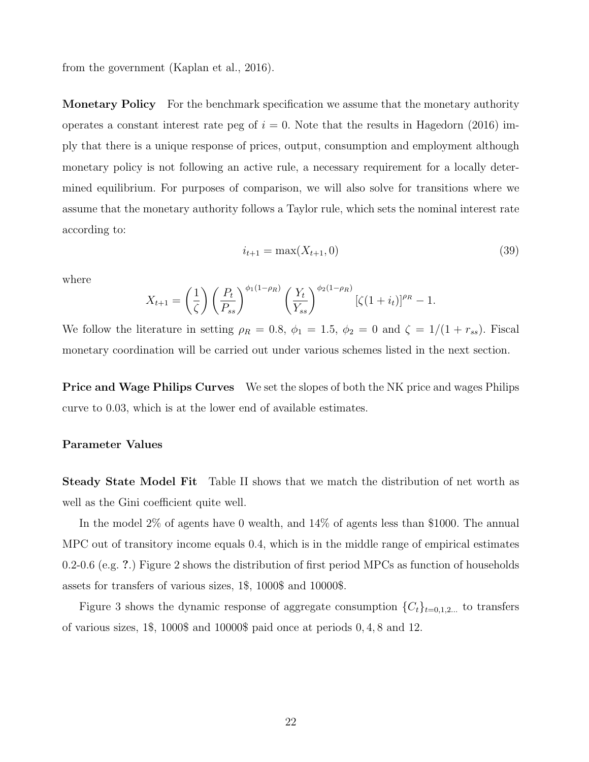from the government (Kaplan et al., 2016).

**Monetary Policy** For the benchmark specification we assume that the monetary authority operates a constant interest rate peg of $i = 0$. Note that the results in Hagedorn (2016) imply that there is a unique response of prices, output, consumption and employment although monetary policy is not following an active rule, a necessary requirement for a locally determined equilibrium. For purposes of comparison, we will also solve for transitions where we assume that the monetary authority follows a Taylor rule, which sets the nominal interest rate according to:

$$i_{t+1} = \max(X_{t+1}, 0) \tag{39}$$

where

$$X_{t+1} = \left(\frac{1}{\zeta}\right)\left(\frac{P_t}{P_{ss}}\right)^{\phi_1(1-\rho_R)}\left(\frac{Y_t}{Y_{ss}}\right)^{\phi_2(1-\rho_R)}[\zeta(1+i_t)]^{\rho_R} - 1.$$

We follow the literature in setting $\rho_R = 0.8$, $\phi_1 = 1.5$, $\phi_2 = 0$ and $\zeta = 1/(1 + r_{ss})$. Fiscal monetary coordination will be carried out under various schemes listed in the next section.

**Price and Wage Philips Curves** We set the slopes of both the NK price and wages Philips curve to 0.03, which is at the lower end of available estimates.

**Parameter Values**

**Steady State Model Fit** Table II shows that we match the distribution of net worth as well as the Gini coefficient quite well.

In the model 2% of agents have 0 wealth, and 14% of agents less than \$1000. The annual MPC out of transitory income equals 0.4, which is in the middle range of empirical estimates 0.2-0.6 (e.g. **?**.) Figure 2 shows the distribution of first period MPCs as function of households assets for transfers of various sizes, 1\$, 1000\$ and 10000\$.

Figure 3 shows the dynamic response of aggregate consumption $\{C_t\}_{t=0,1,2...}$ to transfers of various sizes, 1\$, 1000\$ and 10000\$ paid once at periods $0, 4, 8$ and $12$.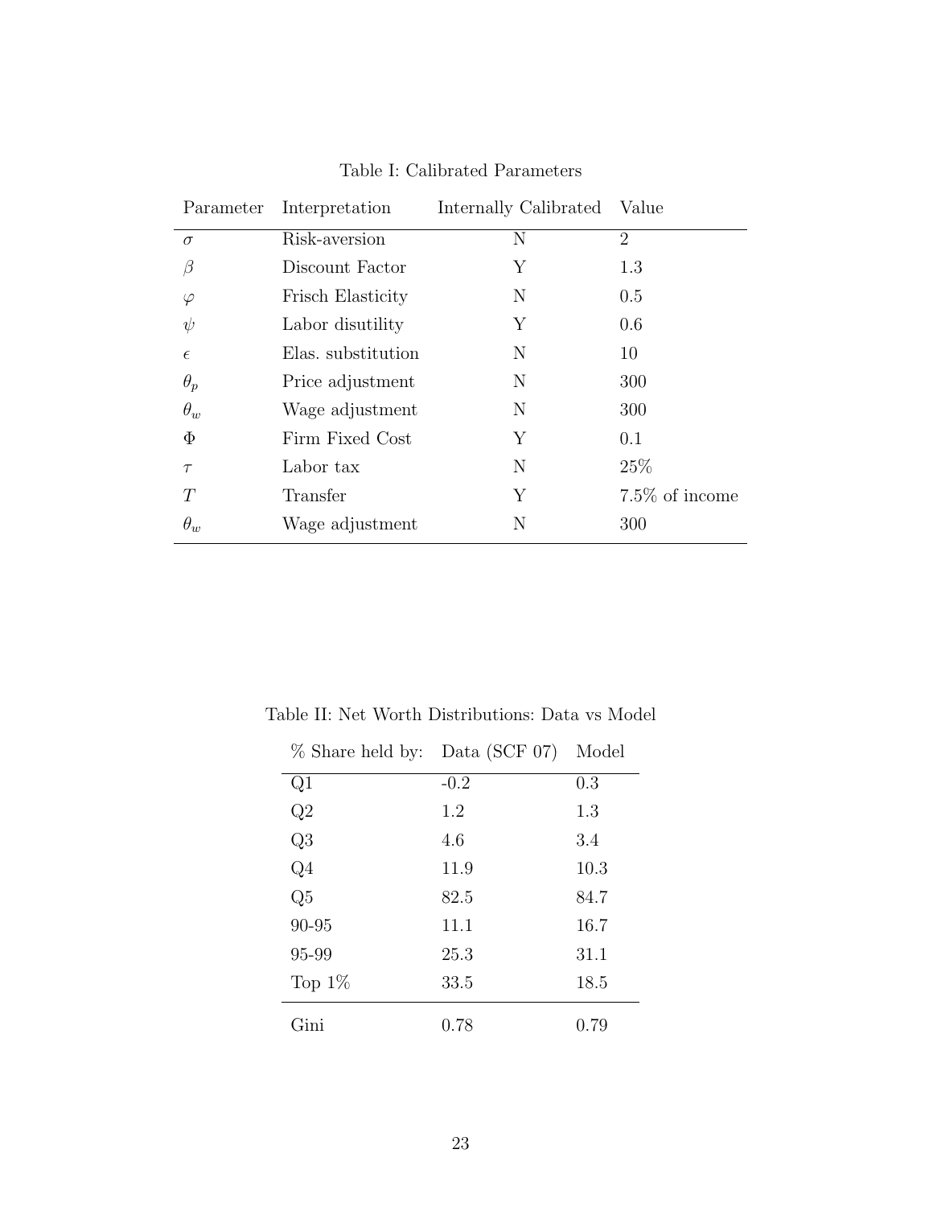Table I: Calibrated Parameters

| Parameter | Interpretation | Internally Calibrated | Value |
|---|---|---|---|
| $\sigma$ | Risk-aversion | N | 2 |
| $\beta$ | Discount Factor | Y | 1.3 |
| $\varphi$ | Frisch Elasticity | N | 0.5 |
| $\psi$ | Labor disutility | Y | 0.6 |
| $\epsilon$ | Elas. substitution | N | 10 |
| $\theta_p$ | Price adjustment | N | 300 |
| $\theta_w$ | Wage adjustment | N | 300 |
| $\Phi$ | Firm Fixed Cost | Y | 0.1 |
| $\tau$ | Labor tax | N | 25% |
| $T$ | Transfer | Y | 7.5% of income |
| $\theta_w$ | Wage adjustment | N | 300 |

Table II: Net Worth Distributions: Data vs Model

| % Share held by: | Data (SCF 07) | Model |
|---|---|---|
| Q1 | -0.2 | 0.3 |
| Q2 | 1.2 | 1.3 |
| Q3 | 4.6 | 3.4 |
| Q4 | 11.9 | 10.3 |
| Q5 | 82.5 | 84.7 |
| 90-95 | 11.1 | 16.7 |
| 95-99 | 25.3 | 31.1 |
| Top 1% | 33.5 | 18.5 |
| Gini | 0.78 | 0.79 |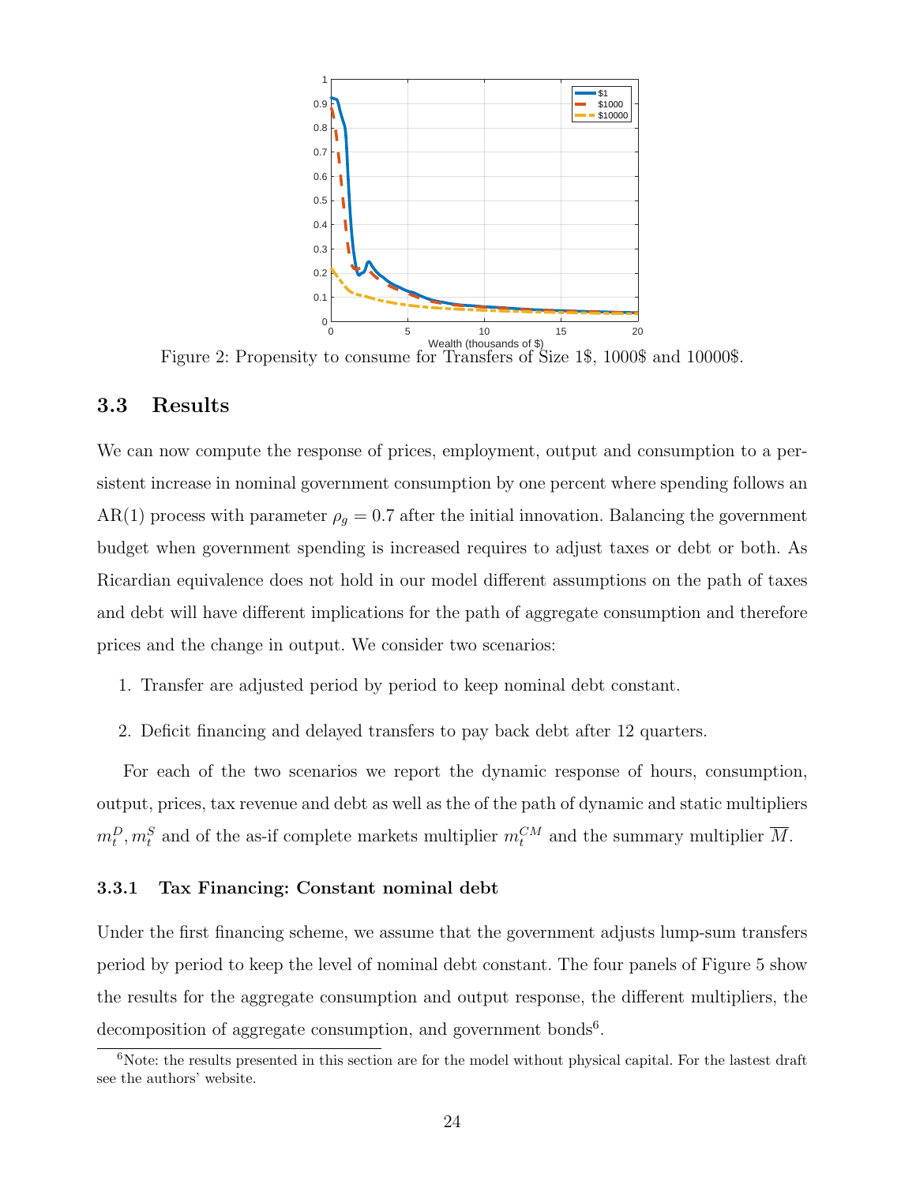Figure 2: Propensity to consume for Transfers of Size 1\$, 1000\$ and 10000\$.

### 3.3 Results

We can now compute the response of prices, employment, output and consumption to a persistent increase in nominal government consumption by one percent where spending follows an AR(1) process with parameter $\rho_g = 0.7$ after the initial innovation. Balancing the government budget when government spending is increased requires to adjust taxes or debt or both. As Ricardian equivalence does not hold in our model different assumptions on the path of taxes and debt will have different implications for the path of aggregate consumption and therefore prices and the change in output. We consider two scenarios:

1. Transfer are adjusted period by period to keep nominal debt constant.
2. Deficit financing and delayed transfers to pay back debt after 12 quarters.

For each of the two scenarios we report the dynamic response of hours, consumption, output, prices, tax revenue and debt as well as the of the path of dynamic and static multipliers $m_t^D, m_t^S$ and of the as-if complete markets multiplier $m_t^{CM}$ and the summary multiplier $\overline{M}$.

#### 3.3.1 Tax Financing: Constant nominal debt

Under the first financing scheme, we assume that the government adjusts lump-sum transfers period by period to keep the level of nominal debt constant. The four panels of Figure 5 show the results for the aggregate consumption and output response, the different multipliers, the decomposition of aggregate consumption, and government bonds[6].

[6]Note: the results presented in this section are for the model without physical capital. For the lastest draft see the authors' website.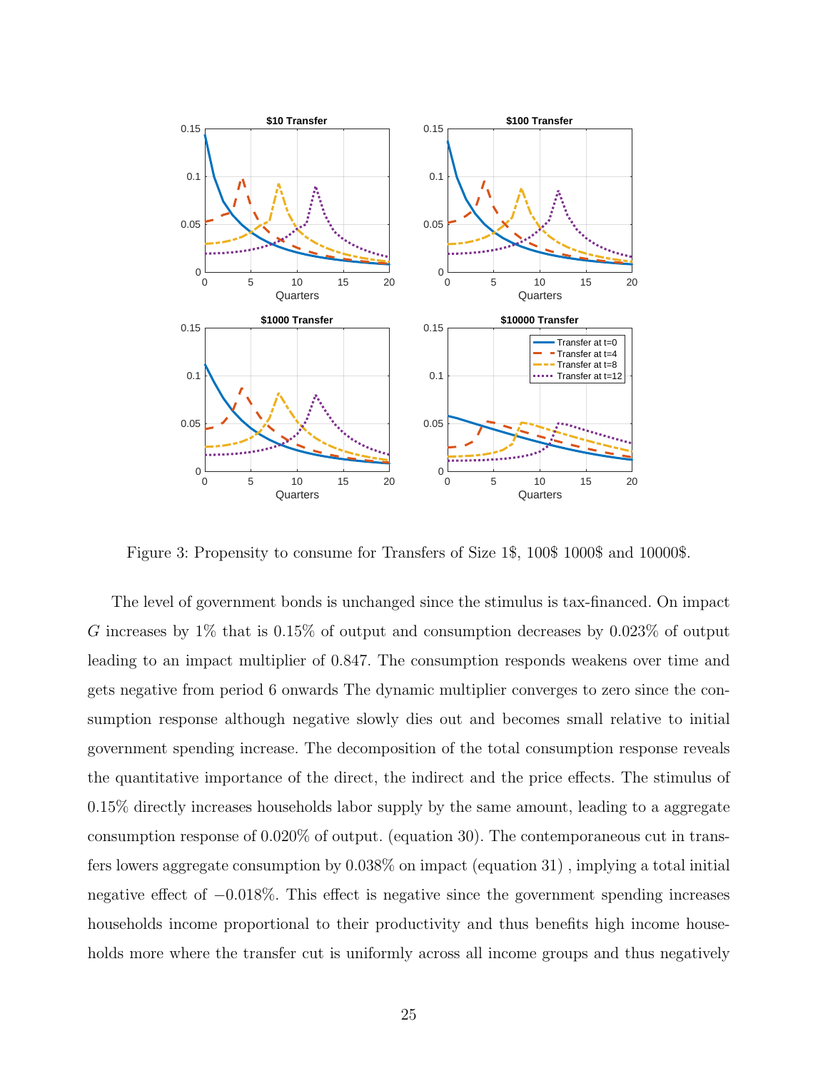Figure 3: Propensity to consume for Transfers of Size 1\$, 100\$ 1000\$ and 10000\$.

The level of government bonds is unchanged since the stimulus is tax-financed. On impact $G$ increases by 1% that is 0.15% of output and consumption decreases by 0.023% of output leading to an impact multiplier of 0.847. The consumption responds weakens over time and gets negative from period 6 onwards The dynamic multiplier converges to zero since the consumption response although negative slowly dies out and becomes small relative to initial government spending increase. The decomposition of the total consumption response reveals the quantitative importance of the direct, the indirect and the price effects. The stimulus of 0.15% directly increases households labor supply by the same amount, leading to a aggregate consumption response of 0.020% of output. (equation 30). The contemporaneous cut in transfers lowers aggregate consumption by 0.038% on impact (equation 31) , implying a total initial negative effect of −0.018%. This effect is negative since the government spending increases households income proportional to their productivity and thus benefits high income households more where the transfer cut is uniformly across all income groups and thus negatively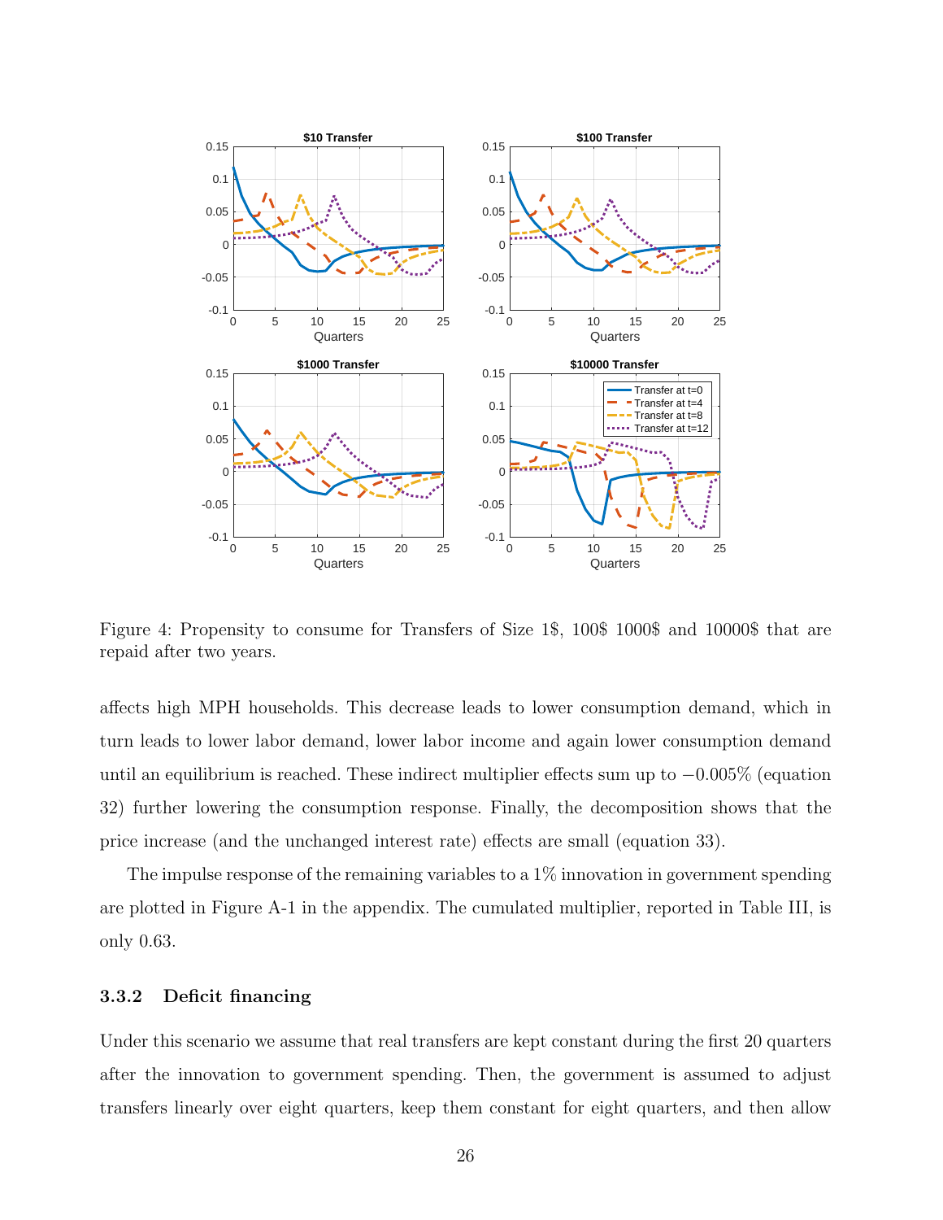Figure 4: Propensity to consume for Transfers of Size 1\$, 100\$ 1000\$ and 10000\$ that are repaid after two years.

affects high MPH households. This decrease leads to lower consumption demand, which in turn leads to lower labor demand, lower labor income and again lower consumption demand until an equilibrium is reached. These indirect multiplier effects sum up to $-0.005\%$ (equation 32) further lowering the consumption response. Finally, the decomposition shows that the price increase (and the unchanged interest rate) effects are small (equation 33).

The impulse response of the remaining variables to a 1% innovation in government spending are plotted in Figure A-1 in the appendix. The cumulated multiplier, reported in Table III, is only 0.63.

### 3.3.2 Deficit financing

Under this scenario we assume that real transfers are kept constant during the first 20 quarters after the innovation to government spending. Then, the government is assumed to adjust transfers linearly over eight quarters, keep them constant for eight quarters, and then allow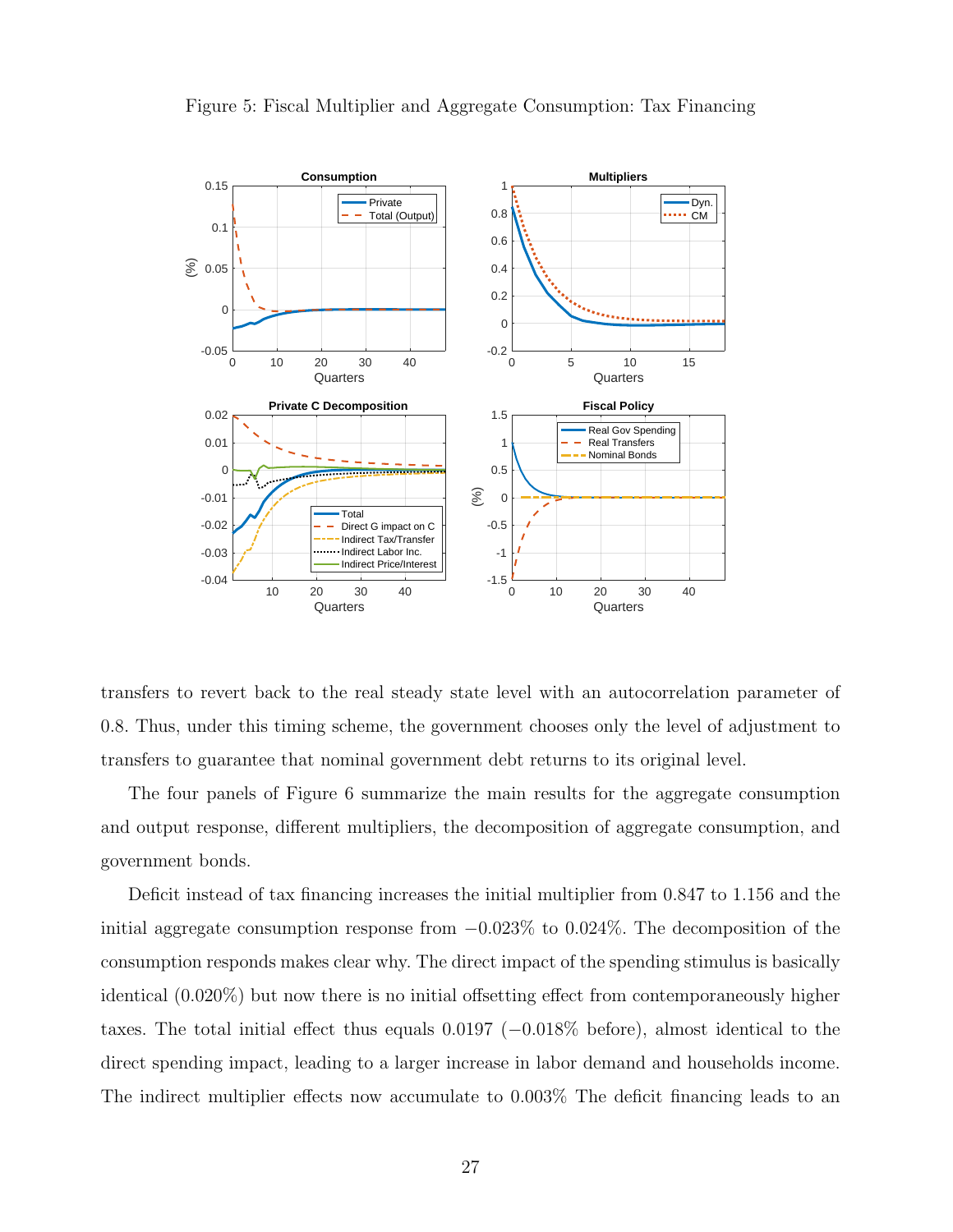Figure 5: Fiscal Multiplier and Aggregate Consumption: Tax Financing

transfers to revert back to the real steady state level with an autocorrelation parameter of 0.8. Thus, under this timing scheme, the government chooses only the level of adjustment to transfers to guarantee that nominal government debt returns to its original level.

The four panels of Figure 6 summarize the main results for the aggregate consumption and output response, different multipliers, the decomposition of aggregate consumption, and government bonds.

Deficit instead of tax financing increases the initial multiplier from 0.847 to 1.156 and the initial aggregate consumption response from −0.023% to 0.024%. The decomposition of the consumption responds makes clear why. The direct impact of the spending stimulus is basically identical (0.020%) but now there is no initial offsetting effect from contemporaneously higher taxes. The total initial effect thus equals 0.0197 (−0.018% before), almost identical to the direct spending impact, leading to a larger increase in labor demand and households income. The indirect multiplier effects now accumulate to 0.003% The deficit financing leads to an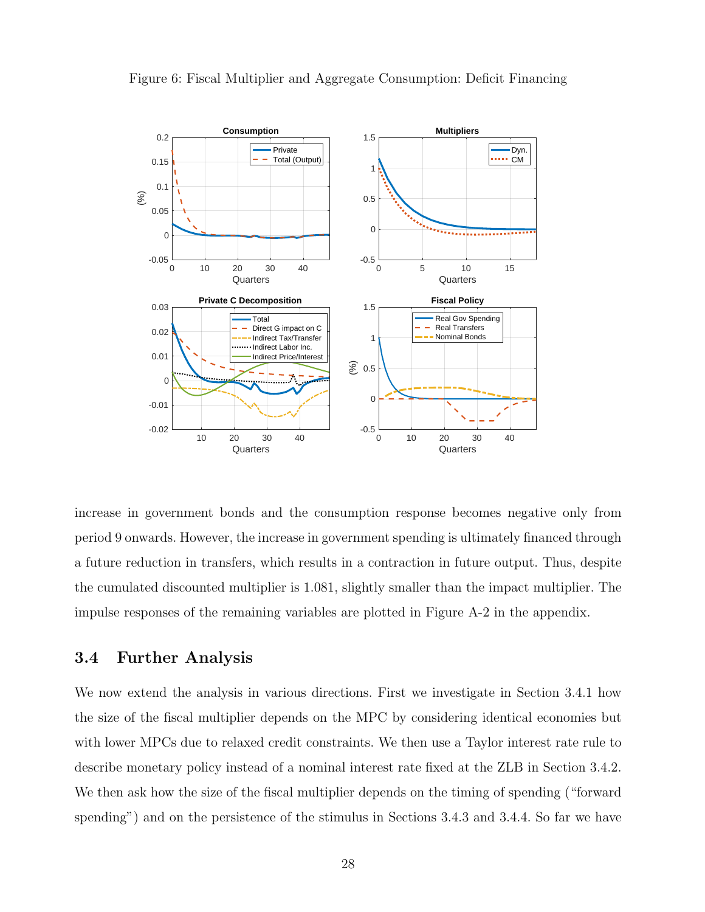Figure 6: Fiscal Multiplier and Aggregate Consumption: Deficit Financing

increase in government bonds and the consumption response becomes negative only from period 9 onwards. However, the increase in government spending is ultimately financed through a future reduction in transfers, which results in a contraction in future output. Thus, despite the cumulated discounted multiplier is 1.081, slightly smaller than the impact multiplier. The impulse responses of the remaining variables are plotted in Figure A-2 in the appendix.

## 3.4 Further Analysis

We now extend the analysis in various directions. First we investigate in Section 3.4.1 how the size of the fiscal multiplier depends on the MPC by considering identical economies but with lower MPCs due to relaxed credit constraints. We then use a Taylor interest rate rule to describe monetary policy instead of a nominal interest rate fixed at the ZLB in Section 3.4.2. We then ask how the size of the fiscal multiplier depends on the timing of spending ("forward spending") and on the persistence of the stimulus in Sections 3.4.3 and 3.4.4. So far we have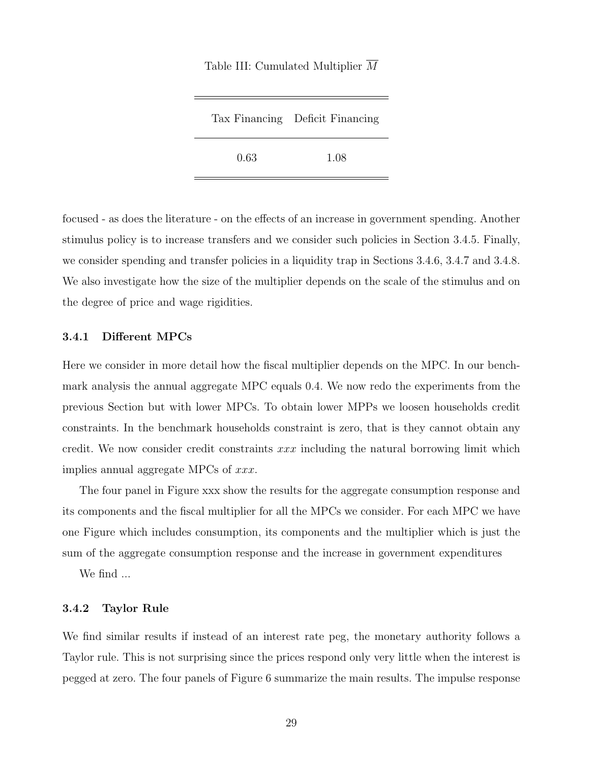Table III: Cumulated Multiplier $\overline{M}$

| Tax Financing | Deficit Financing |
|---|---|
| 0.63 | 1.08 |

focused - as does the literature - on the effects of an increase in government spending. Another stimulus policy is to increase transfers and we consider such policies in Section 3.4.5. Finally, we consider spending and transfer policies in a liquidity trap in Sections 3.4.6, 3.4.7 and 3.4.8. We also investigate how the size of the multiplier depends on the scale of the stimulus and on the degree of price and wage rigidities.

### 3.4.1 Different MPCs

Here we consider in more detail how the fiscal multiplier depends on the MPC. In our benchmark analysis the annual aggregate MPC equals 0.4. We now redo the experiments from the previous Section but with lower MPCs. To obtain lower MPPs we loosen households credit constraints. In the benchmark households constraint is zero, that is they cannot obtain any credit. We now consider credit constraints *xxx* including the natural borrowing limit which implies annual aggregate MPCs of *xxx*.

The four panel in Figure xxx show the results for the aggregate consumption response and its components and the fiscal multiplier for all the MPCs we consider. For each MPC we have one Figure which includes consumption, its components and the multiplier which is just the sum of the aggregate consumption response and the increase in government expenditures

We find ...

### 3.4.2 Taylor Rule

We find similar results if instead of an interest rate peg, the monetary authority follows a Taylor rule. This is not surprising since the prices respond only very little when the interest is pegged at zero. The four panels of Figure 6 summarize the main results. The impulse response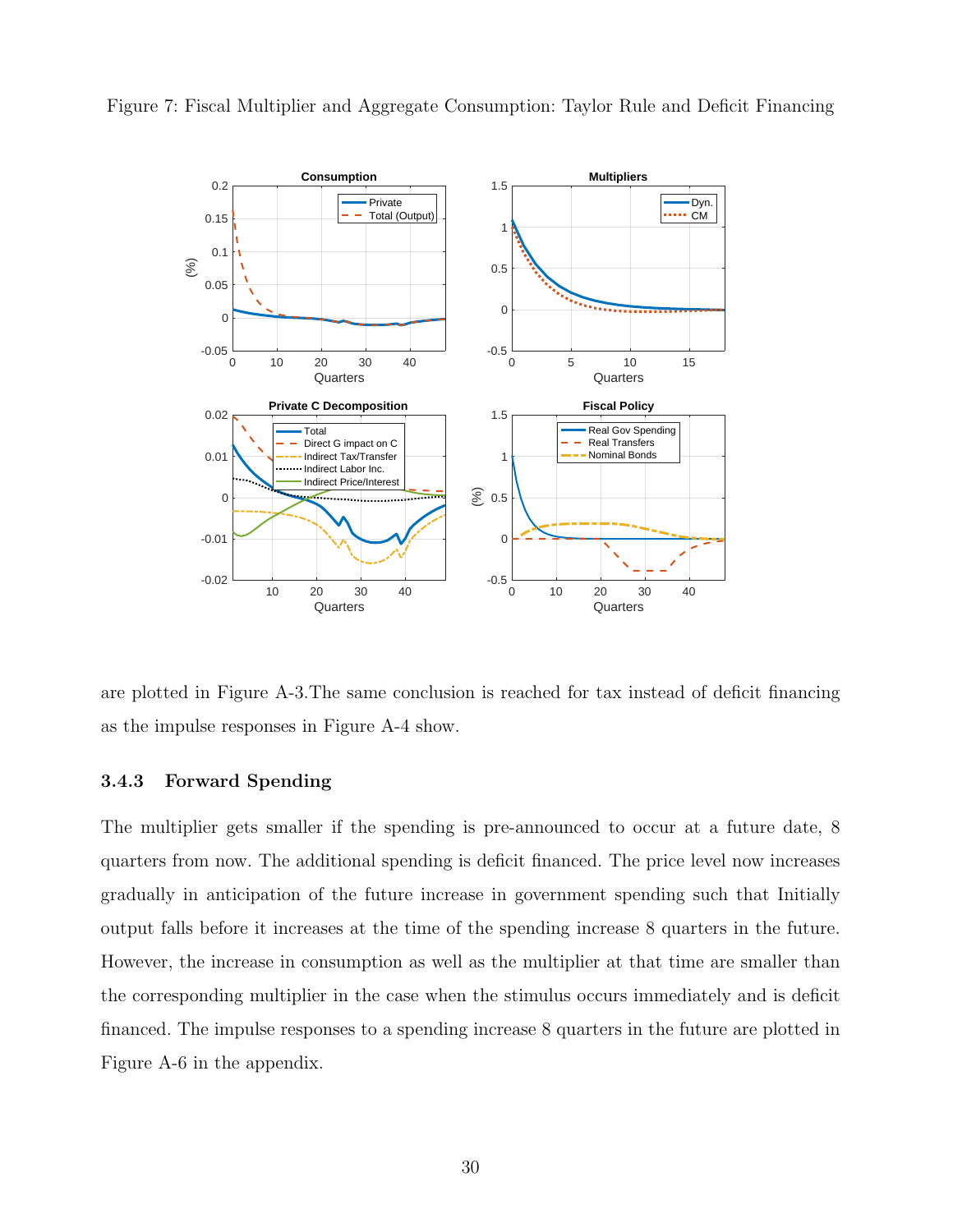Figure 7: Fiscal Multiplier and Aggregate Consumption: Taylor Rule and Deficit Financing

are plotted in Figure A-3.The same conclusion is reached for tax instead of deficit financing as the impulse responses in Figure A-4 show.

### 3.4.3 Forward Spending

The multiplier gets smaller if the spending is pre-announced to occur at a future date, 8 quarters from now. The additional spending is deficit financed. The price level now increases gradually in anticipation of the future increase in government spending such that Initially output falls before it increases at the time of the spending increase 8 quarters in the future. However, the increase in consumption as well as the multiplier at that time are smaller than the corresponding multiplier in the case when the stimulus occurs immediately and is deficit financed. The impulse responses to a spending increase 8 quarters in the future are plotted in Figure A-6 in the appendix.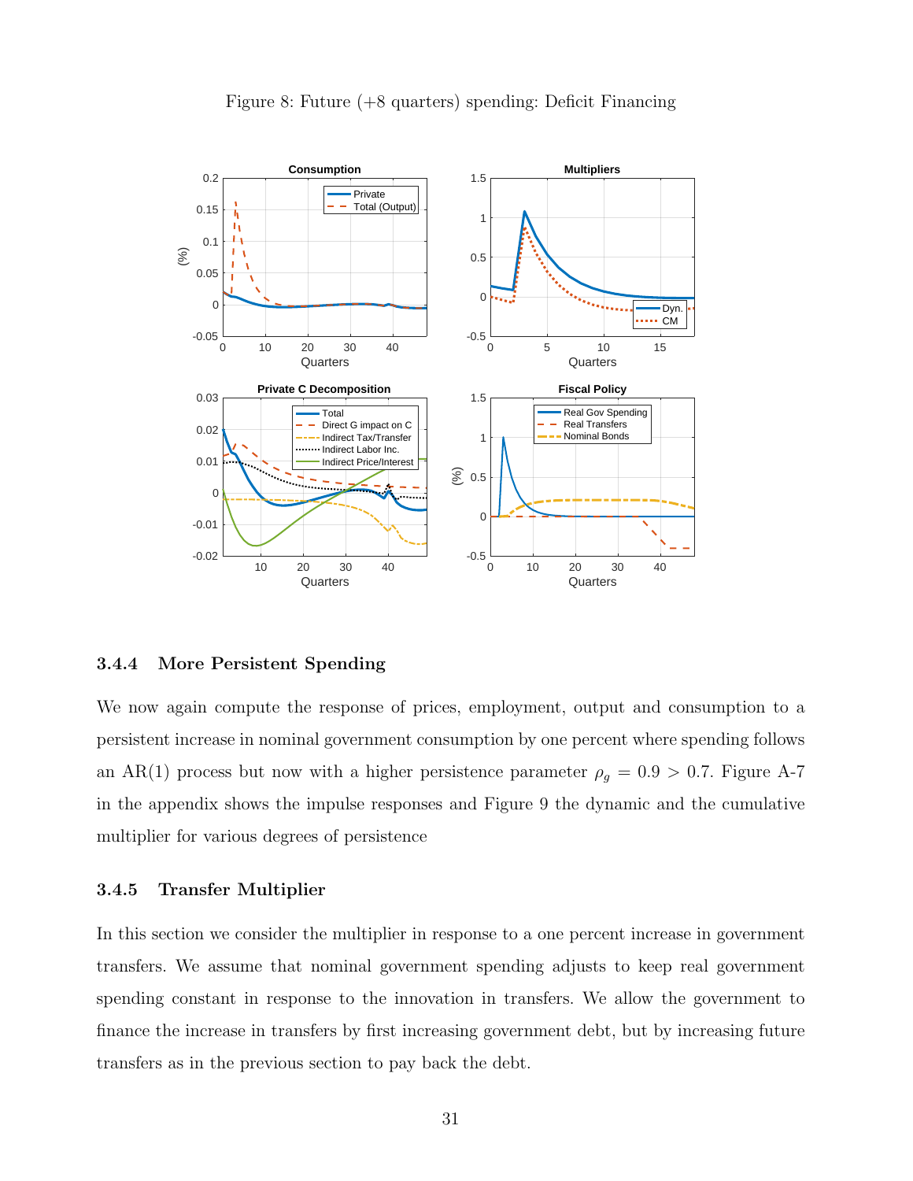Figure 8: Future (+8 quarters) spending: Deficit Financing

### 3.4.4 More Persistent Spending

We now again compute the response of prices, employment, output and consumption to a persistent increase in nominal government consumption by one percent where spending follows an AR(1) process but now with a higher persistence parameter $\rho_g = 0.9 > 0.7$. Figure A-7 in the appendix shows the impulse responses and Figure 9 the dynamic and the cumulative multiplier for various degrees of persistence

### 3.4.5 Transfer Multiplier

In this section we consider the multiplier in response to a one percent increase in government transfers. We assume that nominal government spending adjusts to keep real government spending constant in response to the innovation in transfers. We allow the government to finance the increase in transfers by first increasing government debt, but by increasing future transfers as in the previous section to pay back the debt.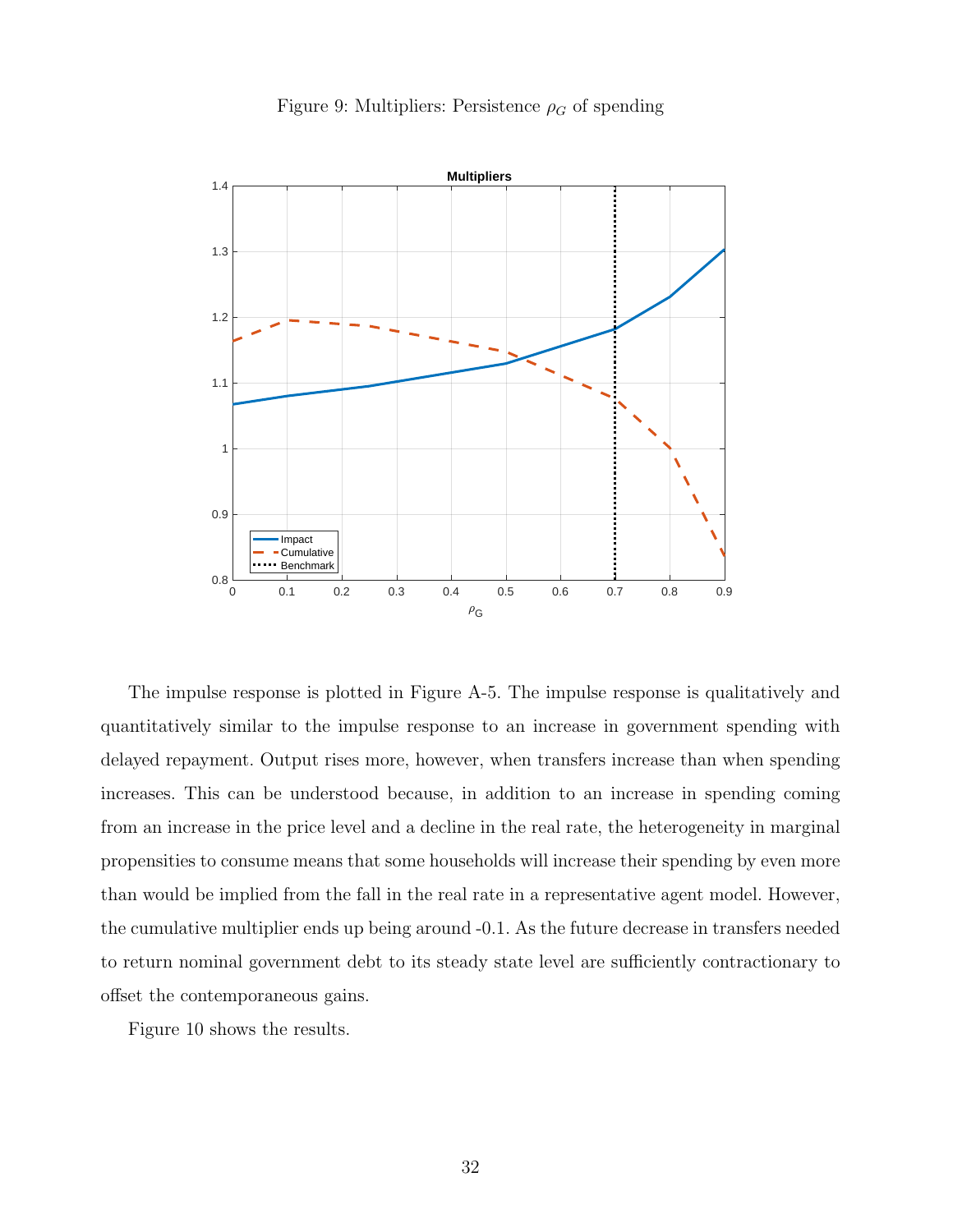Figure 9: Multipliers: Persistence $\rho_G$ of spending

The impulse response is plotted in Figure A-5. The impulse response is qualitatively and quantitatively similar to the impulse response to an increase in government spending with delayed repayment. Output rises more, however, when transfers increase than when spending increases. This can be understood because, in addition to an increase in spending coming from an increase in the price level and a decline in the real rate, the heterogeneity in marginal propensities to consume means that some households will increase their spending by even more than would be implied from the fall in the real rate in a representative agent model. However, the cumulative multiplier ends up being around -0.1. As the future decrease in transfers needed to return nominal government debt to its steady state level are sufficiently contractionary to offset the contemporaneous gains.

Figure 10 shows the results.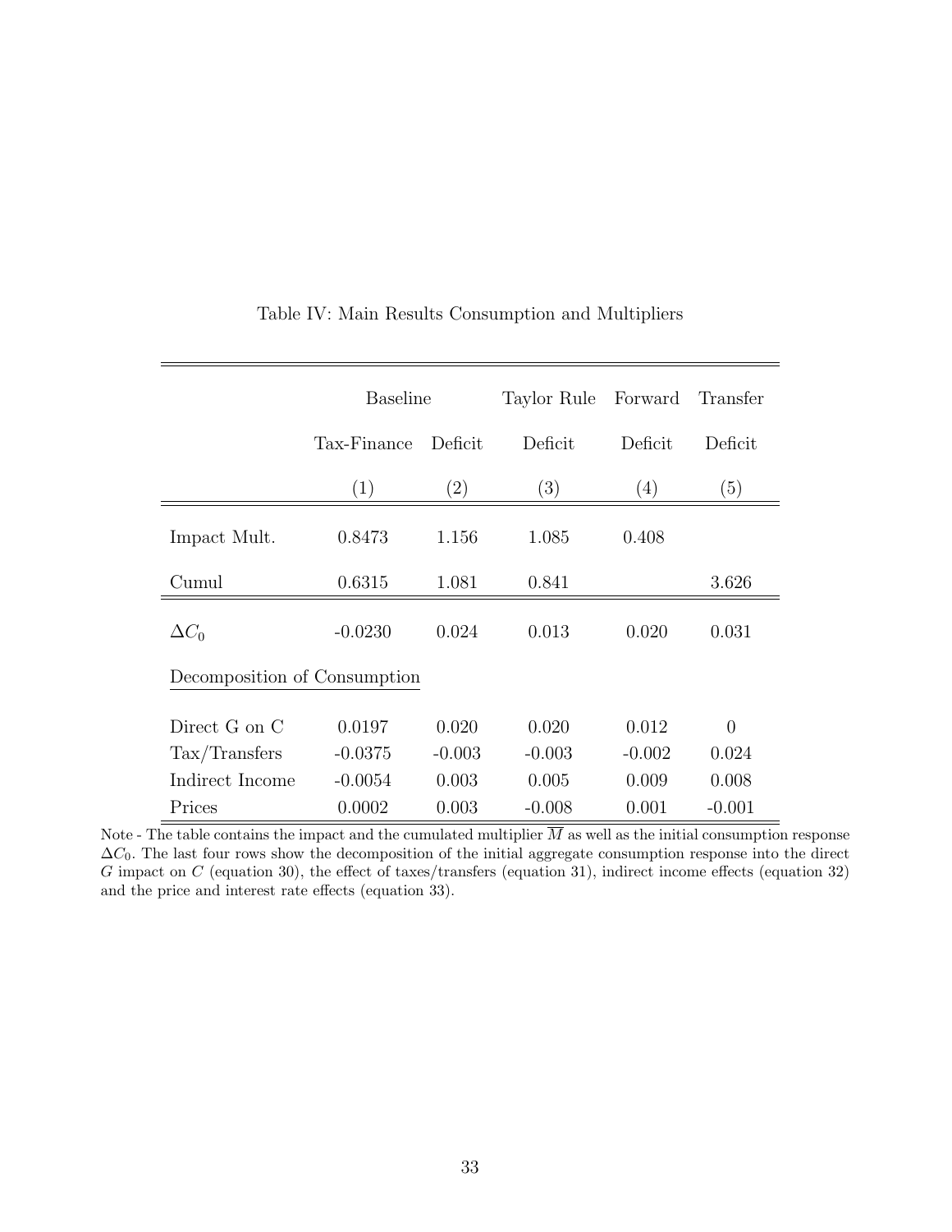Table IV: Main Results Consumption and Multipliers

| | Baseline | | Taylor Rule | Forward | Transfer |
|---|---|---|---|---|---|
| | Tax-Finance | Deficit | Deficit | Deficit | Deficit |
| | (1) | (2) | (3) | (4) | (5) |
| Impact Mult. | 0.8473 | 1.156 | 1.085 | 0.408 | |
| Cumul | 0.6315 | 1.081 | 0.841 | | 3.626 |
| $\Delta C_0$ | -0.0230 | 0.024 | 0.013 | 0.020 | 0.031 |
| Decomposition of Consumption | | | | | |
| Direct G on C | 0.0197 | 0.020 | 0.020 | 0.012 | 0 |
| Tax/Transfers | -0.0375 | -0.003 | -0.003 | -0.002 | 0.024 |
| Indirect Income | -0.0054 | 0.003 | 0.005 | 0.009 | 0.008 |
| Prices | 0.0002 | 0.003 | -0.008 | 0.001 | -0.001 |

Note - The table contains the impact and the cumulated multiplier $\overline{M}$ as well as the initial consumption response $\Delta C_0$. The last four rows show the decomposition of the initial aggregate consumption response into the direct $G$ impact on $C$ (equation 30), the effect of taxes/transfers (equation 31), indirect income effects (equation 32) and the price and interest rate effects (equation 33).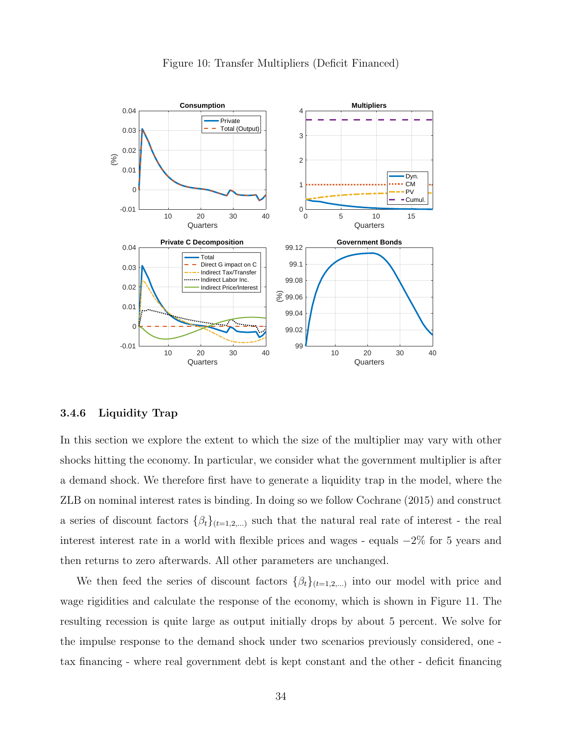Figure 10: Transfer Multipliers (Deficit Financed)

### 3.4.6 Liquidity Trap

In this section we explore the extent to which the size of the multiplier may vary with other shocks hitting the economy. In particular, we consider what the government multiplier is after a demand shock. We therefore first have to generate a liquidity trap in the model, where the ZLB on nominal interest rates is binding. In doing so we follow Cochrane (2015) and construct a series of discount factors $\{\beta_t\}_{(t=1,2,...)}$ such that the natural real rate of interest - the real interest interest rate in a world with flexible prices and wages - equals $-2\%$ for 5 years and then returns to zero afterwards. All other parameters are unchanged.

We then feed the series of discount factors $\{\beta_t\}_{(t=1,2,...)}$ into our model with price and wage rigidities and calculate the response of the economy, which is shown in Figure 11. The resulting recession is quite large as output initially drops by about 5 percent. We solve for the impulse response to the demand shock under two scenarios previously considered, one - tax financing - where real government debt is kept constant and the other - deficit financing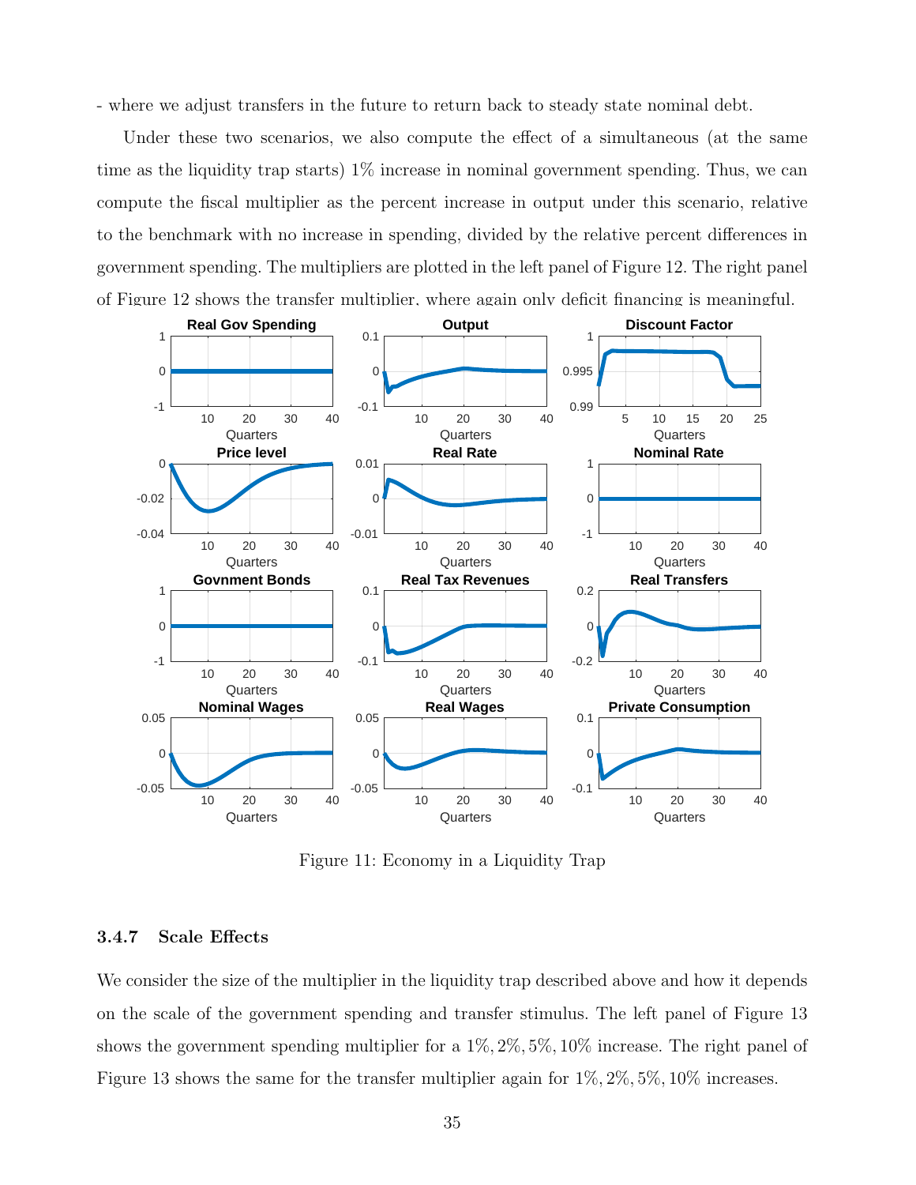- where we adjust transfers in the future to return back to steady state nominal debt.

Under these two scenarios, we also compute the effect of a simultaneous (at the same time as the liquidity trap starts) 1% increase in nominal government spending. Thus, we can compute the fiscal multiplier as the percent increase in output under this scenario, relative to the benchmark with no increase in spending, divided by the relative percent differences in government spending. The multipliers are plotted in the left panel of Figure 12. The right panel of Figure 12 shows the transfer multiplier, where again only deficit financing is meaningful.

Figure 11: Economy in a Liquidity Trap

### 3.4.7 Scale Effects

We consider the size of the multiplier in the liquidity trap described above and how it depends on the scale of the government spending and transfer stimulus. The left panel of Figure 13 shows the government spending multiplier for a $1\%, 2\%, 5\%, 10\%$ increase. The right panel of Figure 13 shows the same for the transfer multiplier again for $1\%, 2\%, 5\%, 10\%$ increases.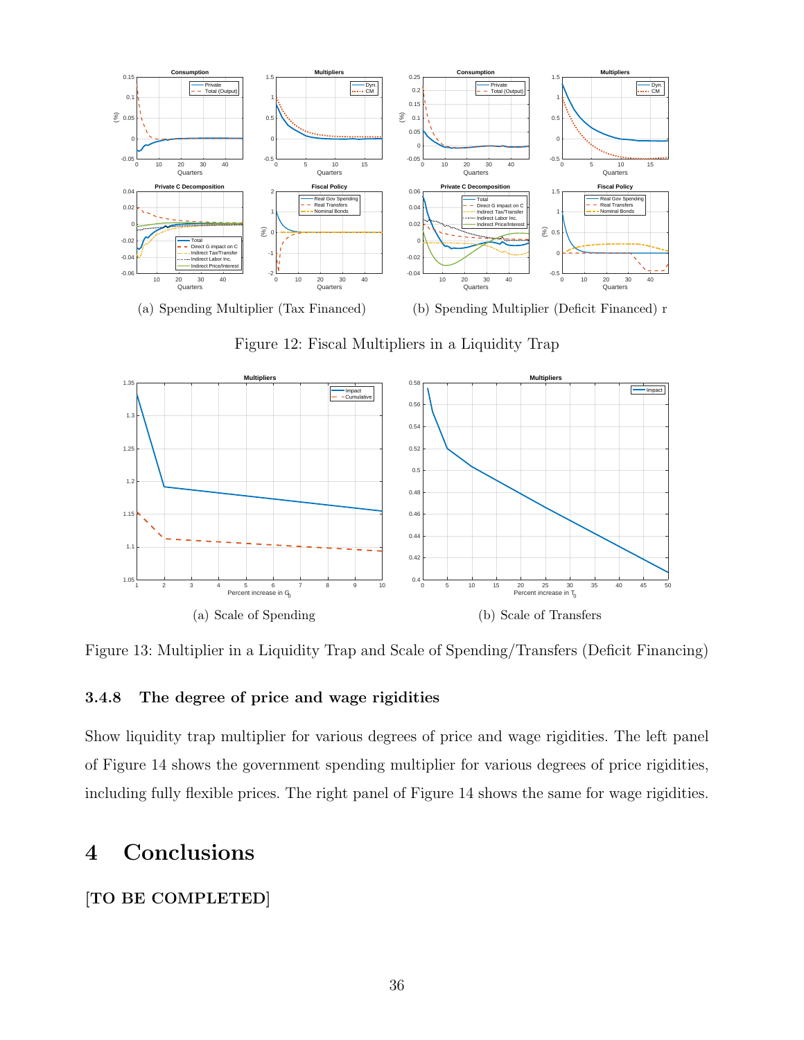(a) Spending Multiplier (Tax Financed)   (b) Spending Multiplier (Deficit Financed) r

Figure 12: Fiscal Multipliers in a Liquidity Trap

(a) Scale of Spending   (b) Scale of Transfers

Figure 13: Multiplier in a Liquidity Trap and Scale of Spending/Transfers (Deficit Financing)

#### 3.4.8 The degree of price and wage rigidities

Show liquidity trap multiplier for various degrees of price and wage rigidities. The left panel of Figure 14 shows the government spending multiplier for various degrees of price rigidities, including fully flexible prices. The right panel of Figure 14 shows the same for wage rigidities.

## 4 Conclusions

**[TO BE COMPLETED]**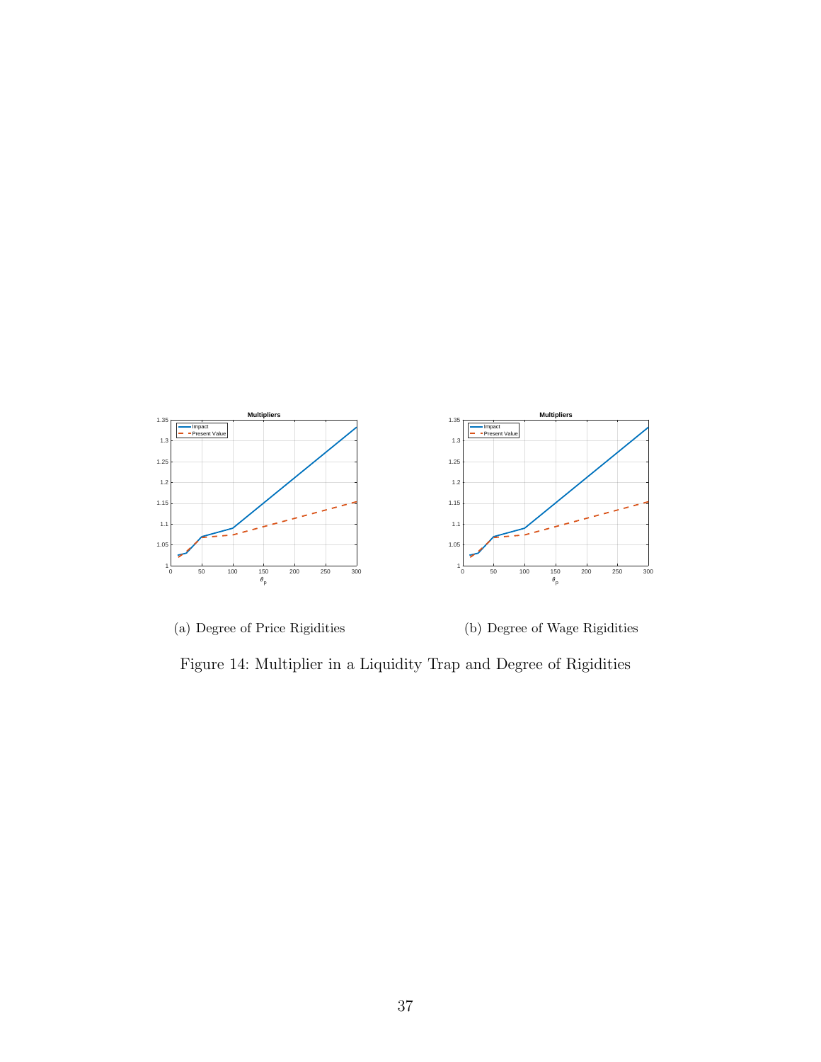(a) Degree of Price Rigidities

(b) Degree of Wage Rigidities

Figure 14: Multiplier in a Liquidity Trap and Degree of Rigidities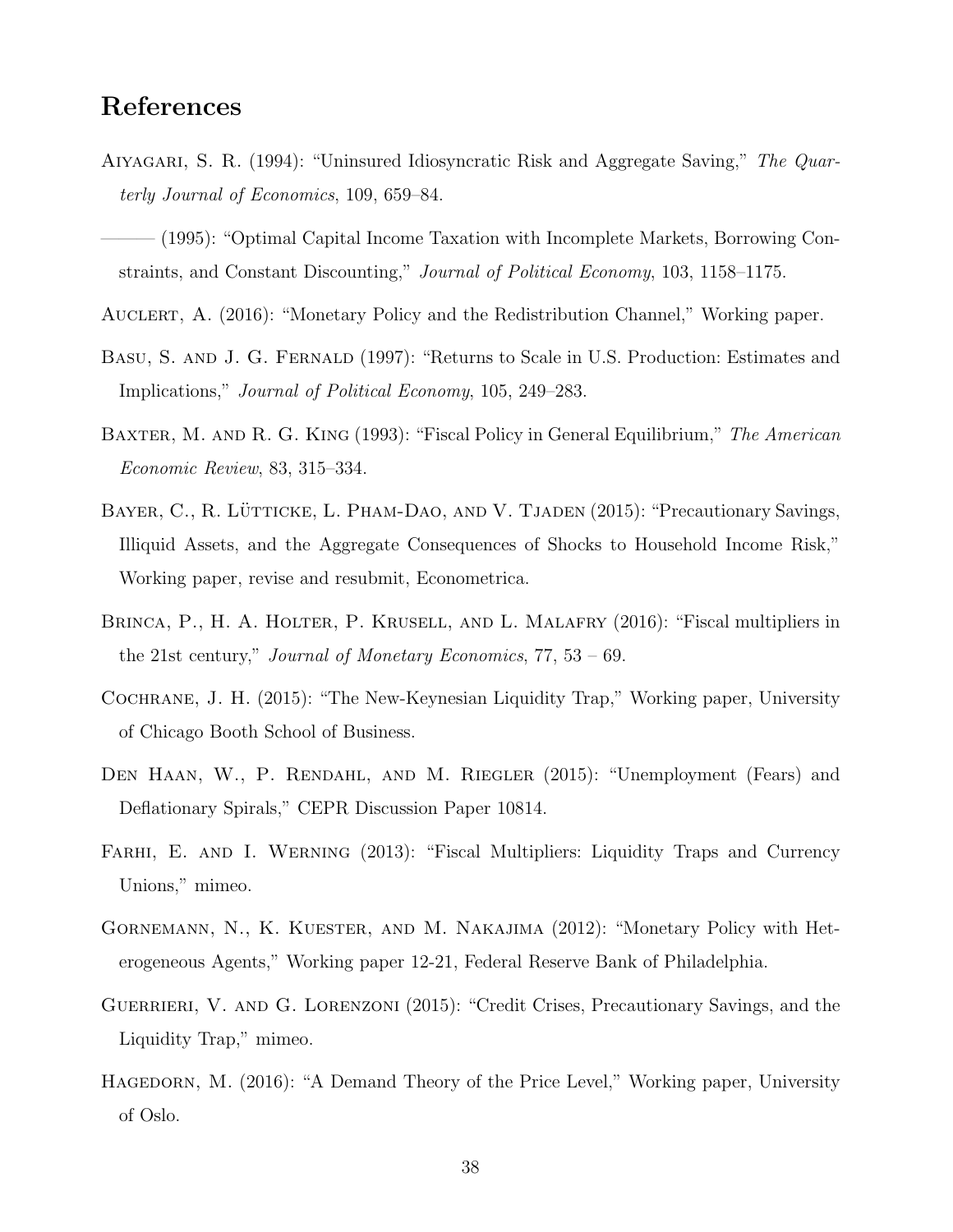## References

Aiyagari, S. R. (1994): "Uninsured Idiosyncratic Risk and Aggregate Saving," *The Quarterly Journal of Economics*, 109, 659–84.

——— (1995): "Optimal Capital Income Taxation with Incomplete Markets, Borrowing Constraints, and Constant Discounting," *Journal of Political Economy*, 103, 1158–1175.

Auclert, A. (2016): "Monetary Policy and the Redistribution Channel," Working paper.

Basu, S. and J. G. Fernald (1997): "Returns to Scale in U.S. Production: Estimates and Implications," *Journal of Political Economy*, 105, 249–283.

Baxter, M. and R. G. King (1993): "Fiscal Policy in General Equilibrium," *The American Economic Review*, 83, 315–334.

Bayer, C., R. Lütticke, L. Pham-Dao, and V. Tjaden (2015): "Precautionary Savings, Illiquid Assets, and the Aggregate Consequences of Shocks to Household Income Risk," Working paper, revise and resubmit, Econometrica.

Brinca, P., H. A. Holter, P. Krusell, and L. Malafry (2016): "Fiscal multipliers in the 21st century," *Journal of Monetary Economics*, 77, 53 – 69.

Cochrane, J. H. (2015): "The New-Keynesian Liquidity Trap," Working paper, University of Chicago Booth School of Business.

Den Haan, W., P. Rendahl, and M. Riegler (2015): "Unemployment (Fears) and Deflationary Spirals," CEPR Discussion Paper 10814.

Farhi, E. and I. Werning (2013): "Fiscal Multipliers: Liquidity Traps and Currency Unions," mimeo.

Gornemann, N., K. Kuester, and M. Nakajima (2012): "Monetary Policy with Heterogeneous Agents," Working paper 12-21, Federal Reserve Bank of Philadelphia.

Guerrieri, V. and G. Lorenzoni (2015): "Credit Crises, Precautionary Savings, and the Liquidity Trap," mimeo.

Hagedorn, M. (2016): "A Demand Theory of the Price Level," Working paper, University of Oslo.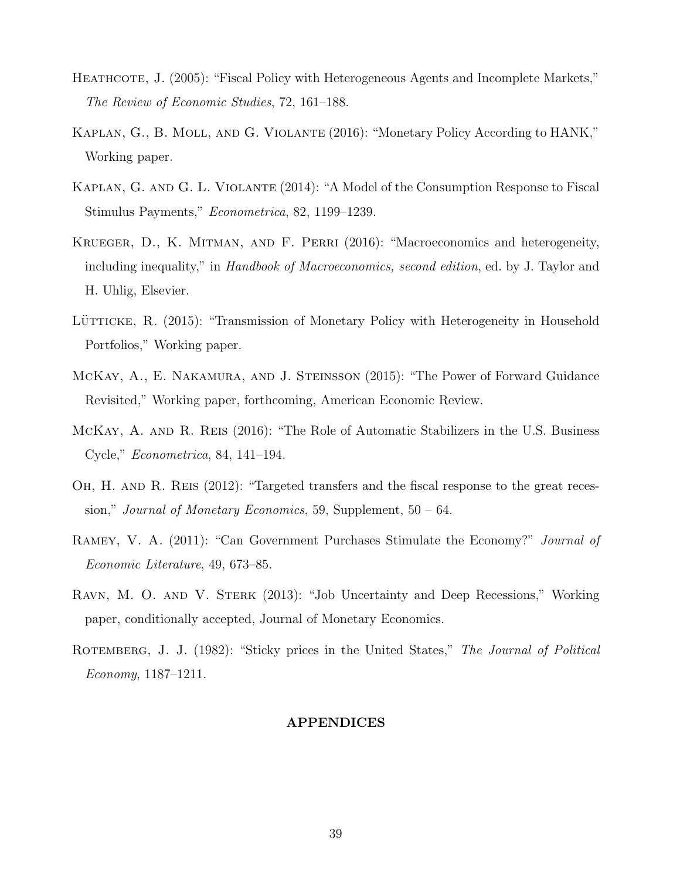Heathcote, J. (2005): "Fiscal Policy with Heterogeneous Agents and Incomplete Markets," *The Review of Economic Studies*, 72, 161–188.

Kaplan, G., B. Moll, and G. Violante (2016): "Monetary Policy According to HANK," Working paper.

Kaplan, G. and G. L. Violante (2014): "A Model of the Consumption Response to Fiscal Stimulus Payments," *Econometrica*, 82, 1199–1239.

Krueger, D., K. Mitman, and F. Perri (2016): "Macroeconomics and heterogeneity, including inequality," in *Handbook of Macroeconomics, second edition*, ed. by J. Taylor and H. Uhlig, Elsevier.

Lütticke, R. (2015): "Transmission of Monetary Policy with Heterogeneity in Household Portfolios," Working paper.

McKay, A., E. Nakamura, and J. Steinsson (2015): "The Power of Forward Guidance Revisited," Working paper, forthcoming, American Economic Review.

McKay, A. and R. Reis (2016): "The Role of Automatic Stabilizers in the U.S. Business Cycle," *Econometrica*, 84, 141–194.

Oh, H. and R. Reis (2012): "Targeted transfers and the fiscal response to the great recession," *Journal of Monetary Economics*, 59, Supplement, 50 – 64.

Ramey, V. A. (2011): "Can Government Purchases Stimulate the Economy?" *Journal of Economic Literature*, 49, 673–85.

Ravn, M. O. and V. Sterk (2013): "Job Uncertainty and Deep Recessions," Working paper, conditionally accepted, Journal of Monetary Economics.

Rotemberg, J. J. (1982): "Sticky prices in the United States," *The Journal of Political Economy*, 1187–1211.

## APPENDICES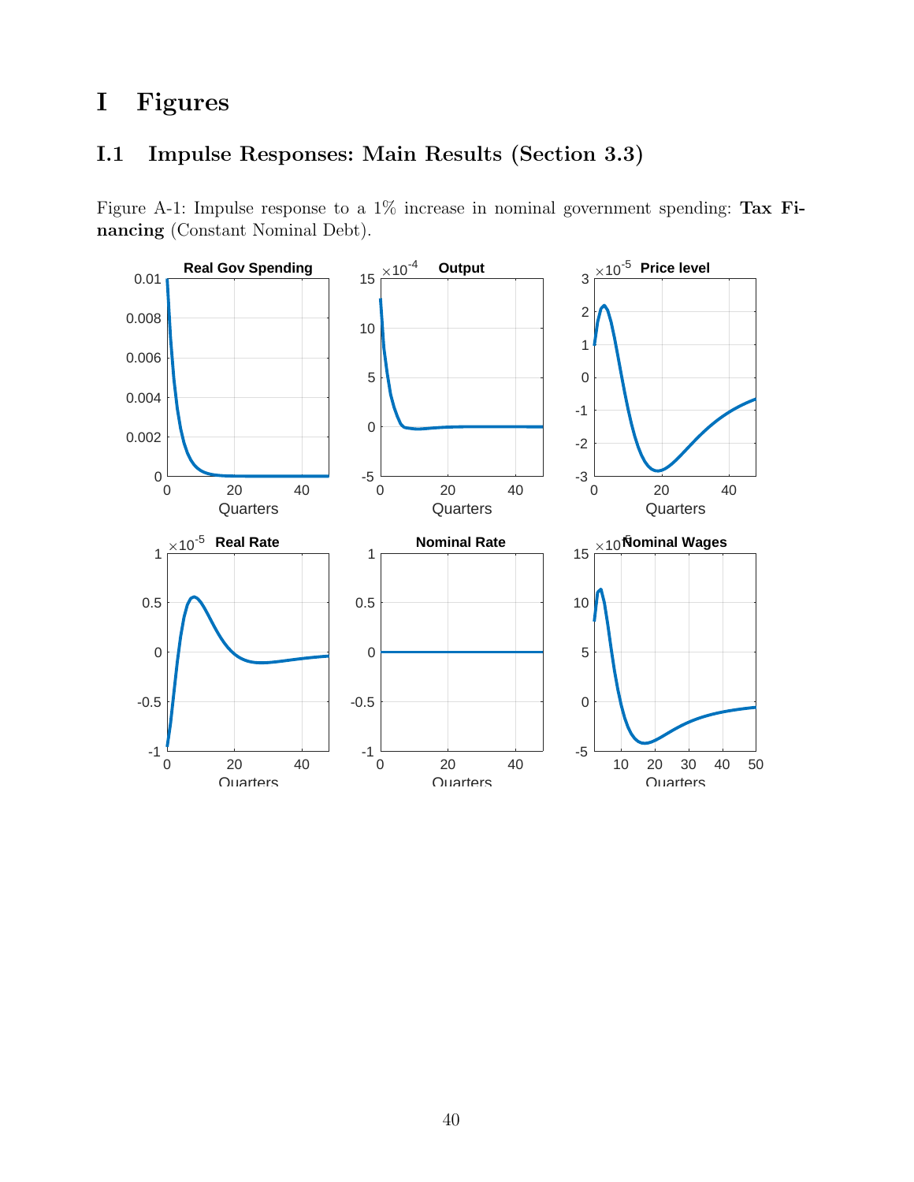# I Figures

## I.1 Impulse Responses: Main Results (Section 3.3)

Figure A-1: Impulse response to a 1% increase in nominal government spending: **Tax Financing** (Constant Nominal Debt).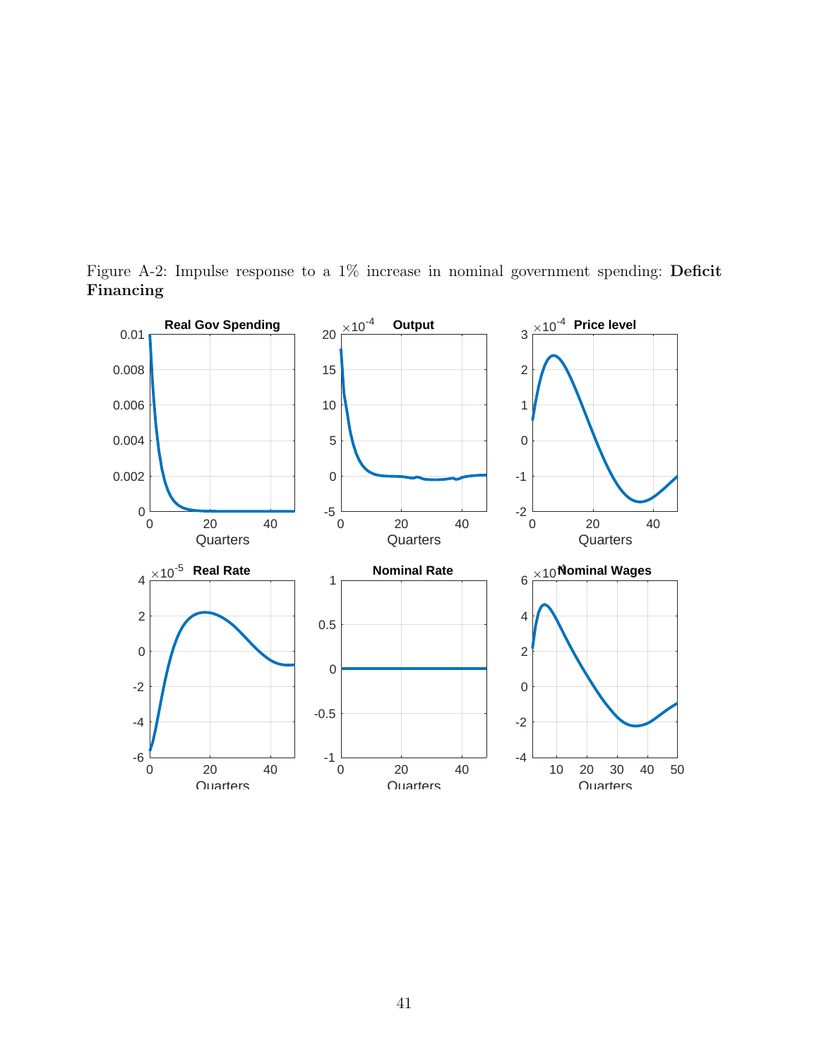Figure A-2: Impulse response to a 1% increase in nominal government spending: **Deficit Financing**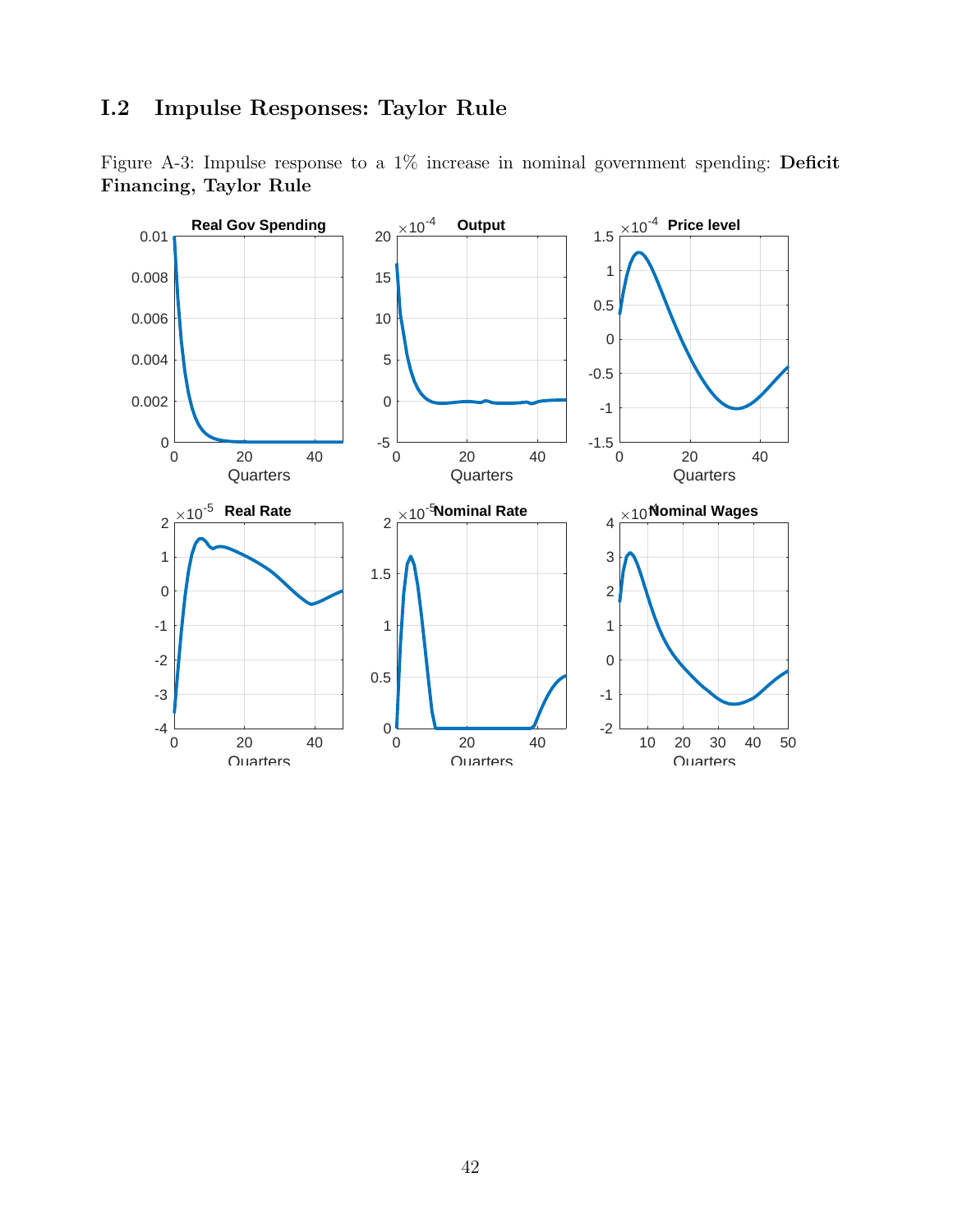## I.2 Impulse Responses: Taylor Rule

Figure A-3: Impulse response to a 1% increase in nominal government spending: **Deficit Financing, Taylor Rule**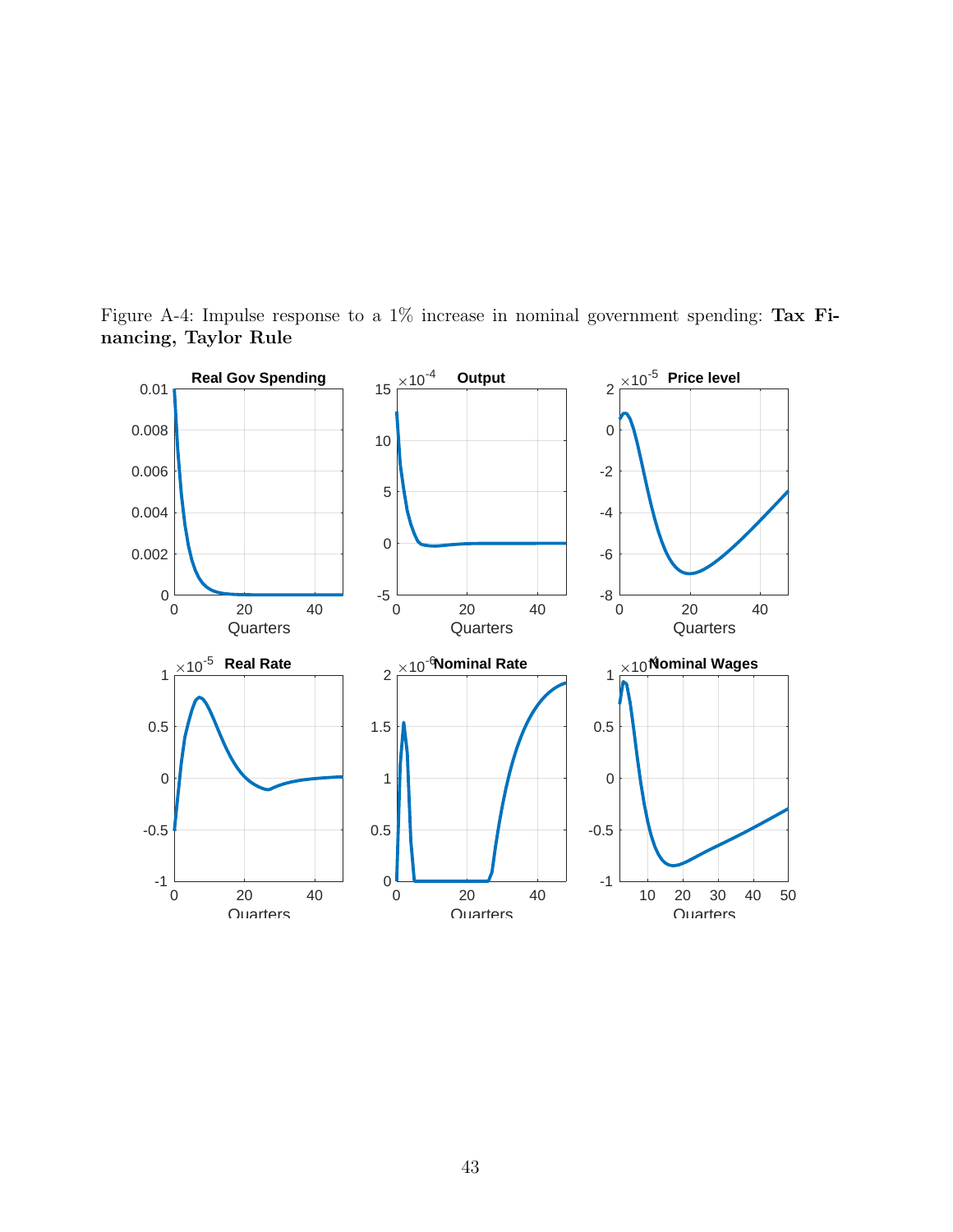Figure A-4: Impulse response to a 1% increase in nominal government spending: **Tax Financing, Taylor Rule**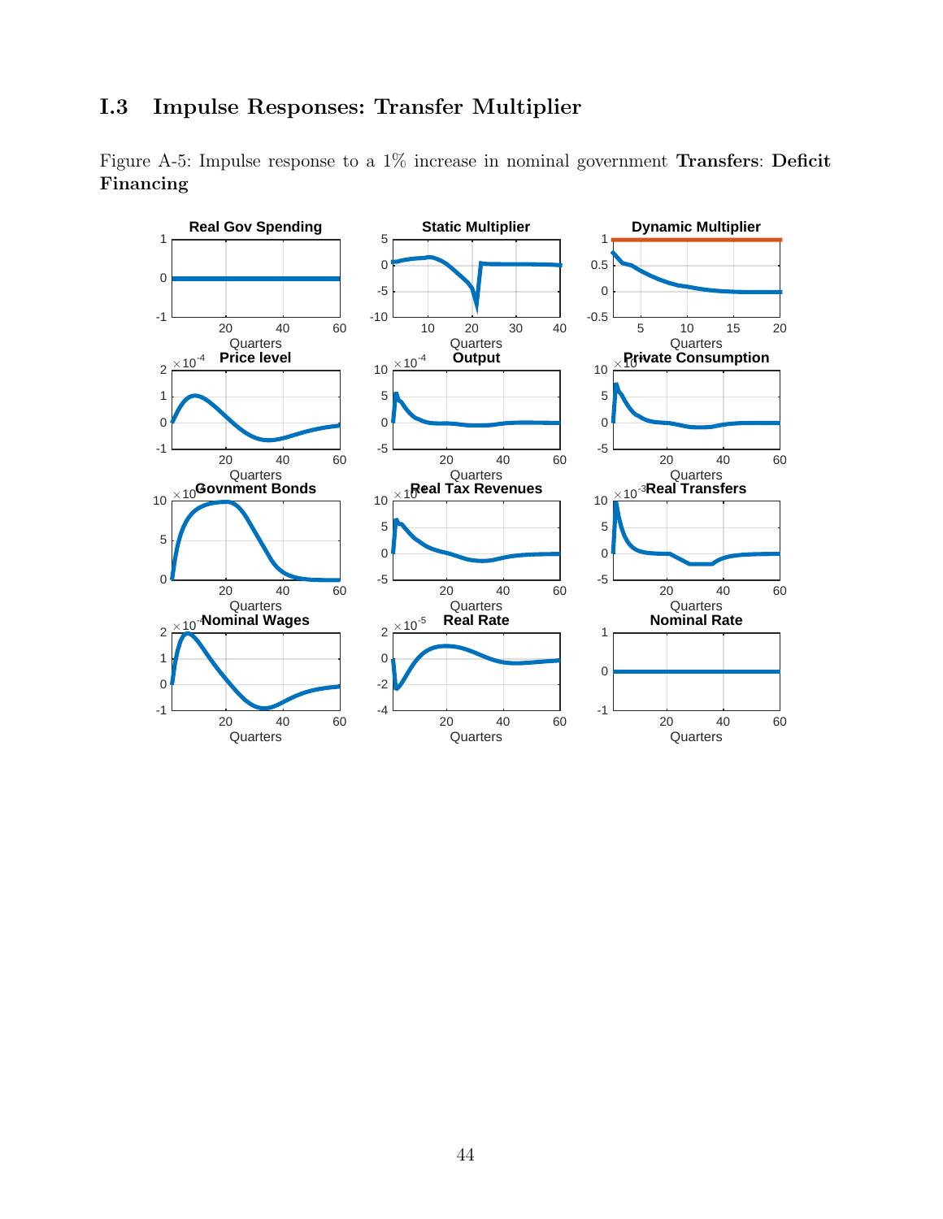### I.3 Impulse Responses: Transfer Multiplier

Figure A-5: Impulse response to a 1% increase in nominal government **Transfers**: **Deficit Financing**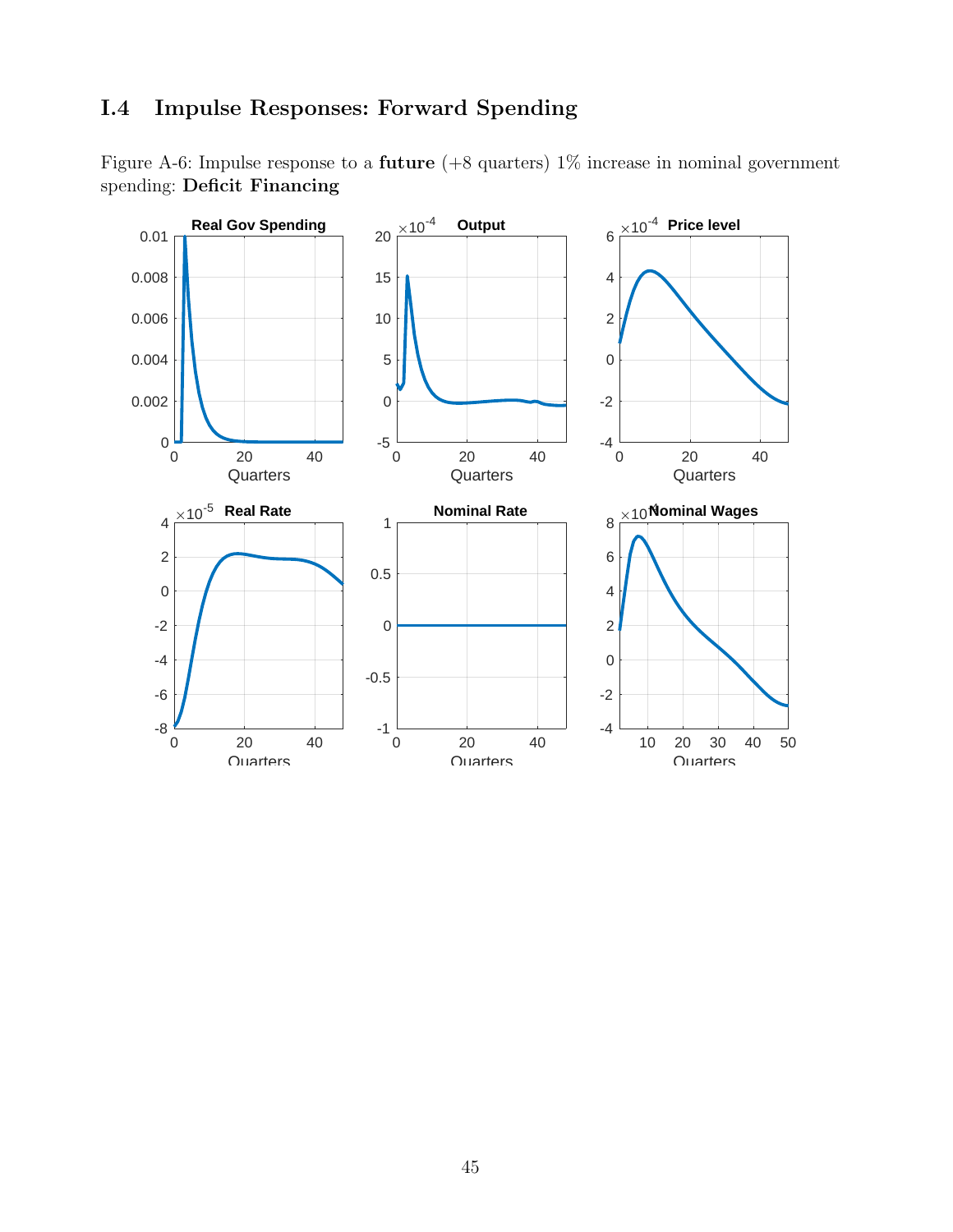## I.4 Impulse Responses: Forward Spending

Figure A-6: Impulse response to a **future** (+8 quarters) 1% increase in nominal government spending: **Deficit Financing**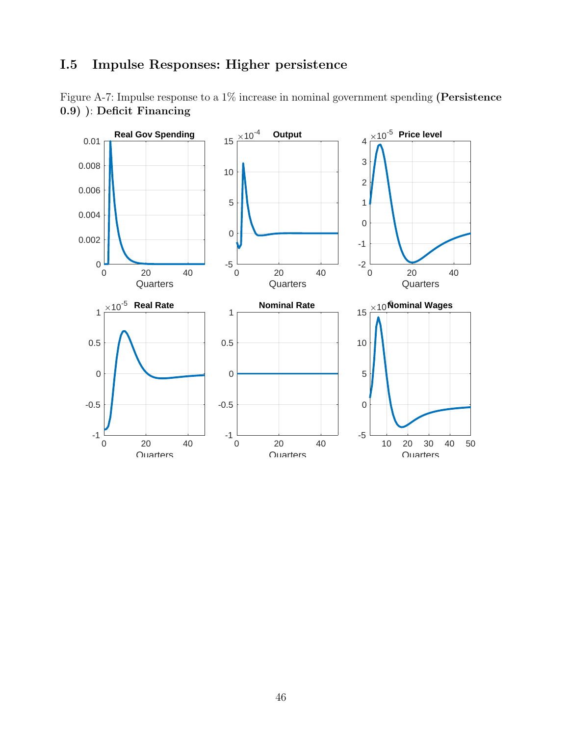## I.5 Impulse Responses: Higher persistence

Figure A-7: Impulse response to a 1% increase in nominal government spending **(Persistence 0.9)** ): **Deficit Financing**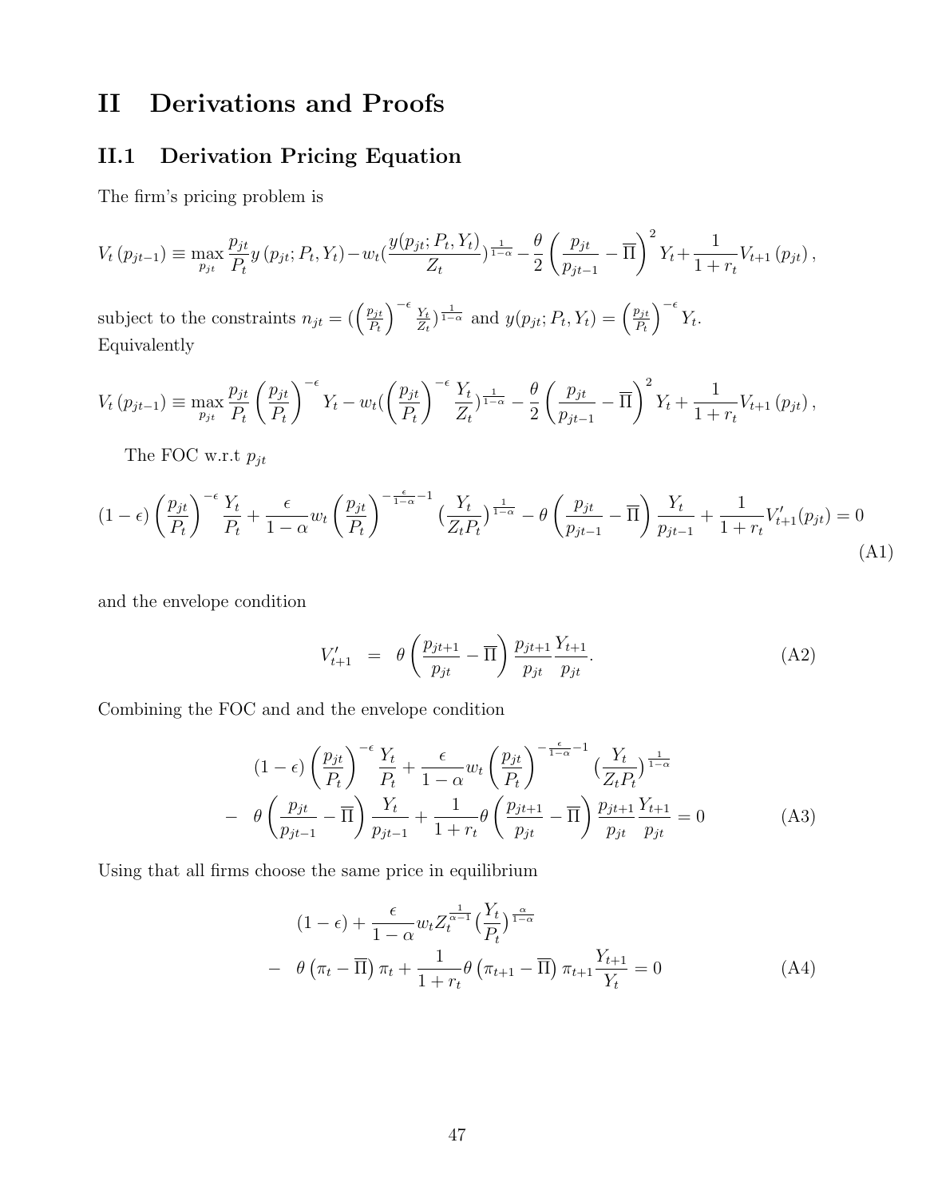# II Derivations and Proofs

## II.1 Derivation Pricing Equation

The firm's pricing problem is

$$V_t\left(p_{jt-1}\right) \equiv \max_{p_{jt}} \frac{p_{jt}}{P_t} y\left(p_{jt}; P_t, Y_t\right) - w_t\left(\frac{y(p_{jt}; P_t, Y_t)}{Z_t}\right)^{\frac{1}{1-\alpha}} - \frac{\theta}{2}\left(\frac{p_{jt}}{p_{jt-1}} - \overline{\Pi}\right)^2 Y_t + \frac{1}{1+r_t} V_{t+1}\left(p_{jt}\right),$$

subject to the constraints $n_{jt} = \left(\left(\frac{p_{jt}}{P_t}\right)^{-\epsilon} \frac{Y_t}{Z_t}\right)^{\frac{1}{1-\alpha}}$ and $y(p_{jt}; P_t, Y_t) = \left(\frac{p_{jt}}{P_t}\right)^{-\epsilon} Y_t$.
Equivalently

$$V_t\left(p_{jt-1}\right) \equiv \max_{p_{jt}} \frac{p_{jt}}{P_t}\left(\frac{p_{jt}}{P_t}\right)^{-\epsilon} Y_t - w_t\left(\left(\frac{p_{jt}}{P_t}\right)^{-\epsilon} \frac{Y_t}{Z_t}\right)^{\frac{1}{1-\alpha}} - \frac{\theta}{2}\left(\frac{p_{jt}}{p_{jt-1}} - \overline{\Pi}\right)^2 Y_t + \frac{1}{1+r_t} V_{t+1}\left(p_{jt}\right),$$

The FOC w.r.t $p_{jt}$

$$(1-\epsilon)\left(\frac{p_{jt}}{P_t}\right)^{-\epsilon} \frac{Y_t}{P_t} + \frac{\epsilon}{1-\alpha} w_t \left(\frac{p_{jt}}{P_t}\right)^{-\frac{\epsilon}{1-\alpha}-1} \left(\frac{Y_t}{Z_t P_t}\right)^{\frac{1}{1-\alpha}} - \theta\left(\frac{p_{jt}}{p_{jt-1}} - \overline{\Pi}\right) \frac{Y_t}{p_{jt-1}} + \frac{1}{1+r_t} V_{t+1}'(p_{jt}) = 0 \tag{A1}$$

and the envelope condition

$$V_{t+1}' \;\; = \;\; \theta\left(\frac{p_{jt+1}}{p_{jt}} - \overline{\Pi}\right) \frac{p_{jt+1}}{p_{jt}} \frac{Y_{t+1}}{p_{jt}}. \tag{A2}$$

Combining the FOC and and the envelope condition

$$\begin{aligned} &(1-\epsilon)\left(\frac{p_{jt}}{P_t}\right)^{-\epsilon} \frac{Y_t}{P_t} + \frac{\epsilon}{1-\alpha} w_t \left(\frac{p_{jt}}{P_t}\right)^{-\frac{\epsilon}{1-\alpha}-1} \left(\frac{Y_t}{Z_t P_t}\right)^{\frac{1}{1-\alpha}} \\ - \;\; &\theta\left(\frac{p_{jt}}{p_{jt-1}} - \overline{\Pi}\right) \frac{Y_t}{p_{jt-1}} + \frac{1}{1+r_t} \theta \left(\frac{p_{jt+1}}{p_{jt}} - \overline{\Pi}\right) \frac{p_{jt+1}}{p_{jt}} \frac{Y_{t+1}}{p_{jt}} = 0 \end{aligned} \tag{A3}$$

Using that all firms choose the same price in equilibrium

$$\begin{aligned} &(1-\epsilon) + \frac{\epsilon}{1-\alpha} w_t Z_t^{\frac{1}{\alpha-1}} \left(\frac{Y_t}{P_t}\right)^{\frac{\alpha}{1-\alpha}} \\ - \;\; &\theta\left(\pi_t - \overline{\Pi}\right) \pi_t + \frac{1}{1+r_t} \theta \left(\pi_{t+1} - \overline{\Pi}\right) \pi_{t+1} \frac{Y_{t+1}}{Y_t} = 0 \end{aligned} \tag{A4}$$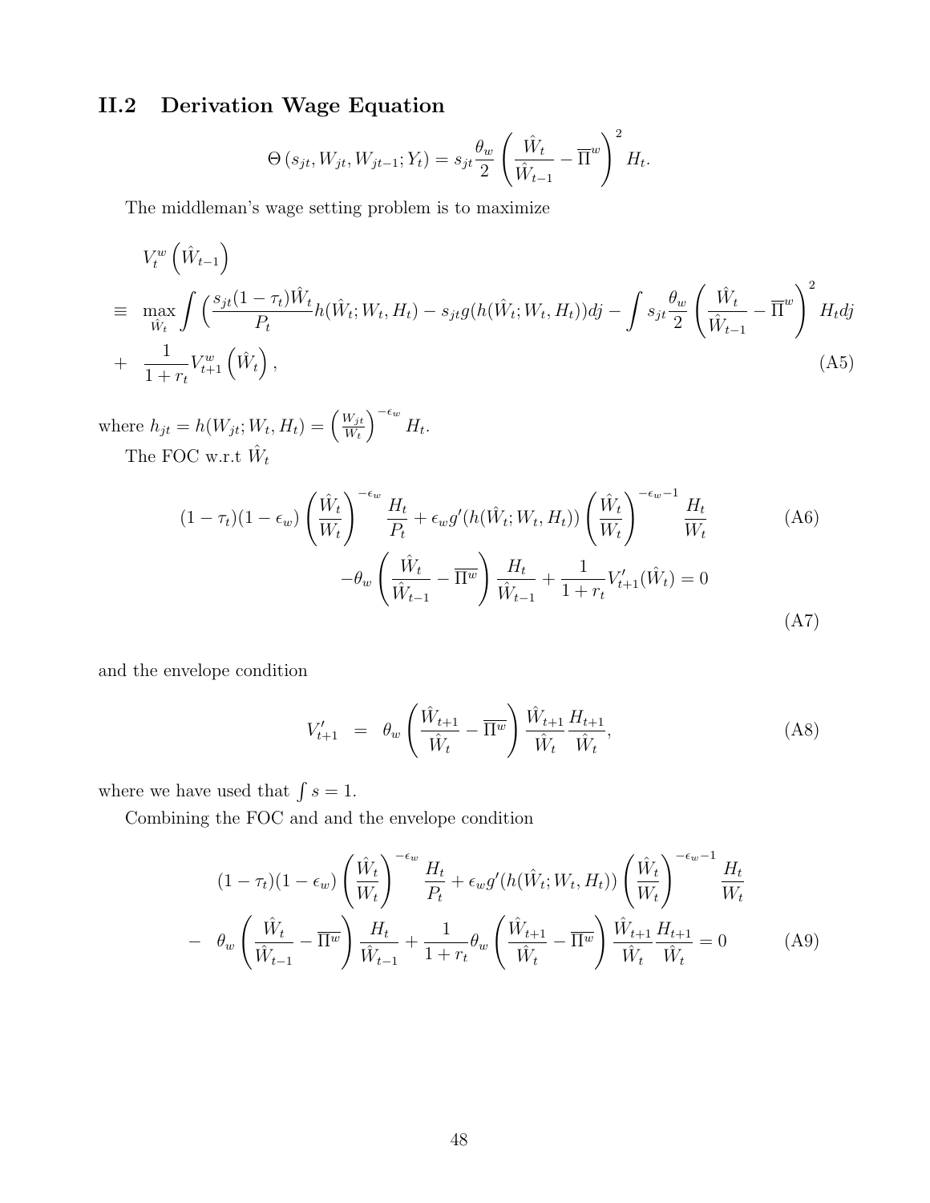## II.2 Derivation Wage Equation

$$\Theta\left(s_{jt}, W_{jt}, W_{jt-1}; Y_t\right) = s_{jt}\frac{\theta_w}{2}\left(\frac{\hat{W}_t}{\hat{W}_{t-1}} - \overline{\Pi}^w\right)^2 H_t.$$

The middleman's wage setting problem is to maximize

$$\begin{aligned}
& V_t^w\left(\hat{W}_{t-1}\right) \\
\equiv & \max_{\hat{W}_t} \int \Big(\frac{s_{jt}(1-\tau_t)\hat{W}_t}{P_t} h(\hat{W}_t; W_t, H_t) - s_{jt} g(h(\hat{W}_t; W_t, H_t)) dj - \int s_{jt}\frac{\theta_w}{2}\left(\frac{\hat{W}_t}{\hat{W}_{t-1}} - \overline{\Pi}^w\right)^2 H_t dj \\
+ & \frac{1}{1+r_t} V_{t+1}^w\left(\hat{W}_t\right), \qquad \text{(A5)}
\end{aligned}$$

where $h_{jt} = h(W_{jt}; W_t, H_t) = \left(\frac{W_{jt}}{W_t}\right)^{-\epsilon_w} H_t$.

The FOC w.r.t $\hat{W}_t$

$$(1-\tau_t)(1-\epsilon_w)\left(\frac{\hat{W}_t}{W_t}\right)^{-\epsilon_w}\frac{H_t}{P_t} + \epsilon_w g'(h(\hat{W}_t; W_t, H_t))\left(\frac{\hat{W}_t}{W_t}\right)^{-\epsilon_w - 1}\frac{H_t}{W_t} \qquad \text{(A6)}$$

$$-\theta_w\left(\frac{\hat{W}_t}{\hat{W}_{t-1}} - \overline{\Pi^w}\right)\frac{H_t}{\hat{W}_{t-1}} + \frac{1}{1+r_t}V'_{t+1}(\hat{W}_t) = 0 \qquad \text{(A7)}$$

and the envelope condition

$$V'_{t+1} \;=\; \theta_w\left(\frac{\hat{W}_{t+1}}{\hat{W}_t} - \overline{\Pi^w}\right)\frac{\hat{W}_{t+1}}{\hat{W}_t}\frac{H_{t+1}}{\hat{W}_t}, \qquad \text{(A8)}$$

where we have used that $\int s = 1$.

Combining the FOC and and the envelope condition

$$\begin{aligned}
& (1-\tau_t)(1-\epsilon_w)\left(\frac{\hat{W}_t}{W_t}\right)^{-\epsilon_w}\frac{H_t}{P_t} + \epsilon_w g'(h(\hat{W}_t; W_t, H_t))\left(\frac{\hat{W}_t}{W_t}\right)^{-\epsilon_w - 1}\frac{H_t}{W_t} \\
- \; & \theta_w\left(\frac{\hat{W}_t}{\hat{W}_{t-1}} - \overline{\Pi^w}\right)\frac{H_t}{\hat{W}_{t-1}} + \frac{1}{1+r_t}\theta_w\left(\frac{\hat{W}_{t+1}}{\hat{W}_t} - \overline{\Pi^w}\right)\frac{\hat{W}_{t+1}}{\hat{W}_t}\frac{H_{t+1}}{\hat{W}_t} = 0 \qquad \text{(A9)}
\end{aligned}$$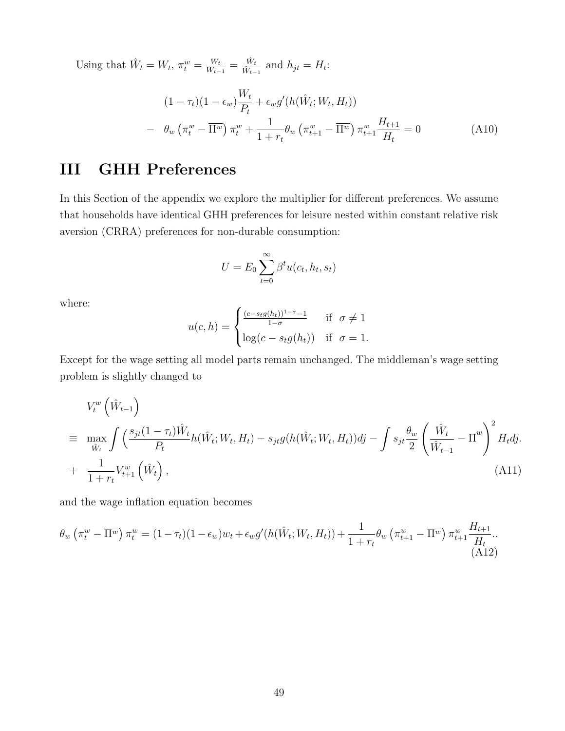Using that $\hat{W}_t = W_t$, $\pi^w_t = \frac{W_t}{W_{t-1}} = \frac{\hat{W}_t}{\hat{W}_{t-1}}$ and $h_{jt} = H_t$:

$$
\begin{aligned}
& (1-\tau_t)(1-\epsilon_w)\frac{W_t}{P_t} + \epsilon_w g'(h(\hat{W}_t; W_t, H_t)) \\
- \quad & \theta_w \left(\pi^w_t - \overline{\Pi^w}\right)\pi^w_t + \frac{1}{1+r_t}\theta_w\left(\pi^w_{t+1} - \overline{\Pi^w}\right)\pi^w_{t+1}\frac{H_{t+1}}{H_t} = 0
\end{aligned}
\tag{A10}
$$

# III GHH Preferences

In this Section of the appendix we explore the multiplier for different preferences. We assume that households have identical GHH preferences for leisure nested within constant relative risk aversion (CRRA) preferences for non-durable consumption:

$$
U = E_0 \sum_{t=0}^{\infty} \beta^t u(c_t, h_t, s_t)
$$

where:

$$
u(c,h) = \begin{cases} \frac{(c - s_t g(h_t))^{1-\sigma} - 1}{1-\sigma} & \text{if } \sigma \neq 1 \\ \log(c - s_t g(h_t)) & \text{if } \sigma = 1. \end{cases}
$$

Except for the wage setting all model parts remain unchanged. The middleman's wage setting problem is slightly changed to

$$
\begin{aligned}
& V^w_t\left(\hat{W}_{t-1}\right) \\
\equiv \quad & \max_{\hat{W}_t} \int \Big(\frac{s_{jt}(1-\tau_t)\hat{W}_t}{P_t} h(\hat{W}_t; W_t, H_t) - s_{jt} g(h(\hat{W}_t; W_t, H_t)) dj - \int s_{jt}\frac{\theta_w}{2}\left(\frac{\hat{W}_t}{\hat{W}_{t-1}} - \overline{\Pi}^w\right)^2 H_t dj. \\
+ \quad & \frac{1}{1+r_t} V^w_{t+1}\left(\hat{W}_t\right),
\end{aligned}
\tag{A11}
$$

and the wage inflation equation becomes

$$
\theta_w\left(\pi^w_t - \overline{\Pi^w}\right)\pi^w_t = (1-\tau_t)(1-\epsilon_w)w_t + \epsilon_w g'(h(\hat{W}_t; W_t, H_t)) + \frac{1}{1+r_t}\theta_w\left(\pi^w_{t+1} - \overline{\Pi^w}\right)\pi^w_{t+1}\frac{H_{t+1}}{H_t}.. \tag{A12}
$$